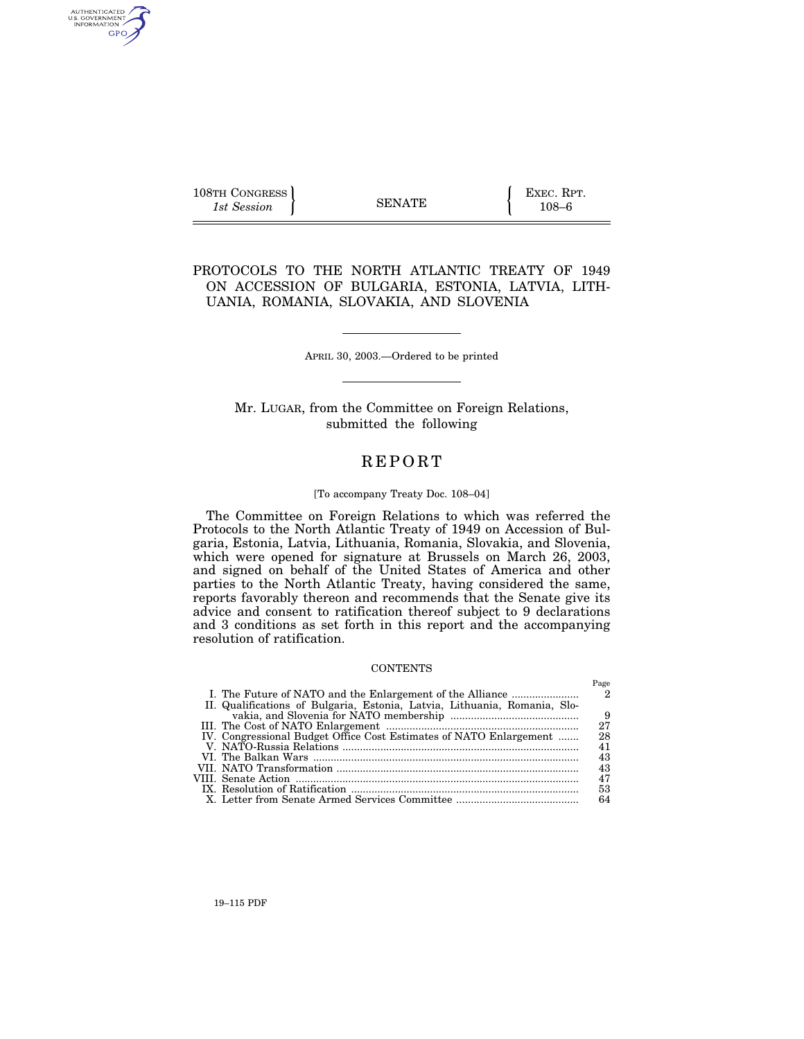108TH CONGRESS
*1st Session*

SENATE

EXEC. RPT.
108–6

# PROTOCOLS TO THE NORTH ATLANTIC TREATY OF 1949 ON ACCESSION OF BULGARIA, ESTONIA, LATVIA, LITHUANIA, ROMANIA, SLOVAKIA, AND SLOVENIA

APRIL 30, 2003.—Ordered to be printed

Mr. LUGAR, from the Committee on Foreign Relations, submitted the following

# REPORT

[To accompany Treaty Doc. 108–04]

The Committee on Foreign Relations to which was referred the Protocols to the North Atlantic Treaty of 1949 on Accession of Bulgaria, Estonia, Latvia, Lithuania, Romania, Slovakia, and Slovenia, which were opened for signature at Brussels on March 26, 2003, and signed on behalf of the United States of America and other parties to the North Atlantic Treaty, having considered the same, reports favorably thereon and recommends that the Senate give its advice and consent to ratification thereof subject to 9 declarations and 3 conditions as set forth in this report and the accompanying resolution of ratification.

CONTENTS

| | Page |
|---|---|
| I. The Future of NATO and the Enlargement of the Alliance | 2 |
| II. Qualifications of Bulgaria, Estonia, Latvia, Lithuania, Romania, Slovakia, and Slovenia for NATO membership | 9 |
| III. The Cost of NATO Enlargement | 27 |
| IV. Congressional Budget Office Cost Estimates of NATO Enlargement | 28 |
| V. NATO-Russia Relations | 41 |
| VI. The Balkan Wars | 43 |
| VII. NATO Transformation | 43 |
| VIII. Senate Action | 47 |
| IX. Resolution of Ratification | 53 |
| X. Letter from Senate Armed Services Committee | 64 |

19–115 PDF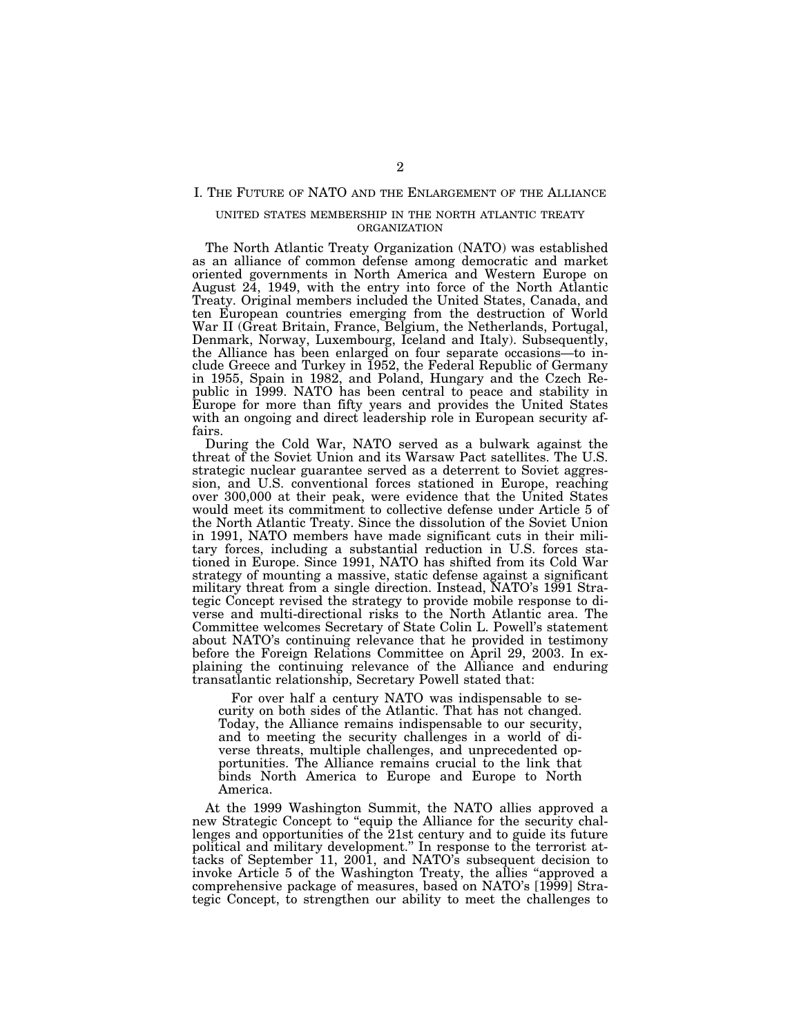## I. The Future of NATO and the Enlargement of the Alliance

### United States Membership in the North Atlantic Treaty Organization

The North Atlantic Treaty Organization (NATO) was established as an alliance of common defense among democratic and market oriented governments in North America and Western Europe on August 24, 1949, with the entry into force of the North Atlantic Treaty. Original members included the United States, Canada, and ten European countries emerging from the destruction of World War II (Great Britain, France, Belgium, the Netherlands, Portugal, Denmark, Norway, Luxembourg, Iceland and Italy). Subsequently, the Alliance has been enlarged on four separate occasions—to include Greece and Turkey in 1952, the Federal Republic of Germany in 1955, Spain in 1982, and Poland, Hungary and the Czech Republic in 1999. NATO has been central to peace and stability in Europe for more than fifty years and provides the United States with an ongoing and direct leadership role in European security affairs.

During the Cold War, NATO served as a bulwark against the threat of the Soviet Union and its Warsaw Pact satellites. The U.S. strategic nuclear guarantee served as a deterrent to Soviet aggression, and U.S. conventional forces stationed in Europe, reaching over 300,000 at their peak, were evidence that the United States would meet its commitment to collective defense under Article 5 of the North Atlantic Treaty. Since the dissolution of the Soviet Union in 1991, NATO members have made significant cuts in their military forces, including a substantial reduction in U.S. forces stationed in Europe. Since 1991, NATO has shifted from its Cold War strategy of mounting a massive, static defense against a significant military threat from a single direction. Instead, NATO's 1991 Strategic Concept revised the strategy to provide mobile response to diverse and multi-directional risks to the North Atlantic area. The Committee welcomes Secretary of State Colin L. Powell's statement about NATO's continuing relevance that he provided in testimony before the Foreign Relations Committee on April 29, 2003. In explaining the continuing relevance of the Alliance and enduring transatlantic relationship, Secretary Powell stated that:

> For over half a century NATO was indispensable to security on both sides of the Atlantic. That has not changed. Today, the Alliance remains indispensable to our security, and to meeting the security challenges in a world of diverse threats, multiple challenges, and unprecedented opportunities. The Alliance remains crucial to the link that binds North America to Europe and Europe to North America.

At the 1999 Washington Summit, the NATO allies approved a new Strategic Concept to "equip the Alliance for the security challenges and opportunities of the 21st century and to guide its future political and military development." In response to the terrorist attacks of September 11, 2001, and NATO's subsequent decision to invoke Article 5 of the Washington Treaty, the allies "approved a comprehensive package of measures, based on NATO's [1999] Strategic Concept, to strengthen our ability to meet the challenges to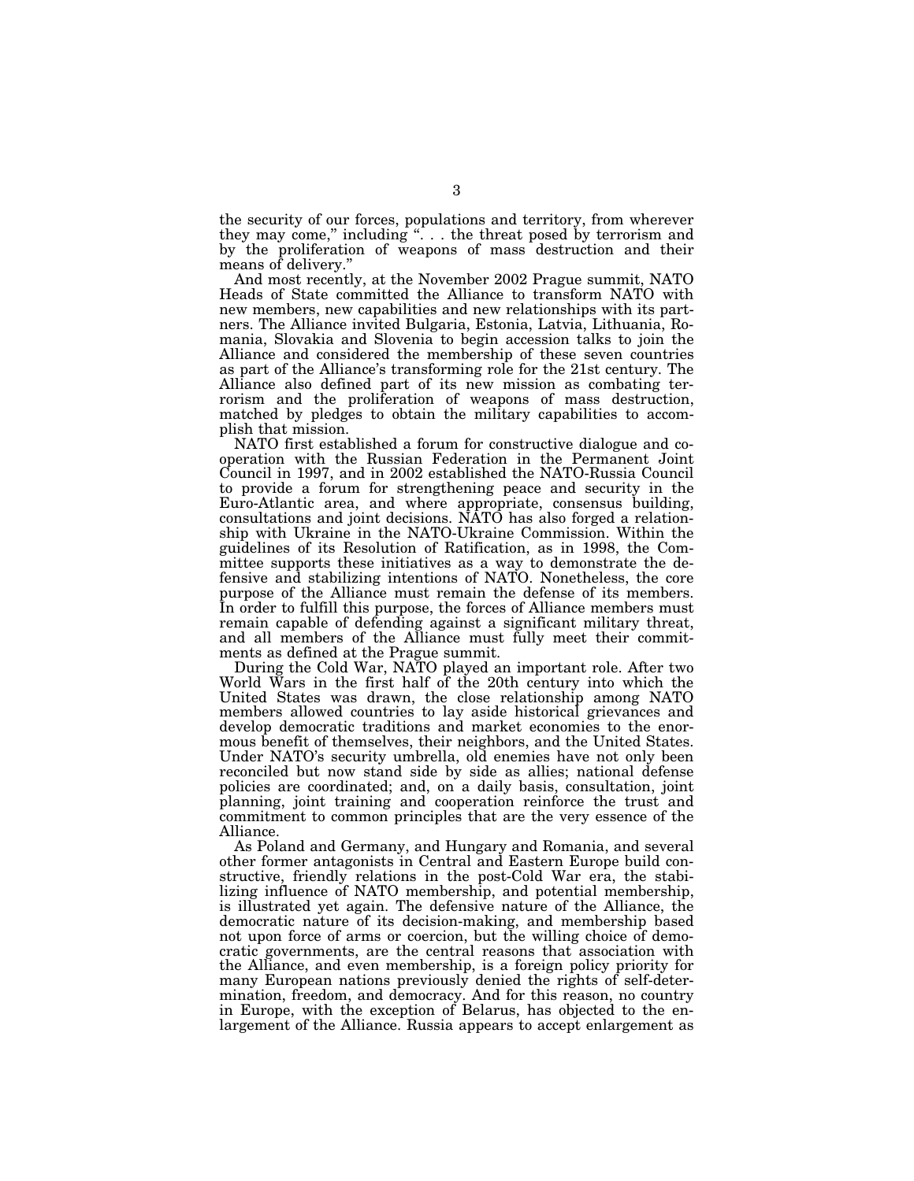the security of our forces, populations and territory, from wherever they may come," including ". . . the threat posed by terrorism and by the proliferation of weapons of mass destruction and their means of delivery."

And most recently, at the November 2002 Prague summit, NATO Heads of State committed the Alliance to transform NATO with new members, new capabilities and new relationships with its partners. The Alliance invited Bulgaria, Estonia, Latvia, Lithuania, Romania, Slovakia and Slovenia to begin accession talks to join the Alliance and considered the membership of these seven countries as part of the Alliance's transforming role for the 21st century. The Alliance also defined part of its new mission as combating terrorism and the proliferation of weapons of mass destruction, matched by pledges to obtain the military capabilities to accomplish that mission.

NATO first established a forum for constructive dialogue and cooperation with the Russian Federation in the Permanent Joint Council in 1997, and in 2002 established the NATO-Russia Council to provide a forum for strengthening peace and security in the Euro-Atlantic area, and where appropriate, consensus building, consultations and joint decisions. NATO has also forged a relationship with Ukraine in the NATO-Ukraine Commission. Within the guidelines of its Resolution of Ratification, as in 1998, the Committee supports these initiatives as a way to demonstrate the defensive and stabilizing intentions of NATO. Nonetheless, the core purpose of the Alliance must remain the defense of its members. In order to fulfill this purpose, the forces of Alliance members must remain capable of defending against a significant military threat, and all members of the Alliance must fully meet their commitments as defined at the Prague summit.

During the Cold War, NATO played an important role. After two World Wars in the first half of the 20th century into which the United States was drawn, the close relationship among NATO members allowed countries to lay aside historical grievances and develop democratic traditions and market economies to the enormous benefit of themselves, their neighbors, and the United States. Under NATO's security umbrella, old enemies have not only been reconciled but now stand side by side as allies; national defense policies are coordinated; and, on a daily basis, consultation, joint planning, joint training and cooperation reinforce the trust and commitment to common principles that are the very essence of the Alliance.

As Poland and Germany, and Hungary and Romania, and several other former antagonists in Central and Eastern Europe build constructive, friendly relations in the post-Cold War era, the stabilizing influence of NATO membership, and potential membership, is illustrated yet again. The defensive nature of the Alliance, the democratic nature of its decision-making, and membership based not upon force of arms or coercion, but the willing choice of democratic governments, are the central reasons that association with the Alliance, and even membership, is a foreign policy priority for many European nations previously denied the rights of self-determination, freedom, and democracy. And for this reason, no country in Europe, with the exception of Belarus, has objected to the enlargement of the Alliance. Russia appears to accept enlargement as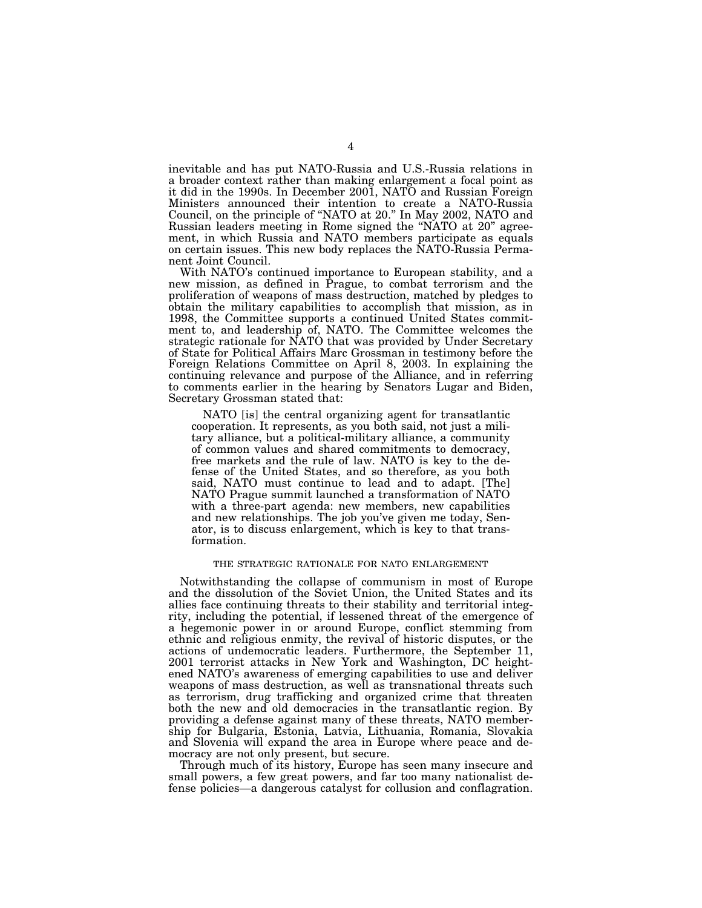inevitable and has put NATO-Russia and U.S.-Russia relations in a broader context rather than making enlargement a focal point as it did in the 1990s. In December 2001, NATO and Russian Foreign Ministers announced their intention to create a NATO-Russia Council, on the principle of "NATO at 20." In May 2002, NATO and Russian leaders meeting in Rome signed the "NATO at 20" agreement, in which Russia and NATO members participate as equals on certain issues. This new body replaces the NATO-Russia Permanent Joint Council.

With NATO's continued importance to European stability, and a new mission, as defined in Prague, to combat terrorism and the proliferation of weapons of mass destruction, matched by pledges to obtain the military capabilities to accomplish that mission, as in 1998, the Committee supports a continued United States commitment to, and leadership of, NATO. The Committee welcomes the strategic rationale for NATO that was provided by Under Secretary of State for Political Affairs Marc Grossman in testimony before the Foreign Relations Committee on April 8, 2003. In explaining the continuing relevance and purpose of the Alliance, and in referring to comments earlier in the hearing by Senators Lugar and Biden, Secretary Grossman stated that:

> NATO [is] the central organizing agent for transatlantic cooperation. It represents, as you both said, not just a military alliance, but a political-military alliance, a community of common values and shared commitments to democracy, free markets and the rule of law. NATO is key to the defense of the United States, and so therefore, as you both said, NATO must continue to lead and to adapt. [The] NATO Prague summit launched a transformation of NATO with a three-part agenda: new members, new capabilities and new relationships. The job you've given me today, Senator, is to discuss enlargement, which is key to that transformation.

## THE STRATEGIC RATIONALE FOR NATO ENLARGEMENT

Notwithstanding the collapse of communism in most of Europe and the dissolution of the Soviet Union, the United States and its allies face continuing threats to their stability and territorial integrity, including the potential, if lessened threat of the emergence of a hegemonic power in or around Europe, conflict stemming from ethnic and religious enmity, the revival of historic disputes, or the actions of undemocratic leaders. Furthermore, the September 11, 2001 terrorist attacks in New York and Washington, DC heightened NATO's awareness of emerging capabilities to use and deliver weapons of mass destruction, as well as transnational threats such as terrorism, drug trafficking and organized crime that threaten both the new and old democracies in the transatlantic region. By providing a defense against many of these threats, NATO membership for Bulgaria, Estonia, Latvia, Lithuania, Romania, Slovakia and Slovenia will expand the area in Europe where peace and democracy are not only present, but secure.

Through much of its history, Europe has seen many insecure and small powers, a few great powers, and far too many nationalist defense policies—a dangerous catalyst for collusion and conflagration.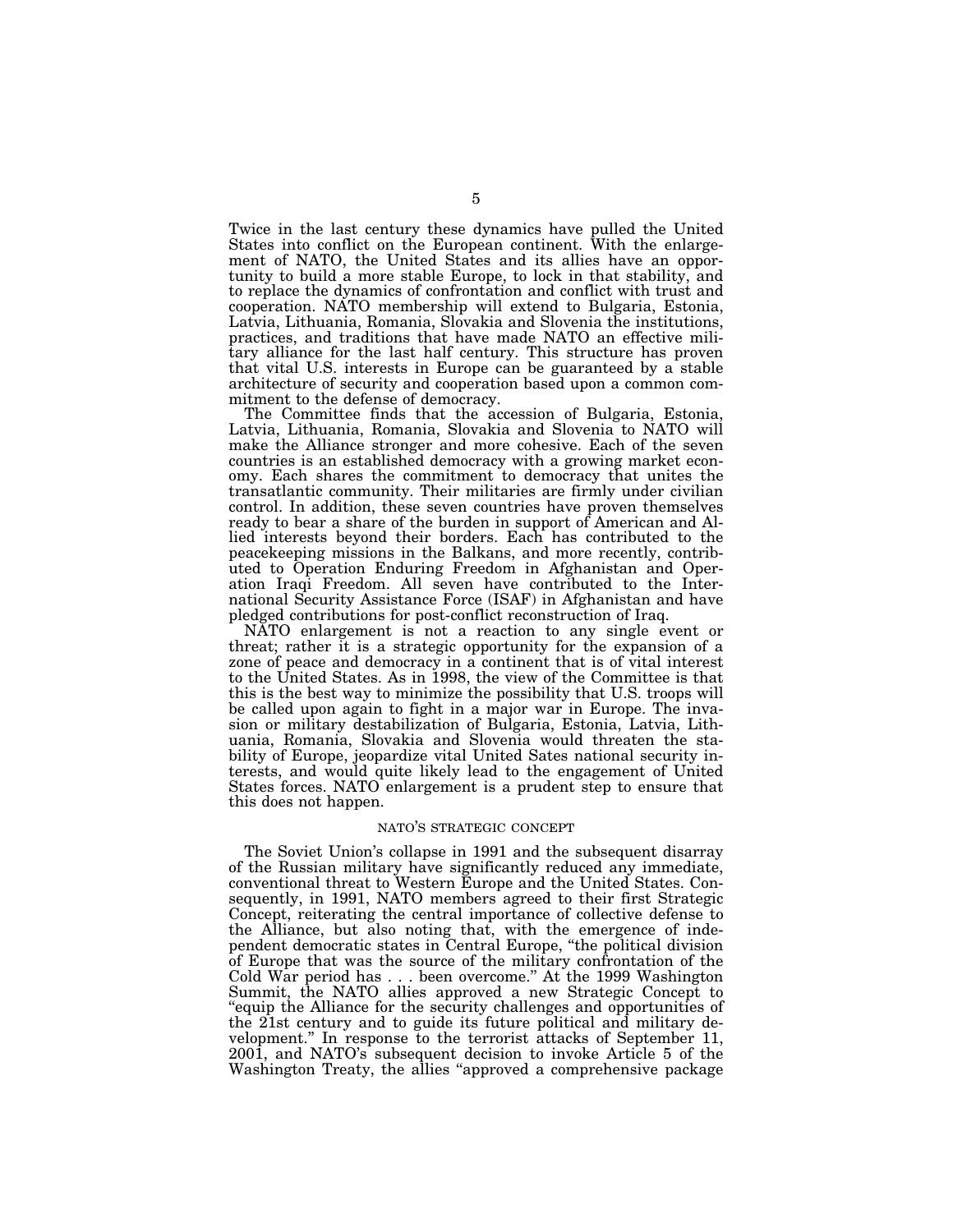Twice in the last century these dynamics have pulled the United States into conflict on the European continent. With the enlargement of NATO, the United States and its allies have an opportunity to build a more stable Europe, to lock in that stability, and to replace the dynamics of confrontation and conflict with trust and cooperation. NATO membership will extend to Bulgaria, Estonia, Latvia, Lithuania, Romania, Slovakia and Slovenia the institutions, practices, and traditions that have made NATO an effective military alliance for the last half century. This structure has proven that vital U.S. interests in Europe can be guaranteed by a stable architecture of security and cooperation based upon a common commitment to the defense of democracy.

The Committee finds that the accession of Bulgaria, Estonia, Latvia, Lithuania, Romania, Slovakia and Slovenia to NATO will make the Alliance stronger and more cohesive. Each of the seven countries is an established democracy with a growing market economy. Each shares the commitment to democracy that unites the transatlantic community. Their militaries are firmly under civilian control. In addition, these seven countries have proven themselves ready to bear a share of the burden in support of American and Allied interests beyond their borders. Each has contributed to the peacekeeping missions in the Balkans, and more recently, contributed to Operation Enduring Freedom in Afghanistan and Operation Iraqi Freedom. All seven have contributed to the International Security Assistance Force (ISAF) in Afghanistan and have pledged contributions for post-conflict reconstruction of Iraq.

NATO enlargement is not a reaction to any single event or threat; rather it is a strategic opportunity for the expansion of a zone of peace and democracy in a continent that is of vital interest to the United States. As in 1998, the view of the Committee is that this is the best way to minimize the possibility that U.S. troops will be called upon again to fight in a major war in Europe. The invasion or military destabilization of Bulgaria, Estonia, Latvia, Lithuania, Romania, Slovakia and Slovenia would threaten the stability of Europe, jeopardize vital United Sates national security interests, and would quite likely lead to the engagement of United States forces. NATO enlargement is a prudent step to ensure that this does not happen.

## NATO'S STRATEGIC CONCEPT

The Soviet Union's collapse in 1991 and the subsequent disarray of the Russian military have significantly reduced any immediate, conventional threat to Western Europe and the United States. Consequently, in 1991, NATO members agreed to their first Strategic Concept, reiterating the central importance of collective defense to the Alliance, but also noting that, with the emergence of independent democratic states in Central Europe, "the political division of Europe that was the source of the military confrontation of the Cold War period has . . . been overcome." At the 1999 Washington Summit, the NATO allies approved a new Strategic Concept to "equip the Alliance for the security challenges and opportunities of the 21st century and to guide its future political and military development." In response to the terrorist attacks of September 11, 2001, and NATO's subsequent decision to invoke Article 5 of the Washington Treaty, the allies "approved a comprehensive package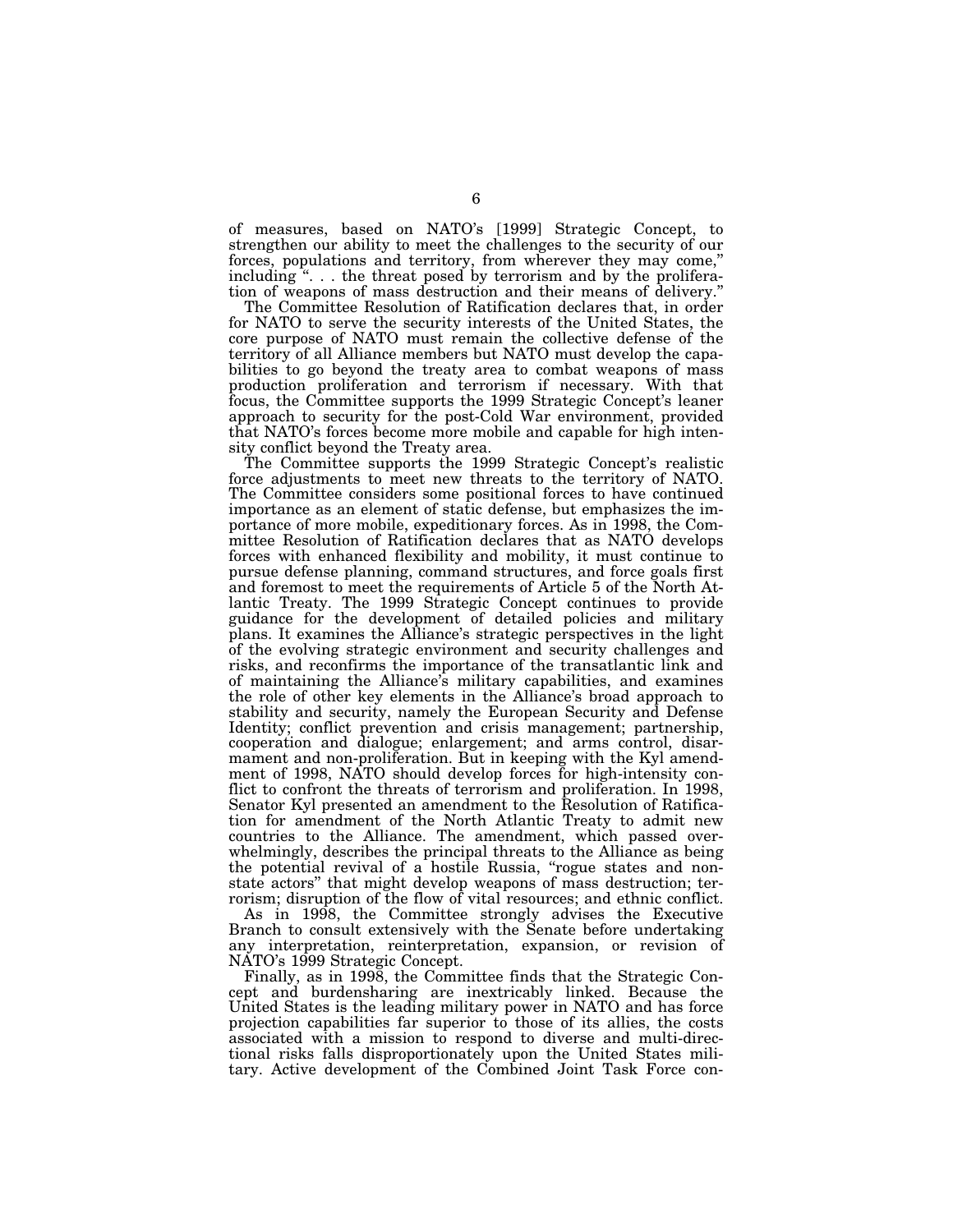of measures, based on NATO's [1999] Strategic Concept, to strengthen our ability to meet the challenges to the security of our forces, populations and territory, from wherever they may come," including ". . . the threat posed by terrorism and by the proliferation of weapons of mass destruction and their means of delivery."

The Committee Resolution of Ratification declares that, in order for NATO to serve the security interests of the United States, the core purpose of NATO must remain the collective defense of the territory of all Alliance members but NATO must develop the capabilities to go beyond the treaty area to combat weapons of mass production proliferation and terrorism if necessary. With that focus, the Committee supports the 1999 Strategic Concept's leaner approach to security for the post-Cold War environment, provided that NATO's forces become more mobile and capable for high intensity conflict beyond the Treaty area.

The Committee supports the 1999 Strategic Concept's realistic force adjustments to meet new threats to the territory of NATO. The Committee considers some positional forces to have continued importance as an element of static defense, but emphasizes the importance of more mobile, expeditionary forces. As in 1998, the Committee Resolution of Ratification declares that as NATO develops forces with enhanced flexibility and mobility, it must continue to pursue defense planning, command structures, and force goals first and foremost to meet the requirements of Article 5 of the North Atlantic Treaty. The 1999 Strategic Concept continues to provide guidance for the development of detailed policies and military plans. It examines the Alliance's strategic perspectives in the light of the evolving strategic environment and security challenges and risks, and reconfirms the importance of the transatlantic link and of maintaining the Alliance's military capabilities, and examines the role of other key elements in the Alliance's broad approach to stability and security, namely the European Security and Defense Identity; conflict prevention and crisis management; partnership, cooperation and dialogue; enlargement; and arms control, disarmament and non-proliferation. But in keeping with the Kyl amendment of 1998, NATO should develop forces for high-intensity conflict to confront the threats of terrorism and proliferation. In 1998, Senator Kyl presented an amendment to the Resolution of Ratification for amendment of the North Atlantic Treaty to admit new countries to the Alliance. The amendment, which passed overwhelmingly, describes the principal threats to the Alliance as being the potential revival of a hostile Russia, "rogue states and non-state actors" that might develop weapons of mass destruction; terrorism; disruption of the flow of vital resources; and ethnic conflict.

As in 1998, the Committee strongly advises the Executive Branch to consult extensively with the Senate before undertaking any interpretation, reinterpretation, expansion, or revision of NATO's 1999 Strategic Concept.

Finally, as in 1998, the Committee finds that the Strategic Concept and burdensharing are inextricably linked. Because the United States is the leading military power in NATO and has force projection capabilities far superior to those of its allies, the costs associated with a mission to respond to diverse and multi-directional risks falls disproportionately upon the United States military. Active development of the Combined Joint Task Force con-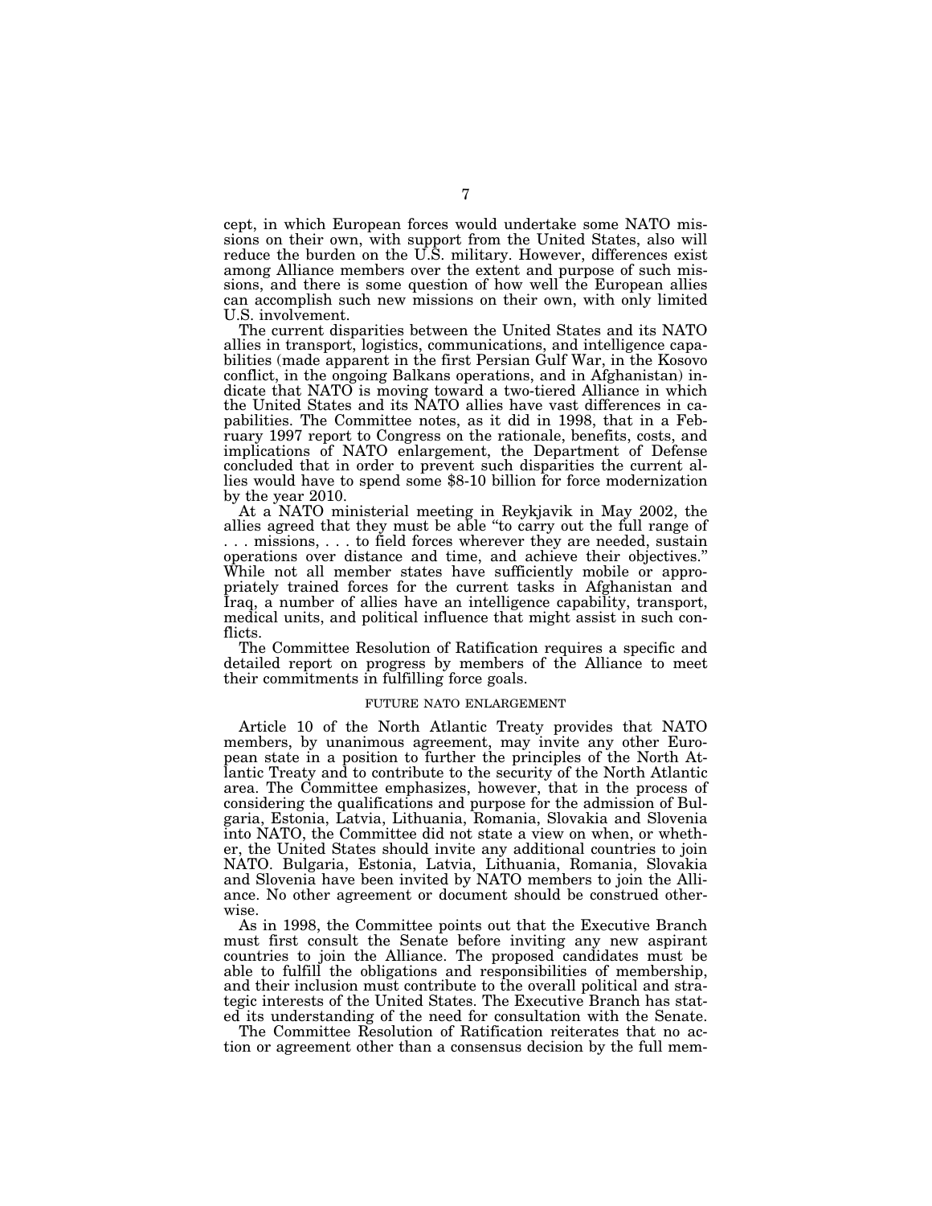cept, in which European forces would undertake some NATO missions on their own, with support from the United States, also will reduce the burden on the U.S. military. However, differences exist among Alliance members over the extent and purpose of such missions, and there is some question of how well the European allies can accomplish such new missions on their own, with only limited U.S. involvement.

The current disparities between the United States and its NATO allies in transport, logistics, communications, and intelligence capabilities (made apparent in the first Persian Gulf War, in the Kosovo conflict, in the ongoing Balkans operations, and in Afghanistan) indicate that NATO is moving toward a two-tiered Alliance in which the United States and its NATO allies have vast differences in capabilities. The Committee notes, as it did in 1998, that in a February 1997 report to Congress on the rationale, benefits, costs, and implications of NATO enlargement, the Department of Defense concluded that in order to prevent such disparities the current allies would have to spend some $8-10 billion for force modernization by the year 2010.

At a NATO ministerial meeting in Reykjavik in May 2002, the allies agreed that they must be able "to carry out the full range of . . . missions, . . . to field forces wherever they are needed, sustain operations over distance and time, and achieve their objectives." While not all member states have sufficiently mobile or appropriately trained forces for the current tasks in Afghanistan and Iraq, a number of allies have an intelligence capability, transport, medical units, and political influence that might assist in such conflicts.

The Committee Resolution of Ratification requires a specific and detailed report on progress by members of the Alliance to meet their commitments in fulfilling force goals.

## FUTURE NATO ENLARGEMENT

Article 10 of the North Atlantic Treaty provides that NATO members, by unanimous agreement, may invite any other European state in a position to further the principles of the North Atlantic Treaty and to contribute to the security of the North Atlantic area. The Committee emphasizes, however, that in the process of considering the qualifications and purpose for the admission of Bulgaria, Estonia, Latvia, Lithuania, Romania, Slovakia and Slovenia into NATO, the Committee did not state a view on when, or whether, the United States should invite any additional countries to join NATO. Bulgaria, Estonia, Latvia, Lithuania, Romania, Slovakia and Slovenia have been invited by NATO members to join the Alliance. No other agreement or document should be construed otherwise.

As in 1998, the Committee points out that the Executive Branch must first consult the Senate before inviting any new aspirant countries to join the Alliance. The proposed candidates must be able to fulfill the obligations and responsibilities of membership, and their inclusion must contribute to the overall political and strategic interests of the United States. The Executive Branch has stated its understanding of the need for consultation with the Senate.

The Committee Resolution of Ratification reiterates that no action or agreement other than a consensus decision by the full mem-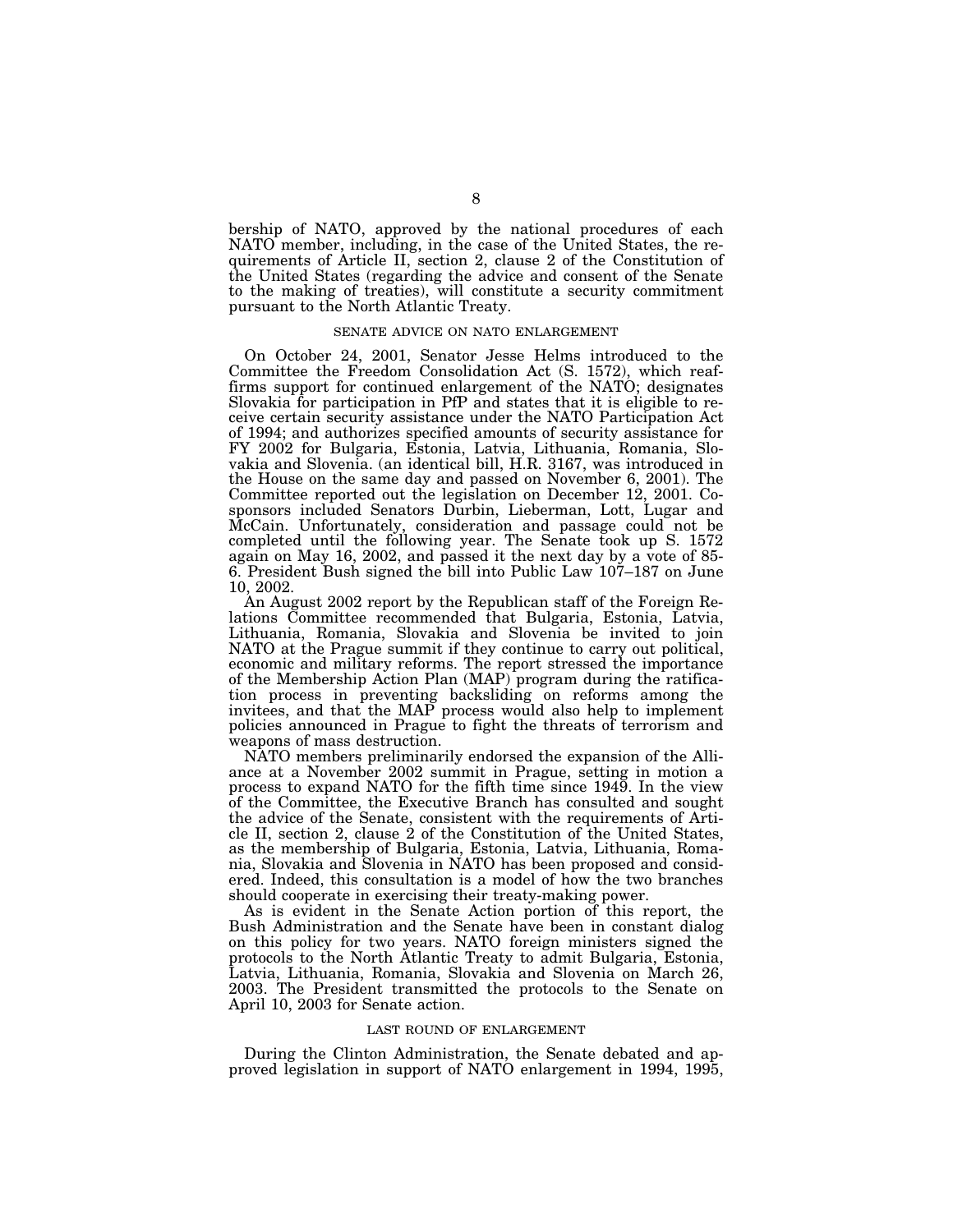bership of NATO, approved by the national procedures of each NATO member, including, in the case of the United States, the requirements of Article II, section 2, clause 2 of the Constitution of the United States (regarding the advice and consent of the Senate to the making of treaties), will constitute a security commitment pursuant to the North Atlantic Treaty.

## SENATE ADVICE ON NATO ENLARGEMENT

On October 24, 2001, Senator Jesse Helms introduced to the Committee the Freedom Consolidation Act (S. 1572), which reaffirms support for continued enlargement of the NATO; designates Slovakia for participation in PfP and states that it is eligible to receive certain security assistance under the NATO Participation Act of 1994; and authorizes specified amounts of security assistance for FY 2002 for Bulgaria, Estonia, Latvia, Lithuania, Romania, Slovakia and Slovenia. (an identical bill, H.R. 3167, was introduced in the House on the same day and passed on November 6, 2001). The Committee reported out the legislation on December 12, 2001. Cosponsors included Senators Durbin, Lieberman, Lott, Lugar and McCain. Unfortunately, consideration and passage could not be completed until the following year. The Senate took up S. 1572 again on May 16, 2002, and passed it the next day by a vote of 85-6. President Bush signed the bill into Public Law 107–187 on June 10, 2002.

An August 2002 report by the Republican staff of the Foreign Relations Committee recommended that Bulgaria, Estonia, Latvia, Lithuania, Romania, Slovakia and Slovenia be invited to join NATO at the Prague summit if they continue to carry out political, economic and military reforms. The report stressed the importance of the Membership Action Plan (MAP) program during the ratification process in preventing backsliding on reforms among the invitees, and that the MAP process would also help to implement policies announced in Prague to fight the threats of terrorism and weapons of mass destruction.

NATO members preliminarily endorsed the expansion of the Alliance at a November 2002 summit in Prague, setting in motion a process to expand NATO for the fifth time since 1949. In the view of the Committee, the Executive Branch has consulted and sought the advice of the Senate, consistent with the requirements of Article II, section 2, clause 2 of the Constitution of the United States, as the membership of Bulgaria, Estonia, Latvia, Lithuania, Romania, Slovakia and Slovenia in NATO has been proposed and considered. Indeed, this consultation is a model of how the two branches should cooperate in exercising their treaty-making power.

As is evident in the Senate Action portion of this report, the Bush Administration and the Senate have been in constant dialog on this policy for two years. NATO foreign ministers signed the protocols to the North Atlantic Treaty to admit Bulgaria, Estonia, Latvia, Lithuania, Romania, Slovakia and Slovenia on March 26, 2003. The President transmitted the protocols to the Senate on April 10, 2003 for Senate action.

## LAST ROUND OF ENLARGEMENT

During the Clinton Administration, the Senate debated and approved legislation in support of NATO enlargement in 1994, 1995,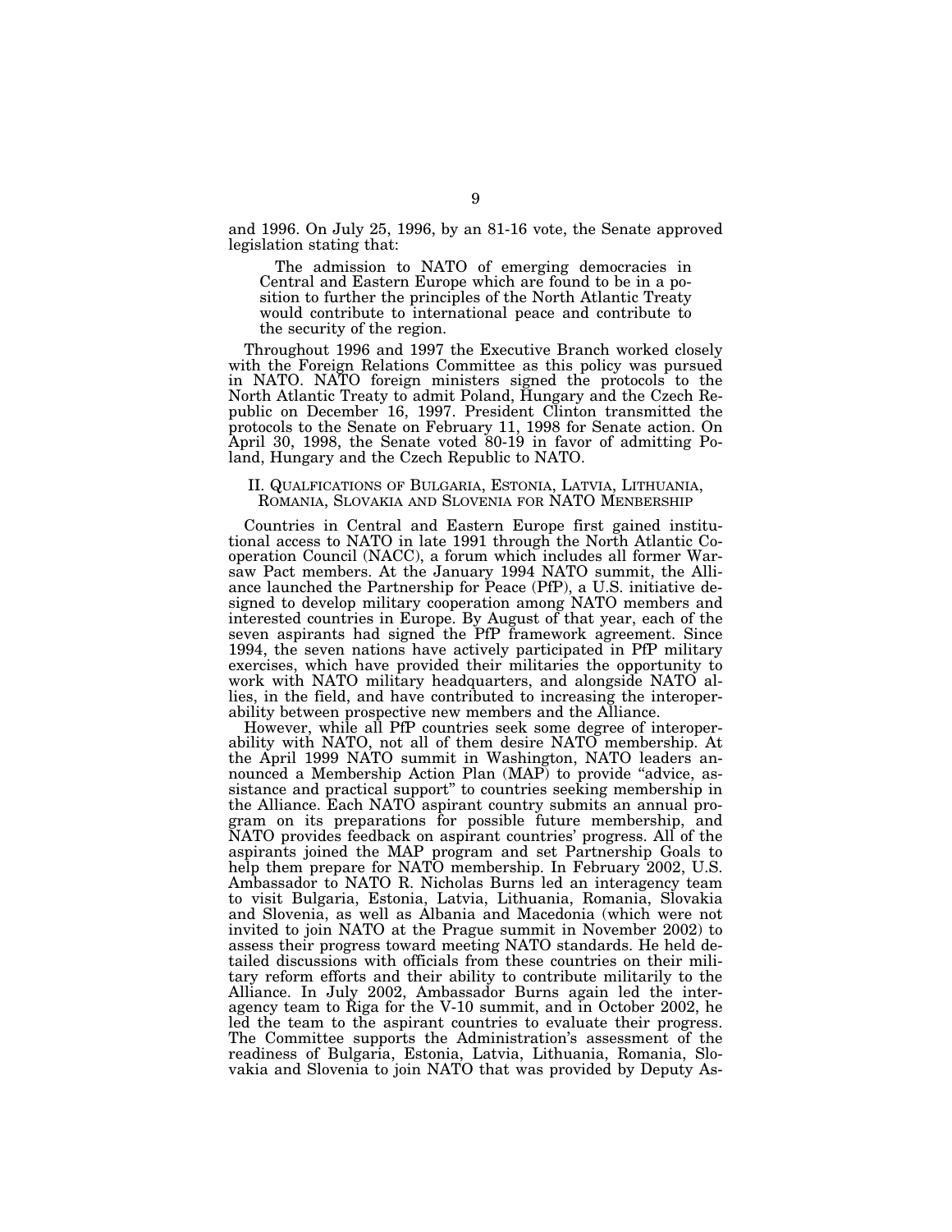and 1996. On July 25, 1996, by an 81-16 vote, the Senate approved legislation stating that:

> The admission to NATO of emerging democracies in Central and Eastern Europe which are found to be in a position to further the principles of the North Atlantic Treaty would contribute to international peace and contribute to the security of the region.

Throughout 1996 and 1997 the Executive Branch worked closely with the Foreign Relations Committee as this policy was pursued in NATO. NATO foreign ministers signed the protocols to the North Atlantic Treaty to admit Poland, Hungary and the Czech Republic on December 16, 1997. President Clinton transmitted the protocols to the Senate on February 11, 1998 for Senate action. On April 30, 1998, the Senate voted 80-19 in favor of admitting Poland, Hungary and the Czech Republic to NATO.

## II. Qualfications of Bulgaria, Estonia, Latvia, Lithuania, Romania, Slovakia and Slovenia for NATO Menbership

Countries in Central and Eastern Europe first gained institutional access to NATO in late 1991 through the North Atlantic Cooperation Council (NACC), a forum which includes all former Warsaw Pact members. At the January 1994 NATO summit, the Alliance launched the Partnership for Peace (PfP), a U.S. initiative designed to develop military cooperation among NATO members and interested countries in Europe. By August of that year, each of the seven aspirants had signed the PfP framework agreement. Since 1994, the seven nations have actively participated in PfP military exercises, which have provided their militaries the opportunity to work with NATO military headquarters, and alongside NATO allies, in the field, and have contributed to increasing the interoperability between prospective new members and the Alliance.

However, while all PfP countries seek some degree of interoperability with NATO, not all of them desire NATO membership. At the April 1999 NATO summit in Washington, NATO leaders announced a Membership Action Plan (MAP) to provide "advice, assistance and practical support" to countries seeking membership in the Alliance. Each NATO aspirant country submits an annual program on its preparations for possible future membership, and NATO provides feedback on aspirant countries' progress. All of the aspirants joined the MAP program and set Partnership Goals to help them prepare for NATO membership. In February 2002, U.S. Ambassador to NATO R. Nicholas Burns led an interagency team to visit Bulgaria, Estonia, Latvia, Lithuania, Romania, Slovakia and Slovenia, as well as Albania and Macedonia (which were not invited to join NATO at the Prague summit in November 2002) to assess their progress toward meeting NATO standards. He held detailed discussions with officials from these countries on their military reform efforts and their ability to contribute militarily to the Alliance. In July 2002, Ambassador Burns again led the interagency team to Riga for the V-10 summit, and in October 2002, he led the team to the aspirant countries to evaluate their progress. The Committee supports the Administration's assessment of the readiness of Bulgaria, Estonia, Latvia, Lithuania, Romania, Slovakia and Slovenia to join NATO that was provided by Deputy As-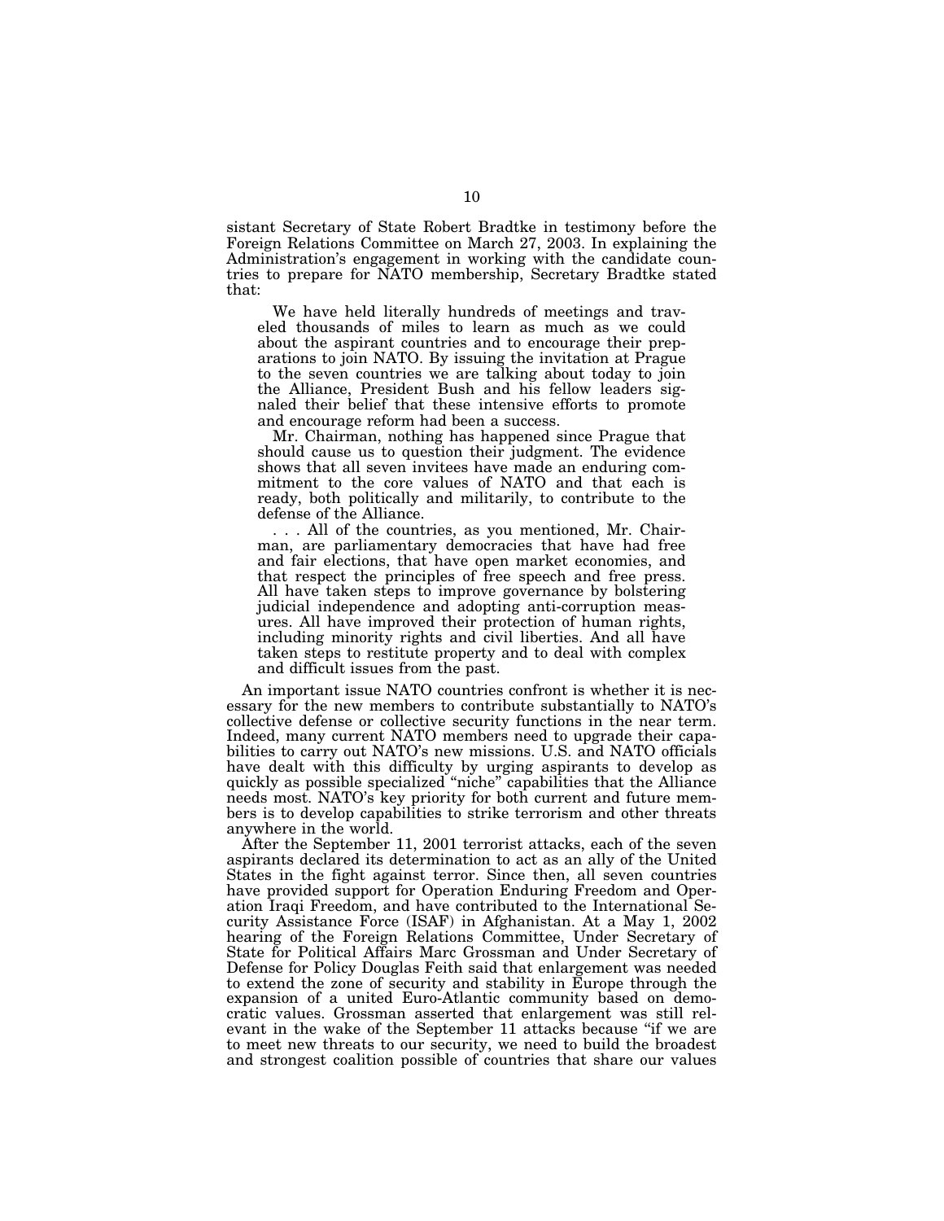sistant Secretary of State Robert Bradtke in testimony before the Foreign Relations Committee on March 27, 2003. In explaining the Administration's engagement in working with the candidate countries to prepare for NATO membership, Secretary Bradtke stated that:

> We have held literally hundreds of meetings and traveled thousands of miles to learn as much as we could about the aspirant countries and to encourage their preparations to join NATO. By issuing the invitation at Prague to the seven countries we are talking about today to join the Alliance, President Bush and his fellow leaders signaled their belief that these intensive efforts to promote and encourage reform had been a success.
>
> Mr. Chairman, nothing has happened since Prague that should cause us to question their judgment. The evidence shows that all seven invitees have made an enduring commitment to the core values of NATO and that each is ready, both politically and militarily, to contribute to the defense of the Alliance.
>
> . . . All of the countries, as you mentioned, Mr. Chairman, are parliamentary democracies that have had free and fair elections, that have open market economies, and that respect the principles of free speech and free press. All have taken steps to improve governance by bolstering judicial independence and adopting anti-corruption measures. All have improved their protection of human rights, including minority rights and civil liberties. And all have taken steps to restitute property and to deal with complex and difficult issues from the past.

An important issue NATO countries confront is whether it is necessary for the new members to contribute substantially to NATO's collective defense or collective security functions in the near term. Indeed, many current NATO members need to upgrade their capabilities to carry out NATO's new missions. U.S. and NATO officials have dealt with this difficulty by urging aspirants to develop as quickly as possible specialized "niche" capabilities that the Alliance needs most. NATO's key priority for both current and future members is to develop capabilities to strike terrorism and other threats anywhere in the world.

After the September 11, 2001 terrorist attacks, each of the seven aspirants declared its determination to act as an ally of the United States in the fight against terror. Since then, all seven countries have provided support for Operation Enduring Freedom and Operation Iraqi Freedom, and have contributed to the International Security Assistance Force (ISAF) in Afghanistan. At a May 1, 2002 hearing of the Foreign Relations Committee, Under Secretary of State for Political Affairs Marc Grossman and Under Secretary of Defense for Policy Douglas Feith said that enlargement was needed to extend the zone of security and stability in Europe through the expansion of a united Euro-Atlantic community based on democratic values. Grossman asserted that enlargement was still relevant in the wake of the September 11 attacks because "if we are to meet new threats to our security, we need to build the broadest and strongest coalition possible of countries that share our values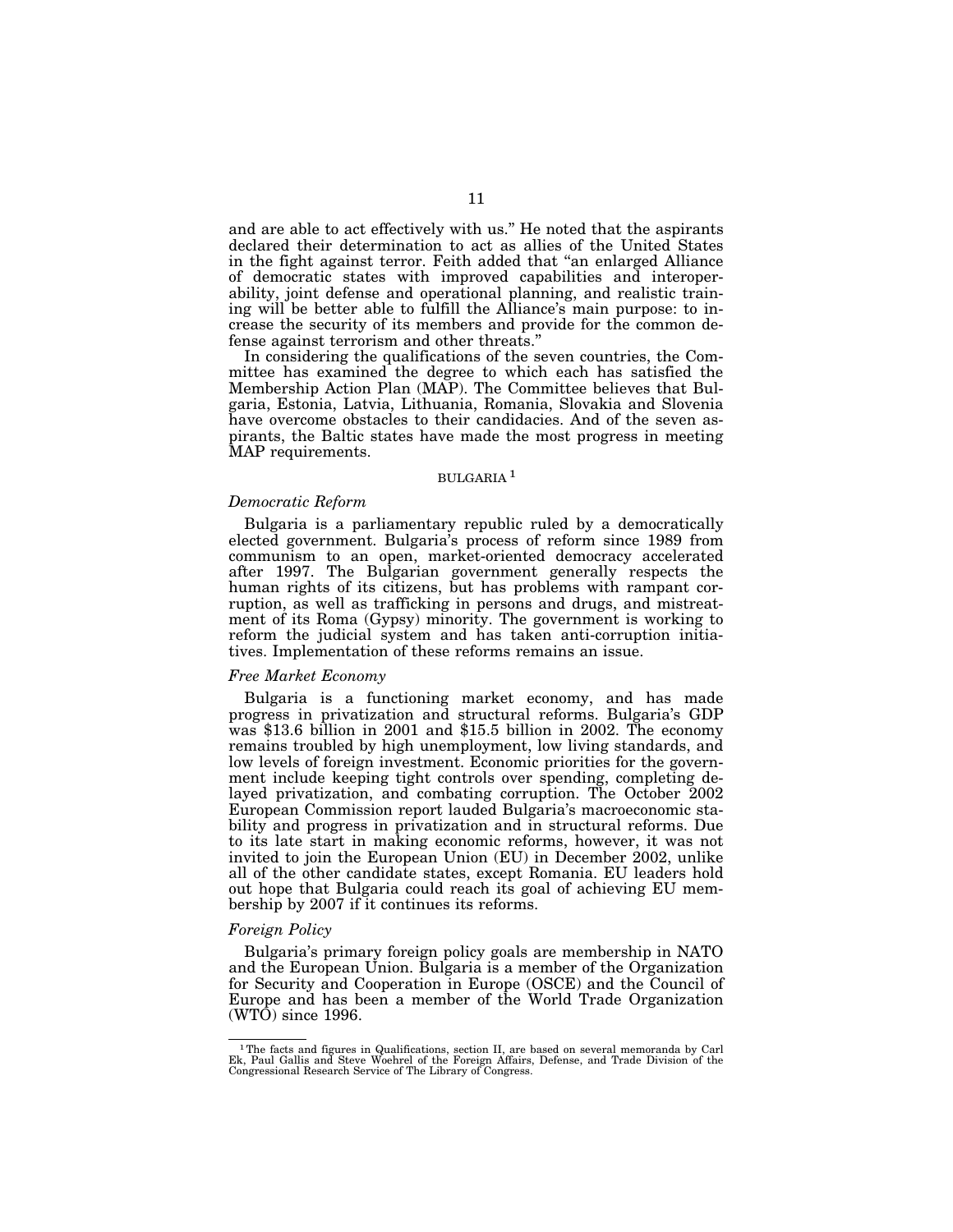and are able to act effectively with us." He noted that the aspirants declared their determination to act as allies of the United States in the fight against terror. Feith added that "an enlarged Alliance of democratic states with improved capabilities and interoperability, joint defense and operational planning, and realistic training will be better able to fulfill the Alliance's main purpose: to increase the security of its members and provide for the common defense against terrorism and other threats."

In considering the qualifications of the seven countries, the Committee has examined the degree to which each has satisfied the Membership Action Plan (MAP). The Committee believes that Bulgaria, Estonia, Latvia, Lithuania, Romania, Slovakia and Slovenia have overcome obstacles to their candidacies. And of the seven aspirants, the Baltic states have made the most progress in meeting MAP requirements.

## BULGARIA [1]

### *Democratic Reform*

Bulgaria is a parliamentary republic ruled by a democratically elected government. Bulgaria's process of reform since 1989 from communism to an open, market-oriented democracy accelerated after 1997. The Bulgarian government generally respects the human rights of its citizens, but has problems with rampant corruption, as well as trafficking in persons and drugs, and mistreatment of its Roma (Gypsy) minority. The government is working to reform the judicial system and has taken anti-corruption initiatives. Implementation of these reforms remains an issue.

### *Free Market Economy*

Bulgaria is a functioning market economy, and has made progress in privatization and structural reforms. Bulgaria's GDP was $13.6 billion in 2001 and $15.5 billion in 2002. The economy remains troubled by high unemployment, low living standards, and low levels of foreign investment. Economic priorities for the government include keeping tight controls over spending, completing delayed privatization, and combating corruption. The October 2002 European Commission report lauded Bulgaria's macroeconomic stability and progress in privatization and in structural reforms. Due to its late start in making economic reforms, however, it was not invited to join the European Union (EU) in December 2002, unlike all of the other candidate states, except Romania. EU leaders hold out hope that Bulgaria could reach its goal of achieving EU membership by 2007 if it continues its reforms.

### *Foreign Policy*

Bulgaria's primary foreign policy goals are membership in NATO and the European Union. Bulgaria is a member of the Organization for Security and Cooperation in Europe (OSCE) and the Council of Europe and has been a member of the World Trade Organization (WTO) since 1996.

---

[1] The facts and figures in Qualifications, section II, are based on several memoranda by Carl Ek, Paul Gallis and Steve Woehrel of the Foreign Affairs, Defense, and Trade Division of the Congressional Research Service of The Library of Congress.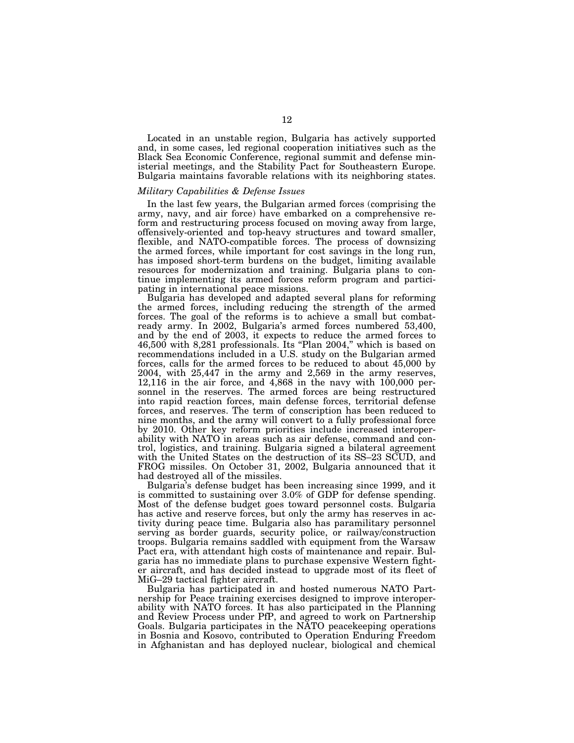Located in an unstable region, Bulgaria has actively supported and, in some cases, led regional cooperation initiatives such as the Black Sea Economic Conference, regional summit and defense ministerial meetings, and the Stability Pact for Southeastern Europe. Bulgaria maintains favorable relations with its neighboring states.

*Military Capabilities & Defense Issues*

In the last few years, the Bulgarian armed forces (comprising the army, navy, and air force) have embarked on a comprehensive reform and restructuring process focused on moving away from large, offensively-oriented and top-heavy structures and toward smaller, flexible, and NATO-compatible forces. The process of downsizing the armed forces, while important for cost savings in the long run, has imposed short-term burdens on the budget, limiting available resources for modernization and training. Bulgaria plans to continue implementing its armed forces reform program and participating in international peace missions.

Bulgaria has developed and adapted several plans for reforming the armed forces, including reducing the strength of the armed forces. The goal of the reforms is to achieve a small but combat-ready army. In 2002, Bulgaria's armed forces numbered 53,400, and by the end of 2003, it expects to reduce the armed forces to 46,500 with 8,281 professionals. Its "Plan 2004," which is based on recommendations included in a U.S. study on the Bulgarian armed forces, calls for the armed forces to be reduced to about 45,000 by 2004, with 25,447 in the army and 2,569 in the army reserves, 12,116 in the air force, and 4,868 in the navy with 100,000 personnel in the reserves. The armed forces are being restructured into rapid reaction forces, main defense forces, territorial defense forces, and reserves. The term of conscription has been reduced to nine months, and the army will convert to a fully professional force by 2010. Other key reform priorities include increased interoperability with NATO in areas such as air defense, command and control, logistics, and training. Bulgaria signed a bilateral agreement with the United States on the destruction of its SS–23 SCUD, and FROG missiles. On October 31, 2002, Bulgaria announced that it had destroyed all of the missiles.

Bulgaria's defense budget has been increasing since 1999, and it is committed to sustaining over 3.0% of GDP for defense spending. Most of the defense budget goes toward personnel costs. Bulgaria has active and reserve forces, but only the army has reserves in activity during peace time. Bulgaria also has paramilitary personnel serving as border guards, security police, or railway/construction troops. Bulgaria remains saddled with equipment from the Warsaw Pact era, with attendant high costs of maintenance and repair. Bulgaria has no immediate plans to purchase expensive Western fighter aircraft, and has decided instead to upgrade most of its fleet of MiG–29 tactical fighter aircraft.

Bulgaria has participated in and hosted numerous NATO Partnership for Peace training exercises designed to improve interoperability with NATO forces. It has also participated in the Planning and Review Process under PfP, and agreed to work on Partnership Goals. Bulgaria participates in the NATO peacekeeping operations in Bosnia and Kosovo, contributed to Operation Enduring Freedom in Afghanistan and has deployed nuclear, biological and chemical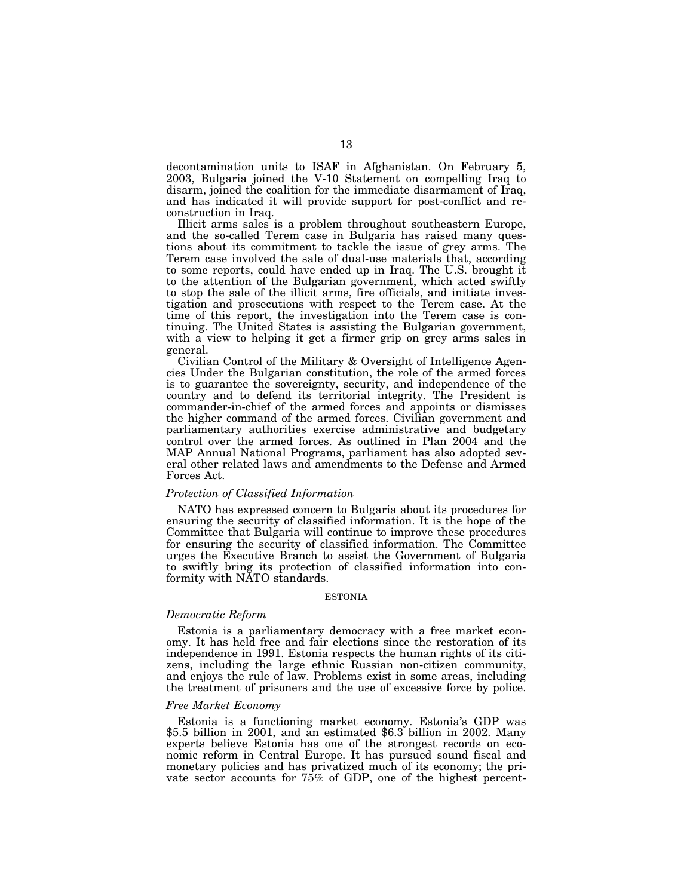decontamination units to ISAF in Afghanistan. On February 5, 2003, Bulgaria joined the V-10 Statement on compelling Iraq to disarm, joined the coalition for the immediate disarmament of Iraq, and has indicated it will provide support for post-conflict and reconstruction in Iraq.

Illicit arms sales is a problem throughout southeastern Europe, and the so-called Terem case in Bulgaria has raised many questions about its commitment to tackle the issue of grey arms. The Terem case involved the sale of dual-use materials that, according to some reports, could have ended up in Iraq. The U.S. brought it to the attention of the Bulgarian government, which acted swiftly to stop the sale of the illicit arms, fire officials, and initiate investigation and prosecutions with respect to the Terem case. At the time of this report, the investigation into the Terem case is continuing. The United States is assisting the Bulgarian government, with a view to helping it get a firmer grip on grey arms sales in general.

Civilian Control of the Military & Oversight of Intelligence Agencies Under the Bulgarian constitution, the role of the armed forces is to guarantee the sovereignty, security, and independence of the country and to defend its territorial integrity. The President is commander-in-chief of the armed forces and appoints or dismisses the higher command of the armed forces. Civilian government and parliamentary authorities exercise administrative and budgetary control over the armed forces. As outlined in Plan 2004 and the MAP Annual National Programs, parliament has also adopted several other related laws and amendments to the Defense and Armed Forces Act.

### *Protection of Classified Information*

NATO has expressed concern to Bulgaria about its procedures for ensuring the security of classified information. It is the hope of the Committee that Bulgaria will continue to improve these procedures for ensuring the security of classified information. The Committee urges the Executive Branch to assist the Government of Bulgaria to swiftly bring its protection of classified information into conformity with NATO standards.

## ESTONIA

### *Democratic Reform*

Estonia is a parliamentary democracy with a free market economy. It has held free and fair elections since the restoration of its independence in 1991. Estonia respects the human rights of its citizens, including the large ethnic Russian non-citizen community, and enjoys the rule of law. Problems exist in some areas, including the treatment of prisoners and the use of excessive force by police.

### *Free Market Economy*

Estonia is a functioning market economy. Estonia's GDP was $5.5 billion in 2001, and an estimated $6.3 billion in 2002. Many experts believe Estonia has one of the strongest records on economic reform in Central Europe. It has pursued sound fiscal and monetary policies and has privatized much of its economy; the private sector accounts for 75% of GDP, one of the highest percent-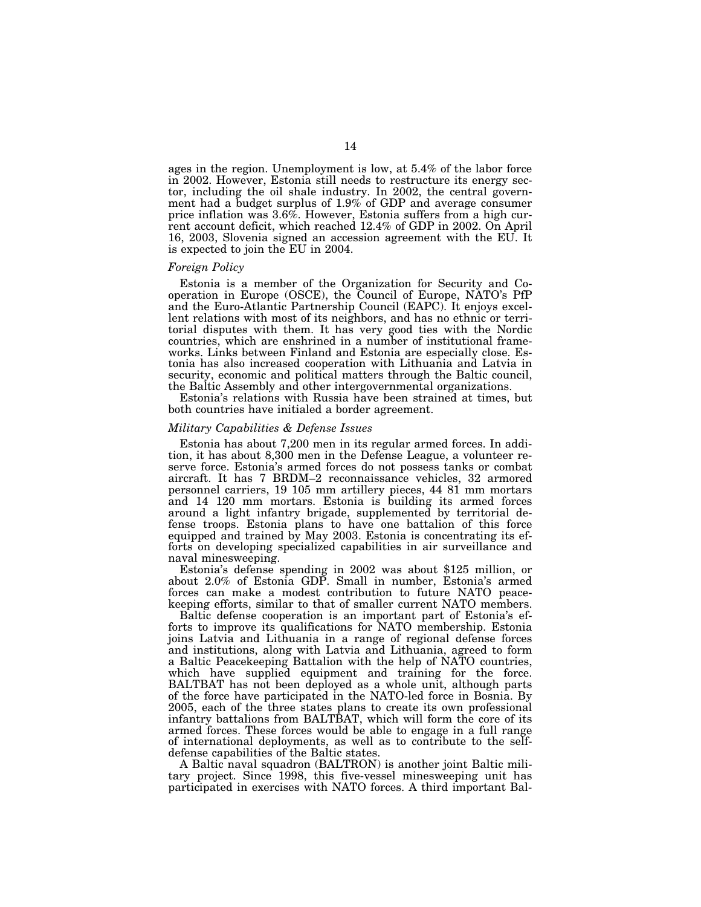ages in the region. Unemployment is low, at 5.4% of the labor force in 2002. However, Estonia still needs to restructure its energy sector, including the oil shale industry. In 2002, the central government had a budget surplus of 1.9% of GDP and average consumer price inflation was 3.6%. However, Estonia suffers from a high current account deficit, which reached 12.4% of GDP in 2002. On April 16, 2003, Slovenia signed an accession agreement with the EU. It is expected to join the EU in 2004.

*Foreign Policy*

Estonia is a member of the Organization for Security and Cooperation in Europe (OSCE), the Council of Europe, NATO's PfP and the Euro-Atlantic Partnership Council (EAPC). It enjoys excellent relations with most of its neighbors, and has no ethnic or territorial disputes with them. It has very good ties with the Nordic countries, which are enshrined in a number of institutional frameworks. Links between Finland and Estonia are especially close. Estonia has also increased cooperation with Lithuania and Latvia in security, economic and political matters through the Baltic council, the Baltic Assembly and other intergovernmental organizations.

Estonia's relations with Russia have been strained at times, but both countries have initialed a border agreement.

*Military Capabilities & Defense Issues*

Estonia has about 7,200 men in its regular armed forces. In addition, it has about 8,300 men in the Defense League, a volunteer reserve force. Estonia's armed forces do not possess tanks or combat aircraft. It has 7 BRDM–2 reconnaissance vehicles, 32 armored personnel carriers, 19 105 mm artillery pieces, 44 81 mm mortars and 14 120 mm mortars. Estonia is building its armed forces around a light infantry brigade, supplemented by territorial defense troops. Estonia plans to have one battalion of this force equipped and trained by May 2003. Estonia is concentrating its efforts on developing specialized capabilities in air surveillance and naval minesweeping.

Estonia's defense spending in 2002 was about $125 million, or about 2.0% of Estonia GDP. Small in number, Estonia's armed forces can make a modest contribution to future NATO peacekeeping efforts, similar to that of smaller current NATO members.

Baltic defense cooperation is an important part of Estonia's efforts to improve its qualifications for NATO membership. Estonia joins Latvia and Lithuania in a range of regional defense forces and institutions, along with Latvia and Lithuania, agreed to form a Baltic Peacekeeping Battalion with the help of NATO countries, which have supplied equipment and training for the force. BALTBAT has not been deployed as a whole unit, although parts of the force have participated in the NATO-led force in Bosnia. By 2005, each of the three states plans to create its own professional infantry battalions from BALTBAT, which will form the core of its armed forces. These forces would be able to engage in a full range of international deployments, as well as to contribute to the self-defense capabilities of the Baltic states.

A Baltic naval squadron (BALTRON) is another joint Baltic military project. Since 1998, this five-vessel minesweeping unit has participated in exercises with NATO forces. A third important Bal-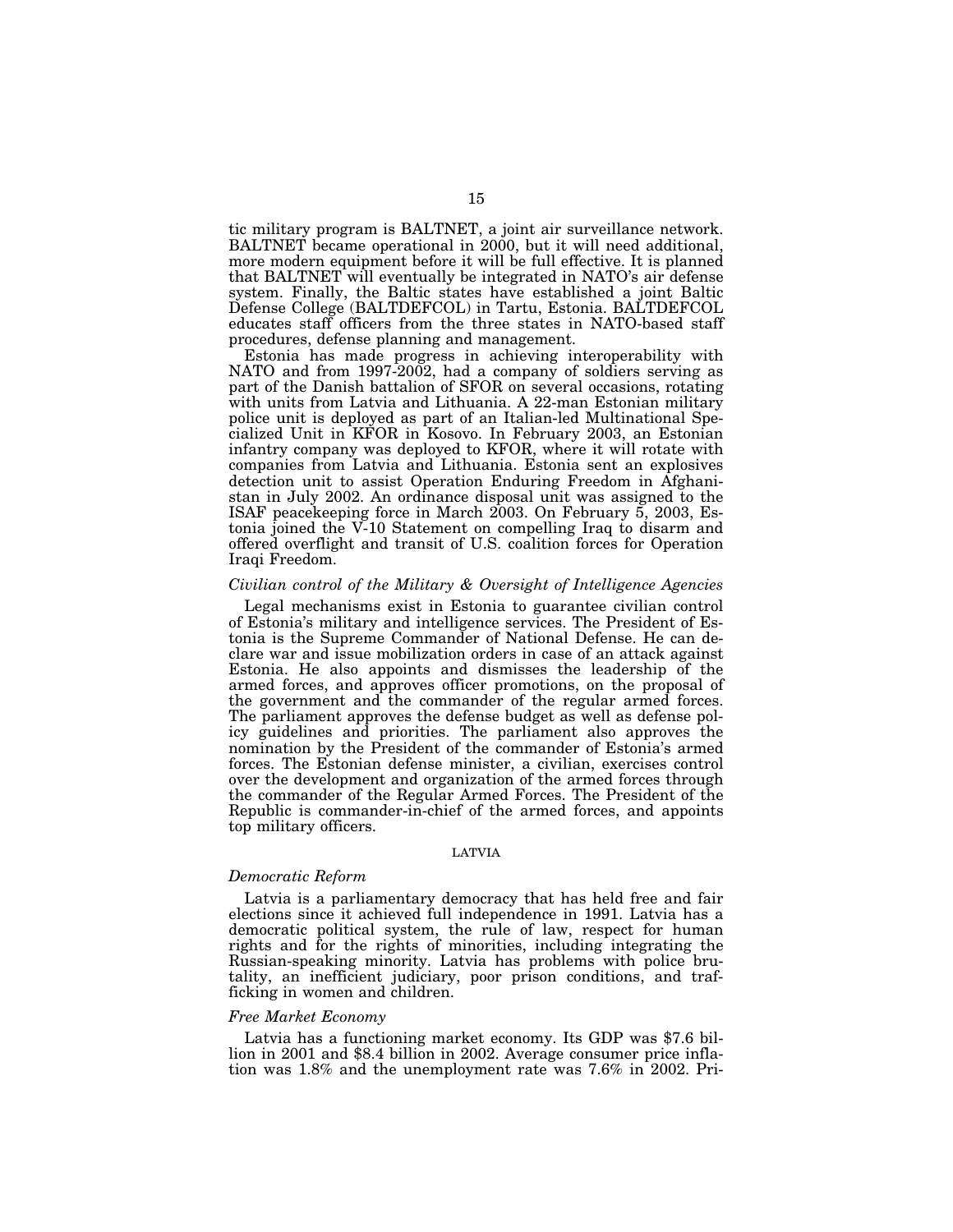tic military program is BALTNET, a joint air surveillance network. BALTNET became operational in 2000, but it will need additional, more modern equipment before it will be full effective. It is planned that BALTNET will eventually be integrated in NATO's air defense system. Finally, the Baltic states have established a joint Baltic Defense College (BALTDEFCOL) in Tartu, Estonia. BALTDEFCOL educates staff officers from the three states in NATO-based staff procedures, defense planning and management.

Estonia has made progress in achieving interoperability with NATO and from 1997-2002, had a company of soldiers serving as part of the Danish battalion of SFOR on several occasions, rotating with units from Latvia and Lithuania. A 22-man Estonian military police unit is deployed as part of an Italian-led Multinational Specialized Unit in KFOR in Kosovo. In February 2003, an Estonian infantry company was deployed to KFOR, where it will rotate with companies from Latvia and Lithuania. Estonia sent an explosives detection unit to assist Operation Enduring Freedom in Afghanistan in July 2002. An ordinance disposal unit was assigned to the ISAF peacekeeping force in March 2003. On February 5, 2003, Estonia joined the V-10 Statement on compelling Iraq to disarm and offered overflight and transit of U.S. coalition forces for Operation Iraqi Freedom.

*Civilian control of the Military & Oversight of Intelligence Agencies*

Legal mechanisms exist in Estonia to guarantee civilian control of Estonia's military and intelligence services. The President of Estonia is the Supreme Commander of National Defense. He can declare war and issue mobilization orders in case of an attack against Estonia. He also appoints and dismisses the leadership of the armed forces, and approves officer promotions, on the proposal of the government and the commander of the regular armed forces. The parliament approves the defense budget as well as defense policy guidelines and priorities. The parliament also approves the nomination by the President of the commander of Estonia's armed forces. The Estonian defense minister, a civilian, exercises control over the development and organization of the armed forces through the commander of the Regular Armed Forces. The President of the Republic is commander-in-chief of the armed forces, and appoints top military officers.

## LATVIA

*Democratic Reform*

Latvia is a parliamentary democracy that has held free and fair elections since it achieved full independence in 1991. Latvia has a democratic political system, the rule of law, respect for human rights and for the rights of minorities, including integrating the Russian-speaking minority. Latvia has problems with police brutality, an inefficient judiciary, poor prison conditions, and trafficking in women and children.

*Free Market Economy*

Latvia has a functioning market economy. Its GDP was $7.6 billion in 2001 and $8.4 billion in 2002. Average consumer price inflation was 1.8% and the unemployment rate was 7.6% in 2002. Pri-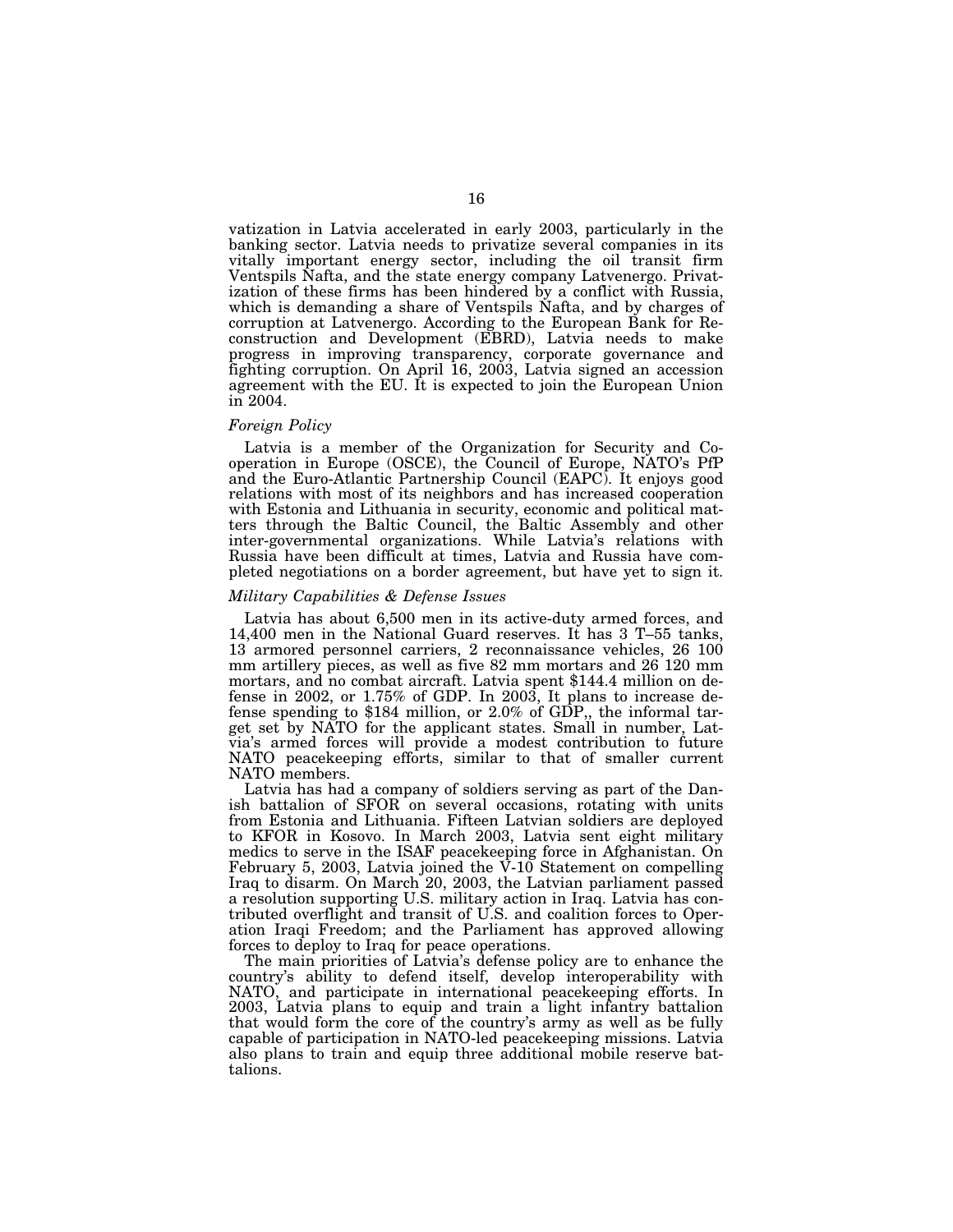vatization in Latvia accelerated in early 2003, particularly in the banking sector. Latvia needs to privatize several companies in its vitally important energy sector, including the oil transit firm Ventspils Nafta, and the state energy company Latvenergo. Privatization of these firms has been hindered by a conflict with Russia, which is demanding a share of Ventspils Nafta, and by charges of corruption at Latvenergo. According to the European Bank for Reconstruction and Development (EBRD), Latvia needs to make progress in improving transparency, corporate governance and fighting corruption. On April 16, 2003, Latvia signed an accession agreement with the EU. It is expected to join the European Union in 2004.

### *Foreign Policy*

Latvia is a member of the Organization for Security and Cooperation in Europe (OSCE), the Council of Europe, NATO's PfP and the Euro-Atlantic Partnership Council (EAPC). It enjoys good relations with most of its neighbors and has increased cooperation with Estonia and Lithuania in security, economic and political matters through the Baltic Council, the Baltic Assembly and other inter-governmental organizations. While Latvia's relations with Russia have been difficult at times, Latvia and Russia have completed negotiations on a border agreement, but have yet to sign it.

### *Military Capabilities & Defense Issues*

Latvia has about 6,500 men in its active-duty armed forces, and 14,400 men in the National Guard reserves. It has 3 T–55 tanks, 13 armored personnel carriers, 2 reconnaissance vehicles, 26 100 mm artillery pieces, as well as five 82 mm mortars and 26 120 mm mortars, and no combat aircraft. Latvia spent $144.4 million on defense in 2002, or 1.75% of GDP. In 2003, It plans to increase defense spending to $184 million, or 2.0% of GDP,, the informal target set by NATO for the applicant states. Small in number, Latvia's armed forces will provide a modest contribution to future NATO peacekeeping efforts, similar to that of smaller current NATO members.

Latvia has had a company of soldiers serving as part of the Danish battalion of SFOR on several occasions, rotating with units from Estonia and Lithuania. Fifteen Latvian soldiers are deployed to KFOR in Kosovo. In March 2003, Latvia sent eight military medics to serve in the ISAF peacekeeping force in Afghanistan. On February 5, 2003, Latvia joined the V-10 Statement on compelling Iraq to disarm. On March 20, 2003, the Latvian parliament passed a resolution supporting U.S. military action in Iraq. Latvia has contributed overflight and transit of U.S. and coalition forces to Operation Iraqi Freedom; and the Parliament has approved allowing forces to deploy to Iraq for peace operations.

The main priorities of Latvia's defense policy are to enhance the country's ability to defend itself, develop interoperability with NATO, and participate in international peacekeeping efforts. In 2003, Latvia plans to equip and train a light infantry battalion that would form the core of the country's army as well as be fully capable of participation in NATO-led peacekeeping missions. Latvia also plans to train and equip three additional mobile reserve battalions.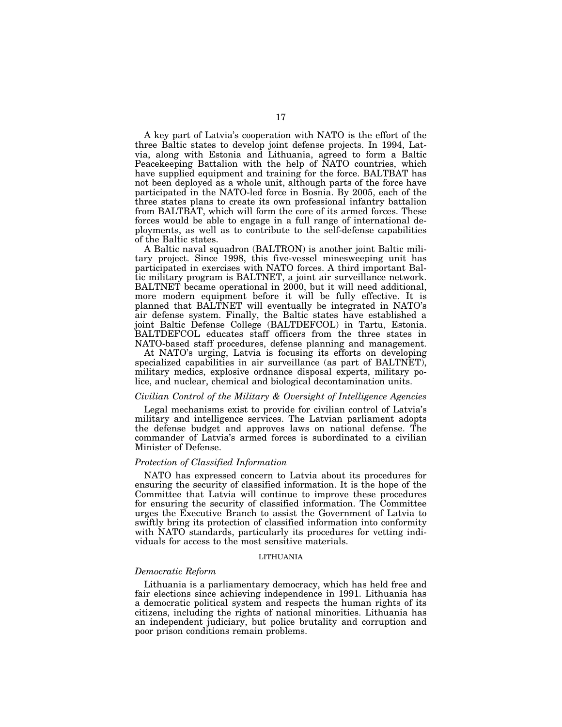A key part of Latvia's cooperation with NATO is the effort of the three Baltic states to develop joint defense projects. In 1994, Latvia, along with Estonia and Lithuania, agreed to form a Baltic Peacekeeping Battalion with the help of NATO countries, which have supplied equipment and training for the force. BALTBAT has not been deployed as a whole unit, although parts of the force have participated in the NATO-led force in Bosnia. By 2005, each of the three states plans to create its own professional infantry battalion from BALTBAT, which will form the core of its armed forces. These forces would be able to engage in a full range of international deployments, as well as to contribute to the self-defense capabilities of the Baltic states.

A Baltic naval squadron (BALTRON) is another joint Baltic military project. Since 1998, this five-vessel minesweeping unit has participated in exercises with NATO forces. A third important Baltic military program is BALTNET, a joint air surveillance network. BALTNET became operational in 2000, but it will need additional, more modern equipment before it will be fully effective. It is planned that BALTNET will eventually be integrated in NATO's air defense system. Finally, the Baltic states have established a joint Baltic Defense College (BALTDEFCOL) in Tartu, Estonia. BALTDEFCOL educates staff officers from the three states in NATO-based staff procedures, defense planning and management.

At NATO's urging, Latvia is focusing its efforts on developing specialized capabilities in air surveillance (as part of BALTNET), military medics, explosive ordnance disposal experts, military police, and nuclear, chemical and biological decontamination units.

### *Civilian Control of the Military & Oversight of Intelligence Agencies*

Legal mechanisms exist to provide for civilian control of Latvia's military and intelligence services. The Latvian parliament adopts the defense budget and approves laws on national defense. The commander of Latvia's armed forces is subordinated to a civilian Minister of Defense.

### *Protection of Classified Information*

NATO has expressed concern to Latvia about its procedures for ensuring the security of classified information. It is the hope of the Committee that Latvia will continue to improve these procedures for ensuring the security of classified information. The Committee urges the Executive Branch to assist the Government of Latvia to swiftly bring its protection of classified information into conformity with NATO standards, particularly its procedures for vetting individuals for access to the most sensitive materials.

## LITHUANIA

### *Democratic Reform*

Lithuania is a parliamentary democracy, which has held free and fair elections since achieving independence in 1991. Lithuania has a democratic political system and respects the human rights of its citizens, including the rights of national minorities. Lithuania has an independent judiciary, but police brutality and corruption and poor prison conditions remain problems.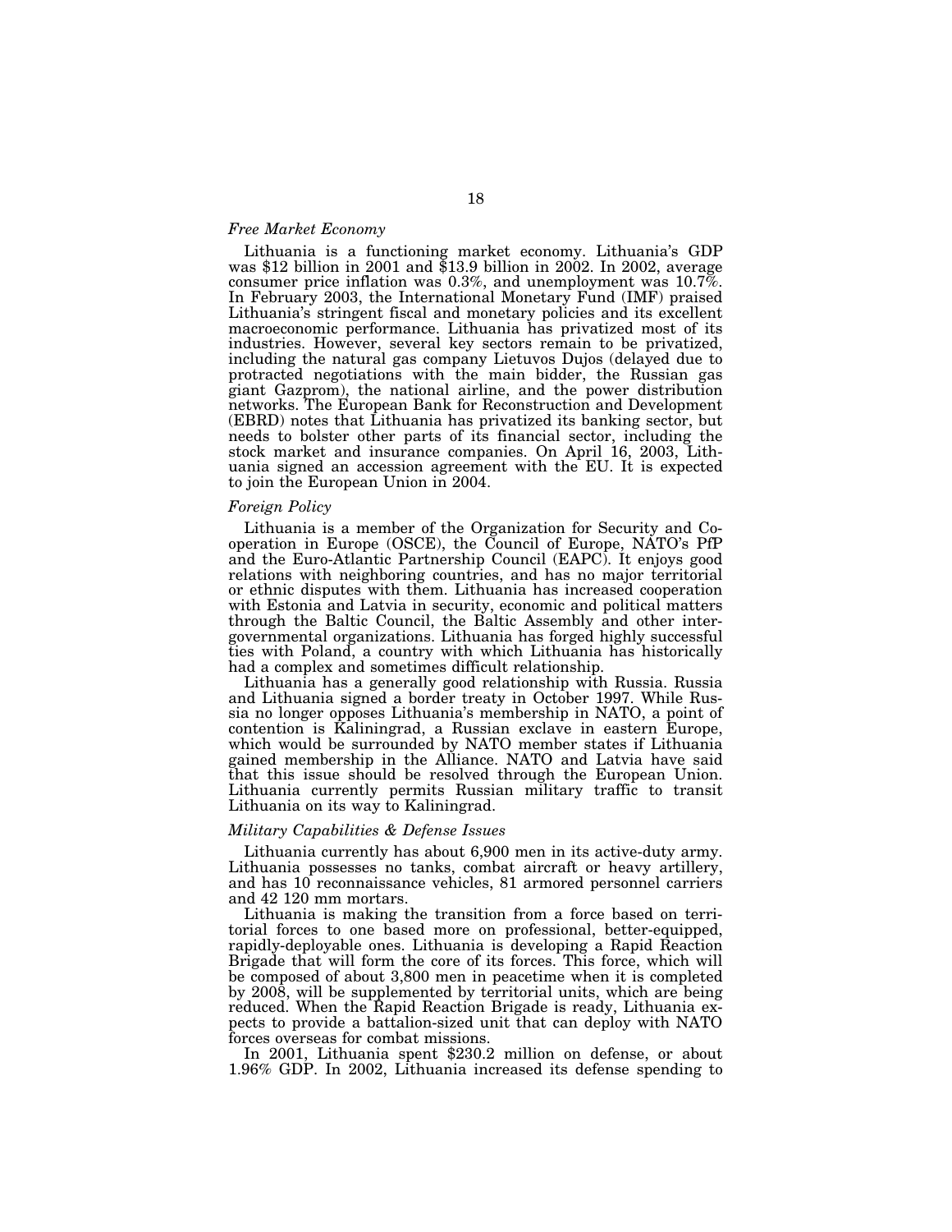### *Free Market Economy*

Lithuania is a functioning market economy. Lithuania's GDP was $12 billion in 2001 and $13.9 billion in 2002. In 2002, average consumer price inflation was 0.3%, and unemployment was 10.7%. In February 2003, the International Monetary Fund (IMF) praised Lithuania's stringent fiscal and monetary policies and its excellent macroeconomic performance. Lithuania has privatized most of its industries. However, several key sectors remain to be privatized, including the natural gas company Lietuvos Dujos (delayed due to protracted negotiations with the main bidder, the Russian gas giant Gazprom), the national airline, and the power distribution networks. The European Bank for Reconstruction and Development (EBRD) notes that Lithuania has privatized its banking sector, but needs to bolster other parts of its financial sector, including the stock market and insurance companies. On April 16, 2003, Lithuania signed an accession agreement with the EU. It is expected to join the European Union in 2004.

### *Foreign Policy*

Lithuania is a member of the Organization for Security and Co-operation in Europe (OSCE), the Council of Europe, NATO's PfP and the Euro-Atlantic Partnership Council (EAPC). It enjoys good relations with neighboring countries, and has no major territorial or ethnic disputes with them. Lithuania has increased cooperation with Estonia and Latvia in security, economic and political matters through the Baltic Council, the Baltic Assembly and other inter-governmental organizations. Lithuania has forged highly successful ties with Poland, a country with which Lithuania has historically had a complex and sometimes difficult relationship.

Lithuania has a generally good relationship with Russia. Russia and Lithuania signed a border treaty in October 1997. While Russia no longer opposes Lithuania's membership in NATO, a point of contention is Kaliningrad, a Russian exclave in eastern Europe, which would be surrounded by NATO member states if Lithuania gained membership in the Alliance. NATO and Latvia have said that this issue should be resolved through the European Union. Lithuania currently permits Russian military traffic to transit Lithuania on its way to Kaliningrad.

### *Military Capabilities & Defense Issues*

Lithuania currently has about 6,900 men in its active-duty army. Lithuania possesses no tanks, combat aircraft or heavy artillery, and has 10 reconnaissance vehicles, 81 armored personnel carriers and 42 120 mm mortars.

Lithuania is making the transition from a force based on territorial forces to one based more on professional, better-equipped, rapidly-deployable ones. Lithuania is developing a Rapid Reaction Brigade that will form the core of its forces. This force, which will be composed of about 3,800 men in peacetime when it is completed by 2008, will be supplemented by territorial units, which are being reduced. When the Rapid Reaction Brigade is ready, Lithuania expects to provide a battalion-sized unit that can deploy with NATO forces overseas for combat missions.

In 2001, Lithuania spent $230.2 million on defense, or about 1.96% GDP. In 2002, Lithuania increased its defense spending to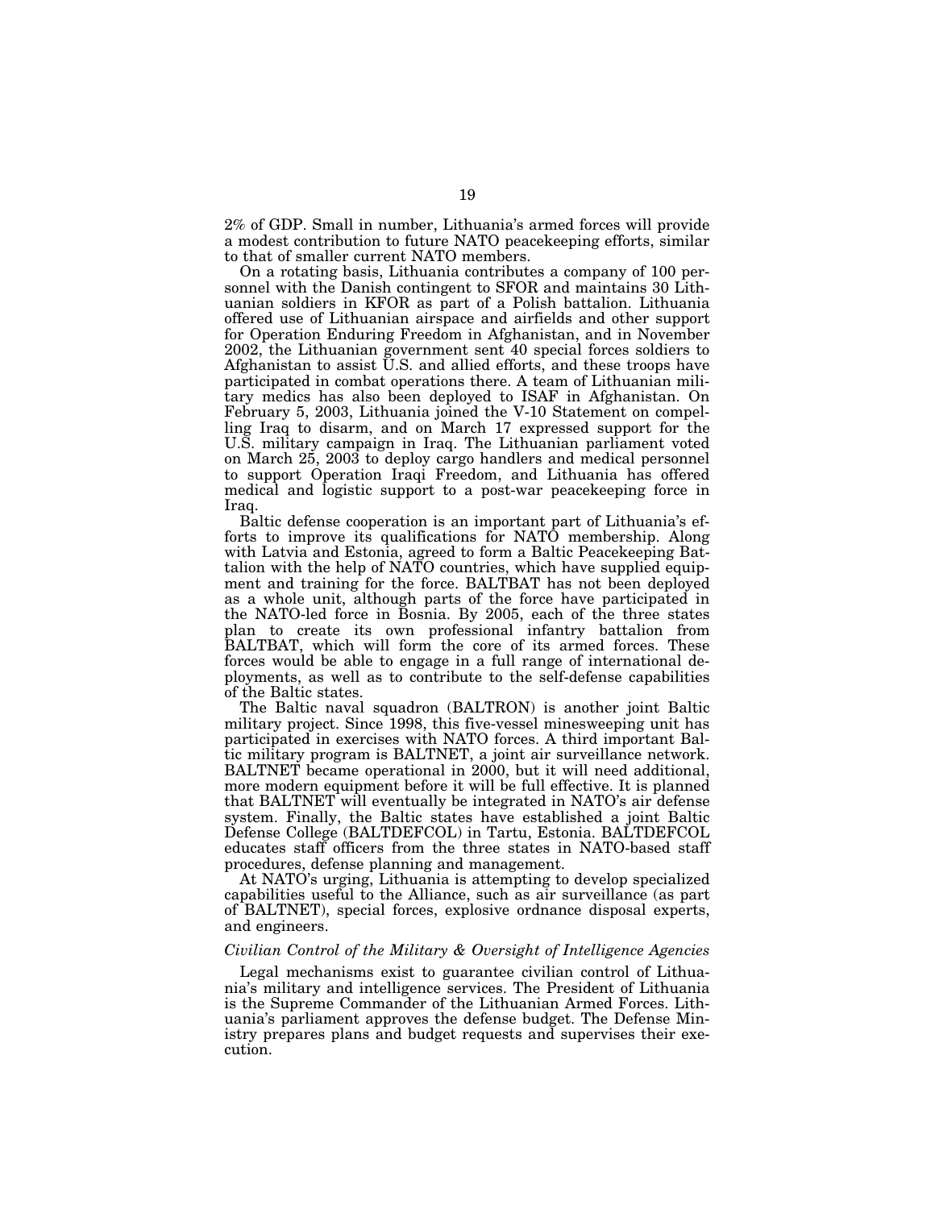2% of GDP. Small in number, Lithuania's armed forces will provide a modest contribution to future NATO peacekeeping efforts, similar to that of smaller current NATO members.

On a rotating basis, Lithuania contributes a company of 100 personnel with the Danish contingent to SFOR and maintains 30 Lithuanian soldiers in KFOR as part of a Polish battalion. Lithuania offered use of Lithuanian airspace and airfields and other support for Operation Enduring Freedom in Afghanistan, and in November 2002, the Lithuanian government sent 40 special forces soldiers to Afghanistan to assist U.S. and allied efforts, and these troops have participated in combat operations there. A team of Lithuanian military medics has also been deployed to ISAF in Afghanistan. On February 5, 2003, Lithuania joined the V-10 Statement on compelling Iraq to disarm, and on March 17 expressed support for the U.S. military campaign in Iraq. The Lithuanian parliament voted on March 25, 2003 to deploy cargo handlers and medical personnel to support Operation Iraqi Freedom, and Lithuania has offered medical and logistic support to a post-war peacekeeping force in Iraq.

Baltic defense cooperation is an important part of Lithuania's efforts to improve its qualifications for NATO membership. Along with Latvia and Estonia, agreed to form a Baltic Peacekeeping Battalion with the help of NATO countries, which have supplied equipment and training for the force. BALTBAT has not been deployed as a whole unit, although parts of the force have participated in the NATO-led force in Bosnia. By 2005, each of the three states plan to create its own professional infantry battalion from BALTBAT, which will form the core of its armed forces. These forces would be able to engage in a full range of international deployments, as well as to contribute to the self-defense capabilities of the Baltic states.

The Baltic naval squadron (BALTRON) is another joint Baltic military project. Since 1998, this five-vessel minesweeping unit has participated in exercises with NATO forces. A third important Baltic military program is BALTNET, a joint air surveillance network. BALTNET became operational in 2000, but it will need additional, more modern equipment before it will be full effective. It is planned that BALTNET will eventually be integrated in NATO's air defense system. Finally, the Baltic states have established a joint Baltic Defense College (BALTDEFCOL) in Tartu, Estonia. BALTDEFCOL educates staff officers from the three states in NATO-based staff procedures, defense planning and management.

At NATO's urging, Lithuania is attempting to develop specialized capabilities useful to the Alliance, such as air surveillance (as part of BALTNET), special forces, explosive ordnance disposal experts, and engineers.

*Civilian Control of the Military & Oversight of Intelligence Agencies*

Legal mechanisms exist to guarantee civilian control of Lithuania's military and intelligence services. The President of Lithuania is the Supreme Commander of the Lithuanian Armed Forces. Lithuania's parliament approves the defense budget. The Defense Ministry prepares plans and budget requests and supervises their execution.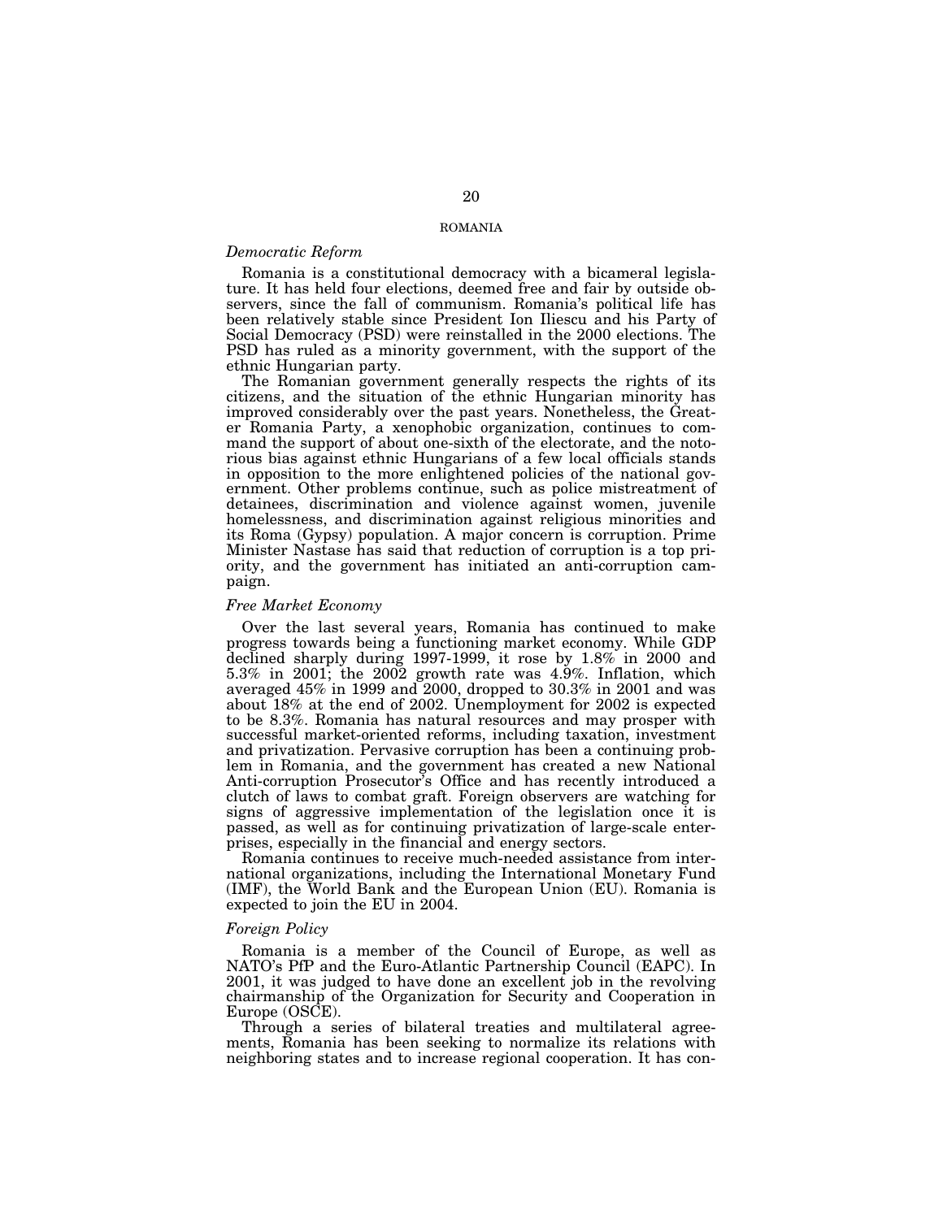## ROMANIA

### *Democratic Reform*

Romania is a constitutional democracy with a bicameral legislature. It has held four elections, deemed free and fair by outside observers, since the fall of communism. Romania's political life has been relatively stable since President Ion Iliescu and his Party of Social Democracy (PSD) were reinstalled in the 2000 elections. The PSD has ruled as a minority government, with the support of the ethnic Hungarian party.

The Romanian government generally respects the rights of its citizens, and the situation of the ethnic Hungarian minority has improved considerably over the past years. Nonetheless, the Greater Romania Party, a xenophobic organization, continues to command the support of about one-sixth of the electorate, and the notorious bias against ethnic Hungarians of a few local officials stands in opposition to the more enlightened policies of the national government. Other problems continue, such as police mistreatment of detainees, discrimination and violence against women, juvenile homelessness, and discrimination against religious minorities and its Roma (Gypsy) population. A major concern is corruption. Prime Minister Nastase has said that reduction of corruption is a top priority, and the government has initiated an anti-corruption campaign.

### *Free Market Economy*

Over the last several years, Romania has continued to make progress towards being a functioning market economy. While GDP declined sharply during 1997-1999, it rose by 1.8% in 2000 and 5.3% in 2001; the 2002 growth rate was 4.9%. Inflation, which averaged 45% in 1999 and 2000, dropped to 30.3% in 2001 and was about 18% at the end of 2002. Unemployment for 2002 is expected to be 8.3%. Romania has natural resources and may prosper with successful market-oriented reforms, including taxation, investment and privatization. Pervasive corruption has been a continuing problem in Romania, and the government has created a new National Anti-corruption Prosecutor's Office and has recently introduced a clutch of laws to combat graft. Foreign observers are watching for signs of aggressive implementation of the legislation once it is passed, as well as for continuing privatization of large-scale enterprises, especially in the financial and energy sectors.

Romania continues to receive much-needed assistance from international organizations, including the International Monetary Fund (IMF), the World Bank and the European Union (EU). Romania is expected to join the EU in 2004.

### *Foreign Policy*

Romania is a member of the Council of Europe, as well as NATO's PfP and the Euro-Atlantic Partnership Council (EAPC). In 2001, it was judged to have done an excellent job in the revolving chairmanship of the Organization for Security and Cooperation in Europe (OSCE).

Through a series of bilateral treaties and multilateral agreements, Romania has been seeking to normalize its relations with neighboring states and to increase regional cooperation. It has con-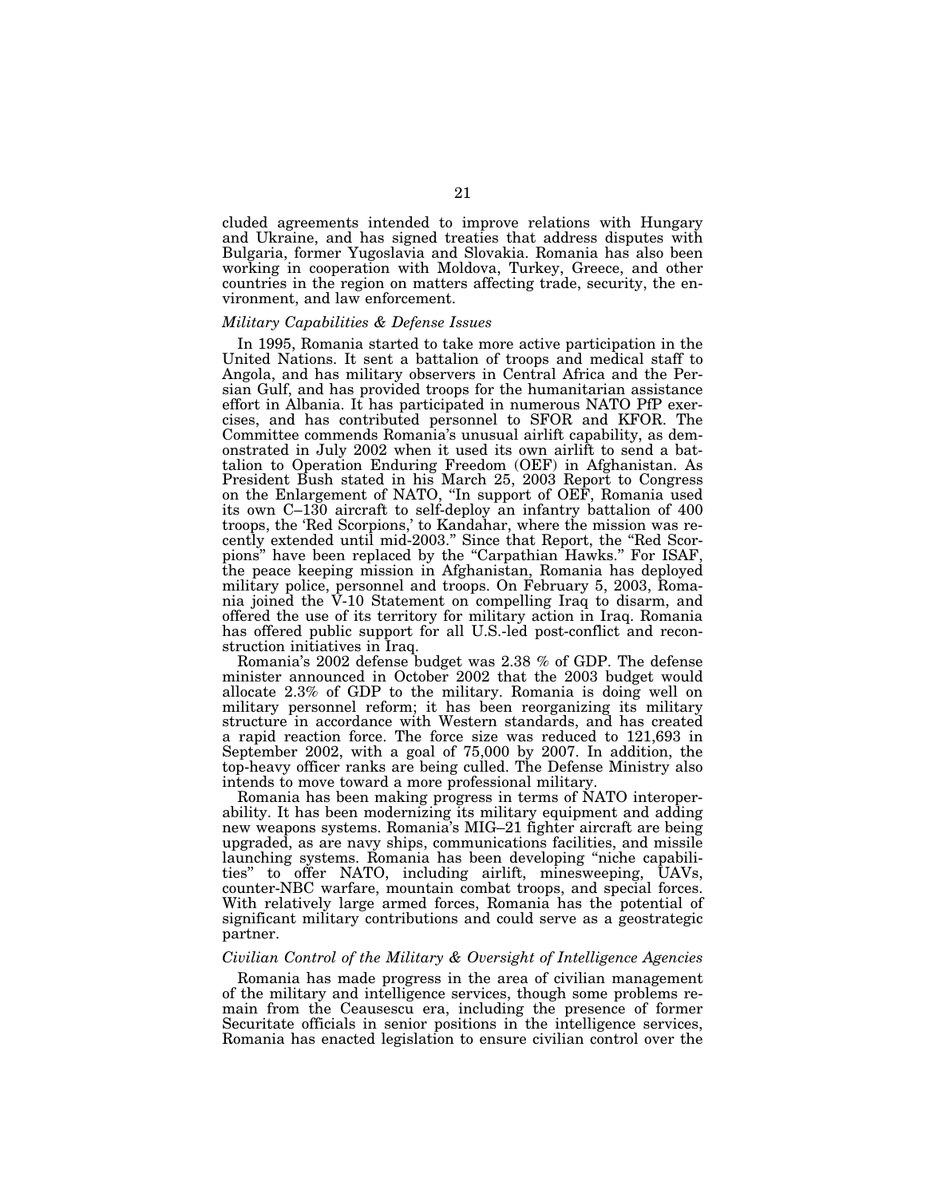cluded agreements intended to improve relations with Hungary and Ukraine, and has signed treaties that address disputes with Bulgaria, former Yugoslavia and Slovakia. Romania has also been working in cooperation with Moldova, Turkey, Greece, and other countries in the region on matters affecting trade, security, the environment, and law enforcement.

### *Military Capabilities & Defense Issues*

In 1995, Romania started to take more active participation in the United Nations. It sent a battalion of troops and medical staff to Angola, and has military observers in Central Africa and the Persian Gulf, and has provided troops for the humanitarian assistance effort in Albania. It has participated in numerous NATO PfP exercises, and has contributed personnel to SFOR and KFOR. The Committee commends Romania's unusual airlift capability, as demonstrated in July 2002 when it used its own airlift to send a battalion to Operation Enduring Freedom (OEF) in Afghanistan. As President Bush stated in his March 25, 2003 Report to Congress on the Enlargement of NATO, "In support of OEF, Romania used its own C–130 aircraft to self-deploy an infantry battalion of 400 troops, the 'Red Scorpions,' to Kandahar, where the mission was recently extended until mid-2003." Since that Report, the "Red Scorpions" have been replaced by the "Carpathian Hawks." For ISAF, the peace keeping mission in Afghanistan, Romania has deployed military police, personnel and troops. On February 5, 2003, Romania joined the V-10 Statement on compelling Iraq to disarm, and offered the use of its territory for military action in Iraq. Romania has offered public support for all U.S.-led post-conflict and reconstruction initiatives in Iraq.

Romania's 2002 defense budget was 2.38 % of GDP. The defense minister announced in October 2002 that the 2003 budget would allocate 2.3% of GDP to the military. Romania is doing well on military personnel reform; it has been reorganizing its military structure in accordance with Western standards, and has created a rapid reaction force. The force size was reduced to 121,693 in September 2002, with a goal of 75,000 by 2007. In addition, the top-heavy officer ranks are being culled. The Defense Ministry also intends to move toward a more professional military.

Romania has been making progress in terms of NATO interoperability. It has been modernizing its military equipment and adding new weapons systems. Romania's MIG–21 fighter aircraft are being upgraded, as are navy ships, communications facilities, and missile launching systems. Romania has been developing "niche capabilities" to offer NATO, including airlift, minesweeping, UAVs, counter-NBC warfare, mountain combat troops, and special forces. With relatively large armed forces, Romania has the potential of significant military contributions and could serve as a geostrategic partner.

### *Civilian Control of the Military & Oversight of Intelligence Agencies*

Romania has made progress in the area of civilian management of the military and intelligence services, though some problems remain from the Ceausescu era, including the presence of former Securitate officials in senior positions in the intelligence services, Romania has enacted legislation to ensure civilian control over the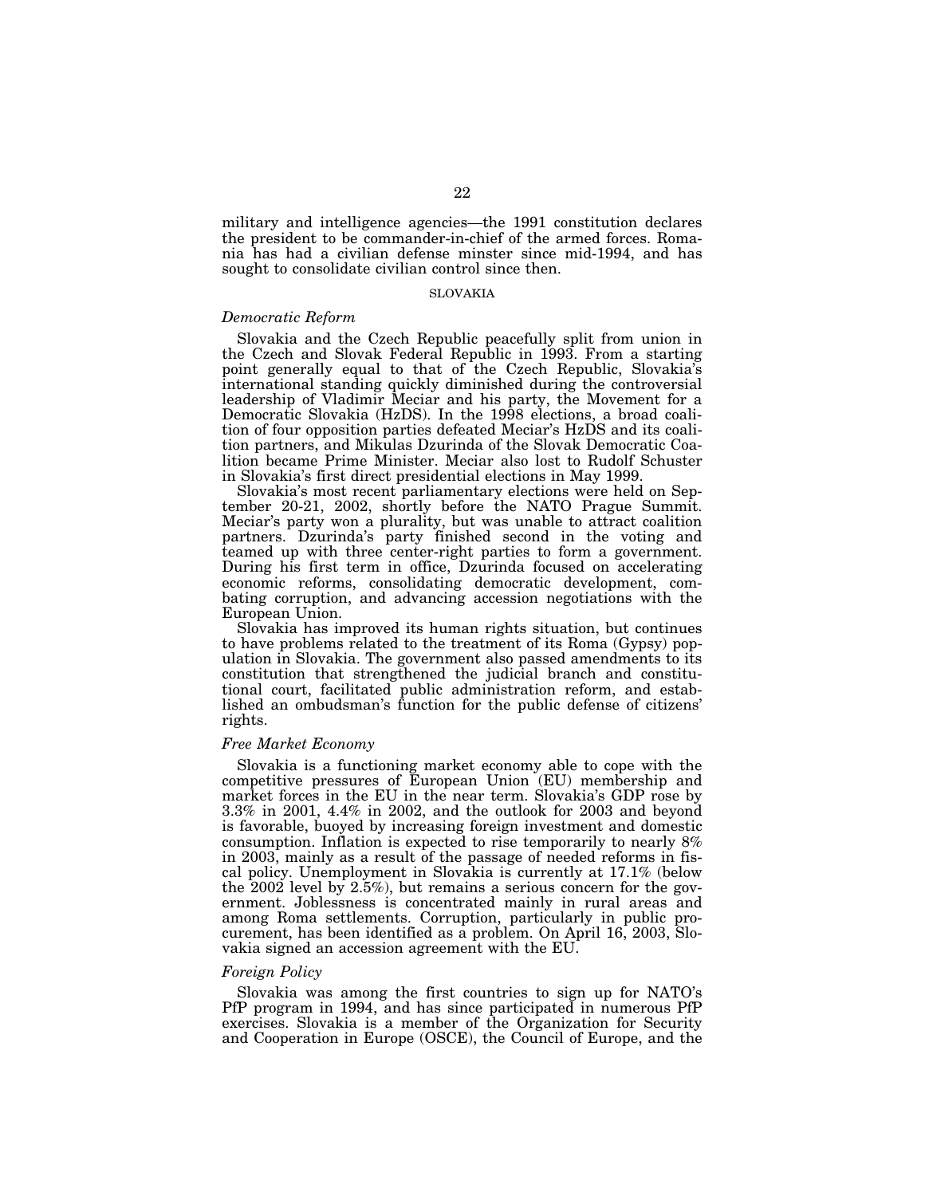military and intelligence agencies—the 1991 constitution declares the president to be commander-in-chief of the armed forces. Romania has had a civilian defense minster since mid-1994, and has sought to consolidate civilian control since then.

## SLOVAKIA

### *Democratic Reform*

Slovakia and the Czech Republic peacefully split from union in the Czech and Slovak Federal Republic in 1993. From a starting point generally equal to that of the Czech Republic, Slovakia's international standing quickly diminished during the controversial leadership of Vladimir Meciar and his party, the Movement for a Democratic Slovakia (HzDS). In the 1998 elections, a broad coalition of four opposition parties defeated Meciar's HzDS and its coalition partners, and Mikulas Dzurinda of the Slovak Democratic Coalition became Prime Minister. Meciar also lost to Rudolf Schuster in Slovakia's first direct presidential elections in May 1999.

Slovakia's most recent parliamentary elections were held on September 20-21, 2002, shortly before the NATO Prague Summit. Meciar's party won a plurality, but was unable to attract coalition partners. Dzurinda's party finished second in the voting and teamed up with three center-right parties to form a government. During his first term in office, Dzurinda focused on accelerating economic reforms, consolidating democratic development, combating corruption, and advancing accession negotiations with the European Union.

Slovakia has improved its human rights situation, but continues to have problems related to the treatment of its Roma (Gypsy) population in Slovakia. The government also passed amendments to its constitution that strengthened the judicial branch and constitutional court, facilitated public administration reform, and established an ombudsman's function for the public defense of citizens' rights.

### *Free Market Economy*

Slovakia is a functioning market economy able to cope with the competitive pressures of European Union (EU) membership and market forces in the EU in the near term. Slovakia's GDP rose by 3.3% in 2001, 4.4% in 2002, and the outlook for 2003 and beyond is favorable, buoyed by increasing foreign investment and domestic consumption. Inflation is expected to rise temporarily to nearly 8% in 2003, mainly as a result of the passage of needed reforms in fiscal policy. Unemployment in Slovakia is currently at 17.1% (below the 2002 level by 2.5%), but remains a serious concern for the government. Joblessness is concentrated mainly in rural areas and among Roma settlements. Corruption, particularly in public procurement, has been identified as a problem. On April 16, 2003, Slovakia signed an accession agreement with the EU.

### *Foreign Policy*

Slovakia was among the first countries to sign up for NATO's PfP program in 1994, and has since participated in numerous PfP exercises. Slovakia is a member of the Organization for Security and Cooperation in Europe (OSCE), the Council of Europe, and the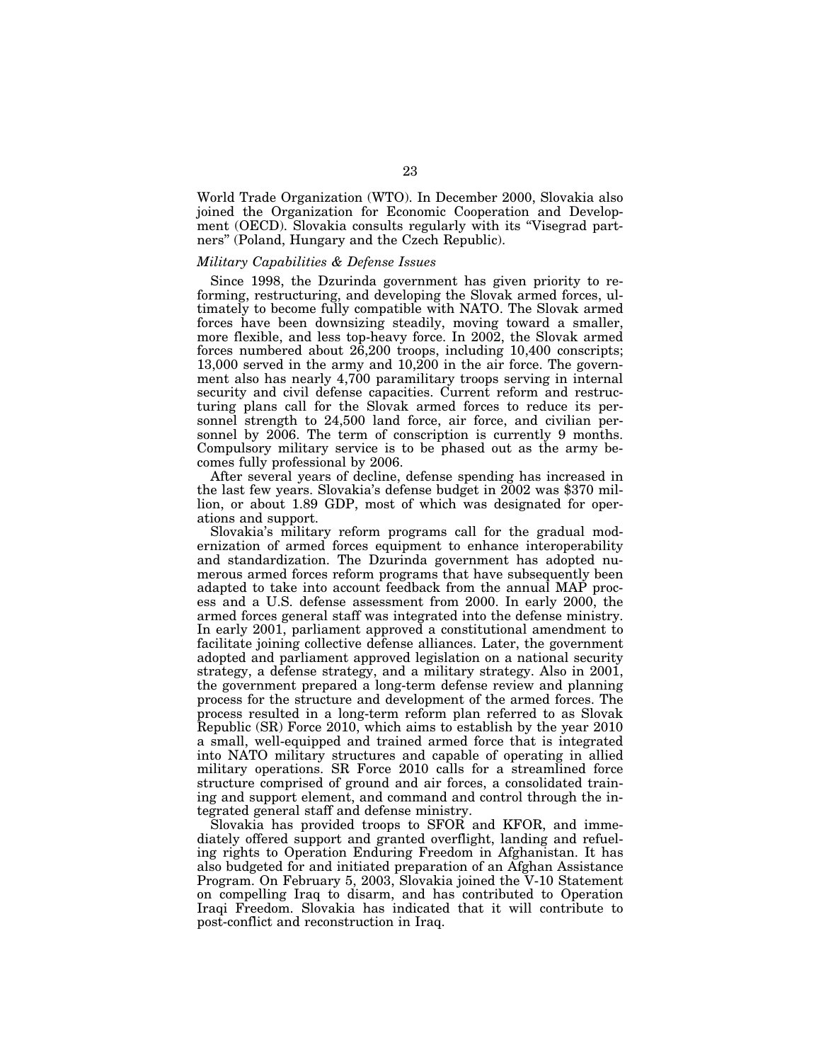World Trade Organization (WTO). In December 2000, Slovakia also joined the Organization for Economic Cooperation and Development (OECD). Slovakia consults regularly with its "Visegrad partners" (Poland, Hungary and the Czech Republic).

*Military Capabilities & Defense Issues*

Since 1998, the Dzurinda government has given priority to reforming, restructuring, and developing the Slovak armed forces, ultimately to become fully compatible with NATO. The Slovak armed forces have been downsizing steadily, moving toward a smaller, more flexible, and less top-heavy force. In 2002, the Slovak armed forces numbered about 26,200 troops, including 10,400 conscripts; 13,000 served in the army and 10,200 in the air force. The government also has nearly 4,700 paramilitary troops serving in internal security and civil defense capacities. Current reform and restructuring plans call for the Slovak armed forces to reduce its personnel strength to 24,500 land force, air force, and civilian personnel by 2006. The term of conscription is currently 9 months. Compulsory military service is to be phased out as the army becomes fully professional by 2006.

After several years of decline, defense spending has increased in the last few years. Slovakia's defense budget in 2002 was $370 million, or about 1.89 GDP, most of which was designated for operations and support.

Slovakia's military reform programs call for the gradual modernization of armed forces equipment to enhance interoperability and standardization. The Dzurinda government has adopted numerous armed forces reform programs that have subsequently been adapted to take into account feedback from the annual MAP process and a U.S. defense assessment from 2000. In early 2000, the armed forces general staff was integrated into the defense ministry. In early 2001, parliament approved a constitutional amendment to facilitate joining collective defense alliances. Later, the government adopted and parliament approved legislation on a national security strategy, a defense strategy, and a military strategy. Also in 2001, the government prepared a long-term defense review and planning process for the structure and development of the armed forces. The process resulted in a long-term reform plan referred to as Slovak Republic (SR) Force 2010, which aims to establish by the year 2010 a small, well-equipped and trained armed force that is integrated into NATO military structures and capable of operating in allied military operations. SR Force 2010 calls for a streamlined force structure comprised of ground and air forces, a consolidated training and support element, and command and control through the integrated general staff and defense ministry.

Slovakia has provided troops to SFOR and KFOR, and immediately offered support and granted overflight, landing and refueling rights to Operation Enduring Freedom in Afghanistan. It has also budgeted for and initiated preparation of an Afghan Assistance Program. On February 5, 2003, Slovakia joined the V-10 Statement on compelling Iraq to disarm, and has contributed to Operation Iraqi Freedom. Slovakia has indicated that it will contribute to post-conflict and reconstruction in Iraq.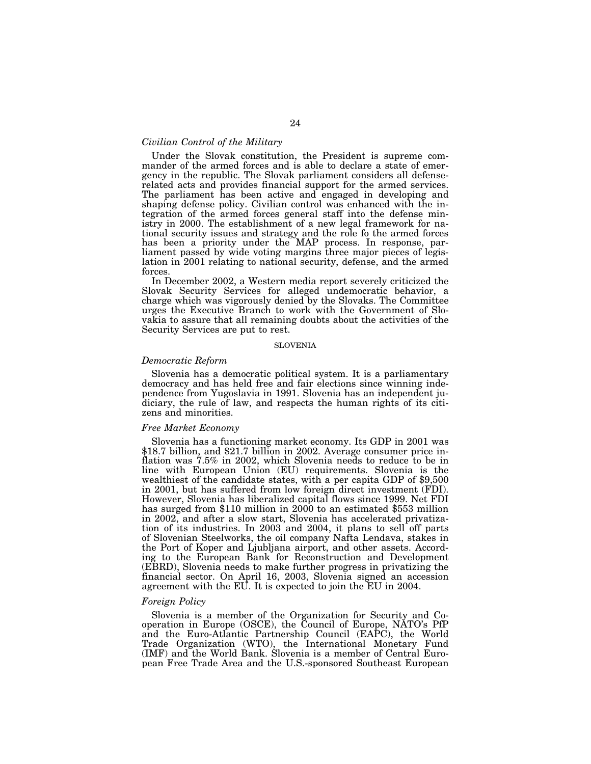### *Civilian Control of the Military*

Under the Slovak constitution, the President is supreme commander of the armed forces and is able to declare a state of emergency in the republic. The Slovak parliament considers all defense-related acts and provides financial support for the armed services. The parliament has been active and engaged in developing and shaping defense policy. Civilian control was enhanced with the integration of the armed forces general staff into the defense ministry in 2000. The establishment of a new legal framework for national security issues and strategy and the role fo the armed forces has been a priority under the MAP process. In response, parliament passed by wide voting margins three major pieces of legislation in 2001 relating to national security, defense, and the armed forces.

In December 2002, a Western media report severely criticized the Slovak Security Services for alleged undemocratic behavior, a charge which was vigorously denied by the Slovaks. The Committee urges the Executive Branch to work with the Government of Slovakia to assure that all remaining doubts about the activities of the Security Services are put to rest.

## SLOVENIA

### *Democratic Reform*

Slovenia has a democratic political system. It is a parliamentary democracy and has held free and fair elections since winning independence from Yugoslavia in 1991. Slovenia has an independent judiciary, the rule of law, and respects the human rights of its citizens and minorities.

### *Free Market Economy*

Slovenia has a functioning market economy. Its GDP in 2001 was $18.7 billion, and $21.7 billion in 2002. Average consumer price inflation was 7.5% in 2002, which Slovenia needs to reduce to be in line with European Union (EU) requirements. Slovenia is the wealthiest of the candidate states, with a per capita GDP of $9,500 in 2001, but has suffered from low foreign direct investment (FDI). However, Slovenia has liberalized capital flows since 1999. Net FDI has surged from $110 million in 2000 to an estimated $553 million in 2002, and after a slow start, Slovenia has accelerated privatization of its industries. In 2003 and 2004, it plans to sell off parts of Slovenian Steelworks, the oil company Nafta Lendava, stakes in the Port of Koper and Ljubljana airport, and other assets. According to the European Bank for Reconstruction and Development (EBRD), Slovenia needs to make further progress in privatizing the financial sector. On April 16, 2003, Slovenia signed an accession agreement with the EU. It is expected to join the EU in 2004.

### *Foreign Policy*

Slovenia is a member of the Organization for Security and Cooperation in Europe (OSCE), the Council of Europe, NATO's PfP and the Euro-Atlantic Partnership Council (EAPC), the World Trade Organization (WTO), the International Monetary Fund (IMF) and the World Bank. Slovenia is a member of Central European Free Trade Area and the U.S.-sponsored Southeast European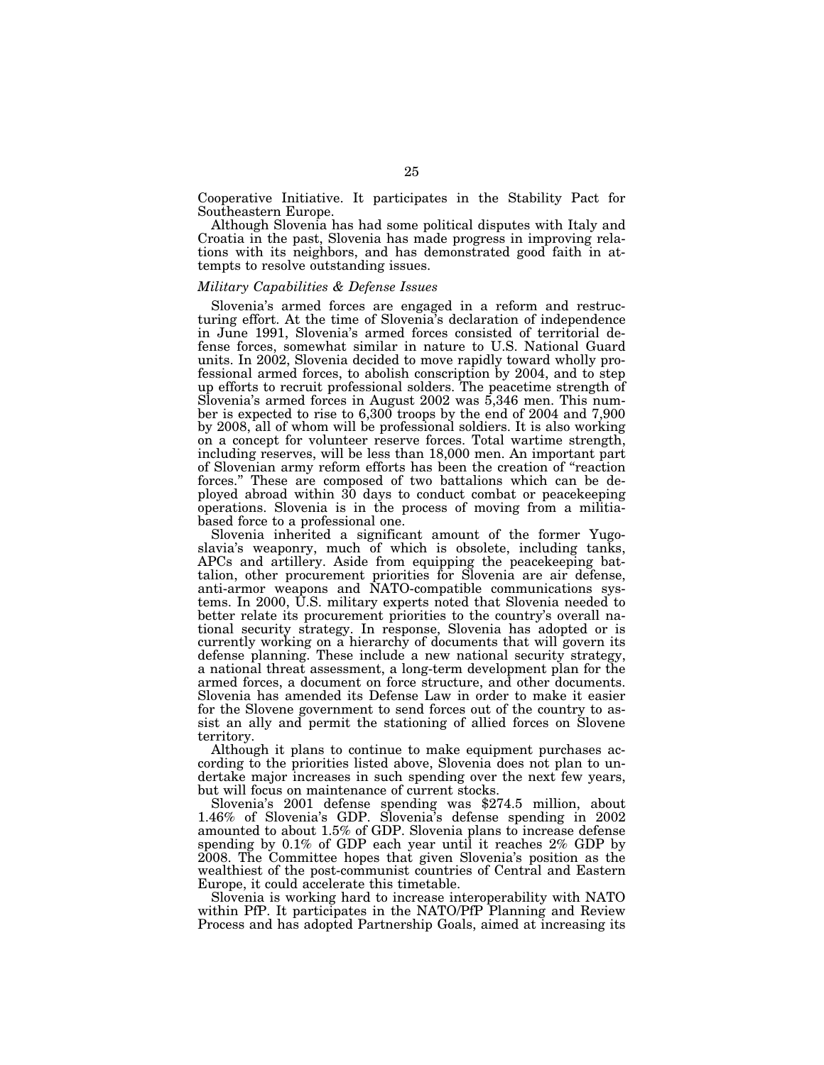Cooperative Initiative. It participates in the Stability Pact for Southeastern Europe.

Although Slovenia has had some political disputes with Italy and Croatia in the past, Slovenia has made progress in improving relations with its neighbors, and has demonstrated good faith in attempts to resolve outstanding issues.

### *Military Capabilities & Defense Issues*

Slovenia's armed forces are engaged in a reform and restructuring effort. At the time of Slovenia's declaration of independence in June 1991, Slovenia's armed forces consisted of territorial defense forces, somewhat similar in nature to U.S. National Guard units. In 2002, Slovenia decided to move rapidly toward wholly professional armed forces, to abolish conscription by 2004, and to step up efforts to recruit professional solders. The peacetime strength of Slovenia's armed forces in August 2002 was 5,346 men. This number is expected to rise to 6,300 troops by the end of 2004 and 7,900 by 2008, all of whom will be professional soldiers. It is also working on a concept for volunteer reserve forces. Total wartime strength, including reserves, will be less than 18,000 men. An important part of Slovenian army reform efforts has been the creation of "reaction forces." These are composed of two battalions which can be deployed abroad within 30 days to conduct combat or peacekeeping operations. Slovenia is in the process of moving from a militia-based force to a professional one.

Slovenia inherited a significant amount of the former Yugoslavia's weaponry, much of which is obsolete, including tanks, APCs and artillery. Aside from equipping the peacekeeping battalion, other procurement priorities for Slovenia are air defense, anti-armor weapons and NATO-compatible communications systems. In 2000, U.S. military experts noted that Slovenia needed to better relate its procurement priorities to the country's overall national security strategy. In response, Slovenia has adopted or is currently working on a hierarchy of documents that will govern its defense planning. These include a new national security strategy, a national threat assessment, a long-term development plan for the armed forces, a document on force structure, and other documents. Slovenia has amended its Defense Law in order to make it easier for the Slovene government to send forces out of the country to assist an ally and permit the stationing of allied forces on Slovene territory.

Although it plans to continue to make equipment purchases according to the priorities listed above, Slovenia does not plan to undertake major increases in such spending over the next few years, but will focus on maintenance of current stocks.

Slovenia's 2001 defense spending was $274.5 million, about 1.46% of Slovenia's GDP. Slovenia's defense spending in 2002 amounted to about 1.5% of GDP. Slovenia plans to increase defense spending by 0.1% of GDP each year until it reaches 2% GDP by 2008. The Committee hopes that given Slovenia's position as the wealthiest of the post-communist countries of Central and Eastern Europe, it could accelerate this timetable.

Slovenia is working hard to increase interoperability with NATO within PfP. It participates in the NATO/PfP Planning and Review Process and has adopted Partnership Goals, aimed at increasing its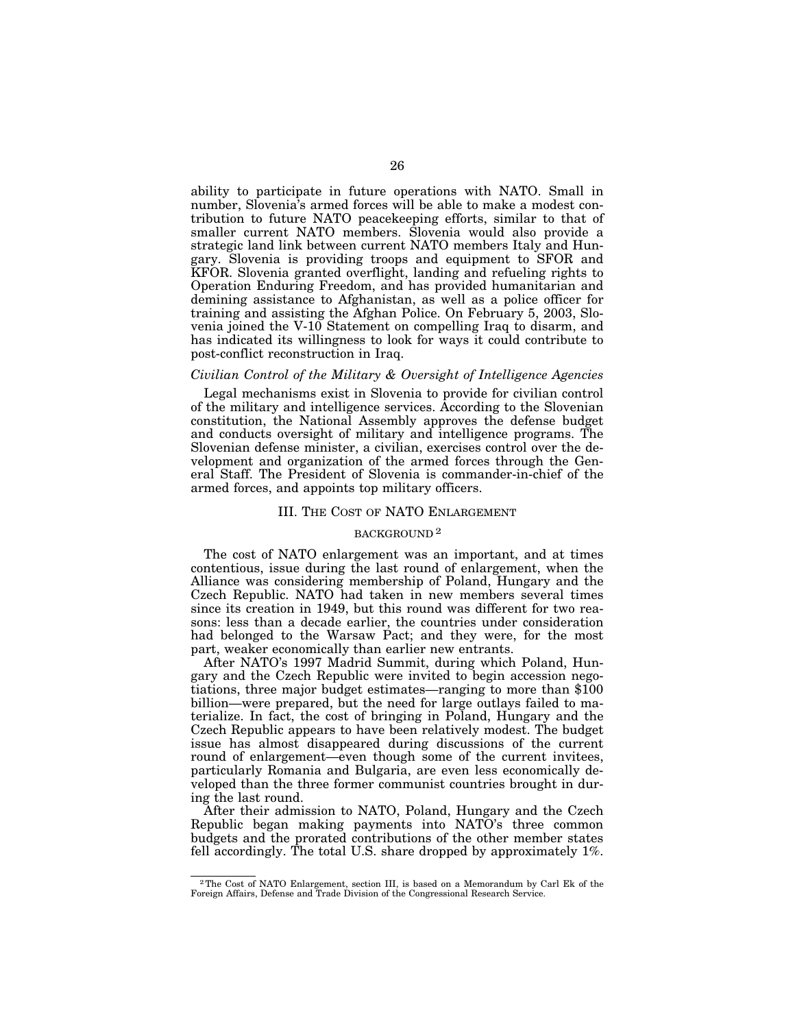ability to participate in future operations with NATO. Small in number, Slovenia's armed forces will be able to make a modest contribution to future NATO peacekeeping efforts, similar to that of smaller current NATO members. Slovenia would also provide a strategic land link between current NATO members Italy and Hungary. Slovenia is providing troops and equipment to SFOR and KFOR. Slovenia granted overflight, landing and refueling rights to Operation Enduring Freedom, and has provided humanitarian and demining assistance to Afghanistan, as well as a police officer for training and assisting the Afghan Police. On February 5, 2003, Slovenia joined the V-10 Statement on compelling Iraq to disarm, and has indicated its willingness to look for ways it could contribute to post-conflict reconstruction in Iraq.

*Civilian Control of the Military & Oversight of Intelligence Agencies*

Legal mechanisms exist in Slovenia to provide for civilian control of the military and intelligence services. According to the Slovenian constitution, the National Assembly approves the defense budget and conducts oversight of military and intelligence programs. The Slovenian defense minister, a civilian, exercises control over the development and organization of the armed forces through the General Staff. The President of Slovenia is commander-in-chief of the armed forces, and appoints top military officers.

## III. The Cost of NATO Enlargement

### Background [2]

The cost of NATO enlargement was an important, and at times contentious, issue during the last round of enlargement, when the Alliance was considering membership of Poland, Hungary and the Czech Republic. NATO had taken in new members several times since its creation in 1949, but this round was different for two reasons: less than a decade earlier, the countries under consideration had belonged to the Warsaw Pact; and they were, for the most part, weaker economically than earlier new entrants.

After NATO's 1997 Madrid Summit, during which Poland, Hungary and the Czech Republic were invited to begin accession negotiations, three major budget estimates—ranging to more than $100 billion—were prepared, but the need for large outlays failed to materialize. In fact, the cost of bringing in Poland, Hungary and the Czech Republic appears to have been relatively modest. The budget issue has almost disappeared during discussions of the current round of enlargement—even though some of the current invitees, particularly Romania and Bulgaria, are even less economically developed than the three former communist countries brought in during the last round.

After their admission to NATO, Poland, Hungary and the Czech Republic began making payments into NATO's three common budgets and the prorated contributions of the other member states fell accordingly. The total U.S. share dropped by approximately 1%.

[2] The Cost of NATO Enlargement, section III, is based on a Memorandum by Carl Ek of the Foreign Affairs, Defense and Trade Division of the Congressional Research Service.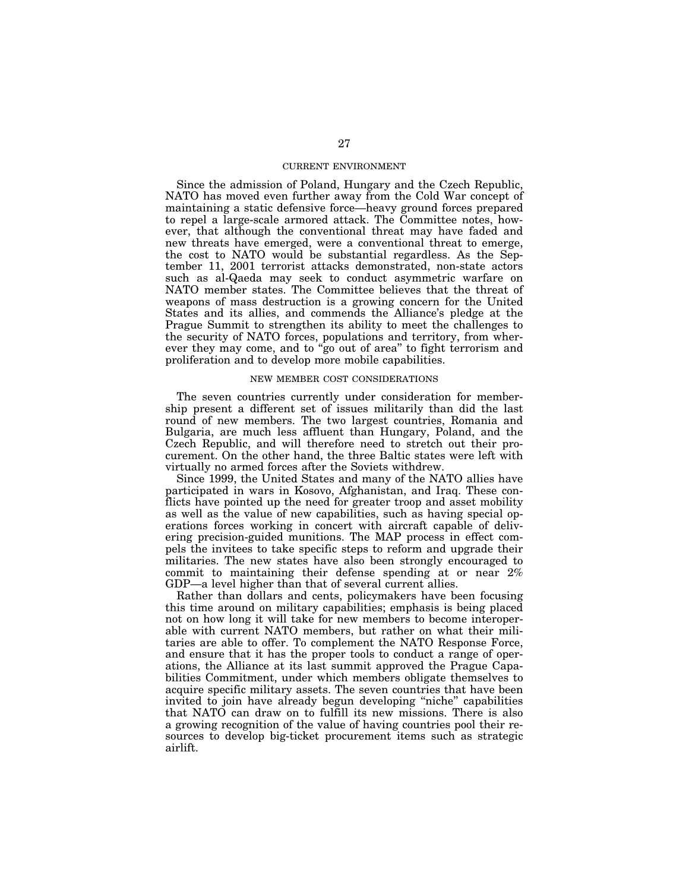## CURRENT ENVIRONMENT

Since the admission of Poland, Hungary and the Czech Republic, NATO has moved even further away from the Cold War concept of maintaining a static defensive force—heavy ground forces prepared to repel a large-scale armored attack. The Committee notes, however, that although the conventional threat may have faded and new threats have emerged, were a conventional threat to emerge, the cost to NATO would be substantial regardless. As the September 11, 2001 terrorist attacks demonstrated, non-state actors such as al-Qaeda may seek to conduct asymmetric warfare on NATO member states. The Committee believes that the threat of weapons of mass destruction is a growing concern for the United States and its allies, and commends the Alliance's pledge at the Prague Summit to strengthen its ability to meet the challenges to the security of NATO forces, populations and territory, from wherever they may come, and to "go out of area" to fight terrorism and proliferation and to develop more mobile capabilities.

## NEW MEMBER COST CONSIDERATIONS

The seven countries currently under consideration for membership present a different set of issues militarily than did the last round of new members. The two largest countries, Romania and Bulgaria, are much less affluent than Hungary, Poland, and the Czech Republic, and will therefore need to stretch out their procurement. On the other hand, the three Baltic states were left with virtually no armed forces after the Soviets withdrew.

Since 1999, the United States and many of the NATO allies have participated in wars in Kosovo, Afghanistan, and Iraq. These conflicts have pointed up the need for greater troop and asset mobility as well as the value of new capabilities, such as having special operations forces working in concert with aircraft capable of delivering precision-guided munitions. The MAP process in effect compels the invitees to take specific steps to reform and upgrade their militaries. The new states have also been strongly encouraged to commit to maintaining their defense spending at or near 2% GDP—a level higher than that of several current allies.

Rather than dollars and cents, policymakers have been focusing this time around on military capabilities; emphasis is being placed not on how long it will take for new members to become interoperable with current NATO members, but rather on what their militaries are able to offer. To complement the NATO Response Force, and ensure that it has the proper tools to conduct a range of operations, the Alliance at its last summit approved the Prague Capabilities Commitment, under which members obligate themselves to acquire specific military assets. The seven countries that have been invited to join have already begun developing "niche" capabilities that NATO can draw on to fulfill its new missions. There is also a growing recognition of the value of having countries pool their resources to develop big-ticket procurement items such as strategic airlift.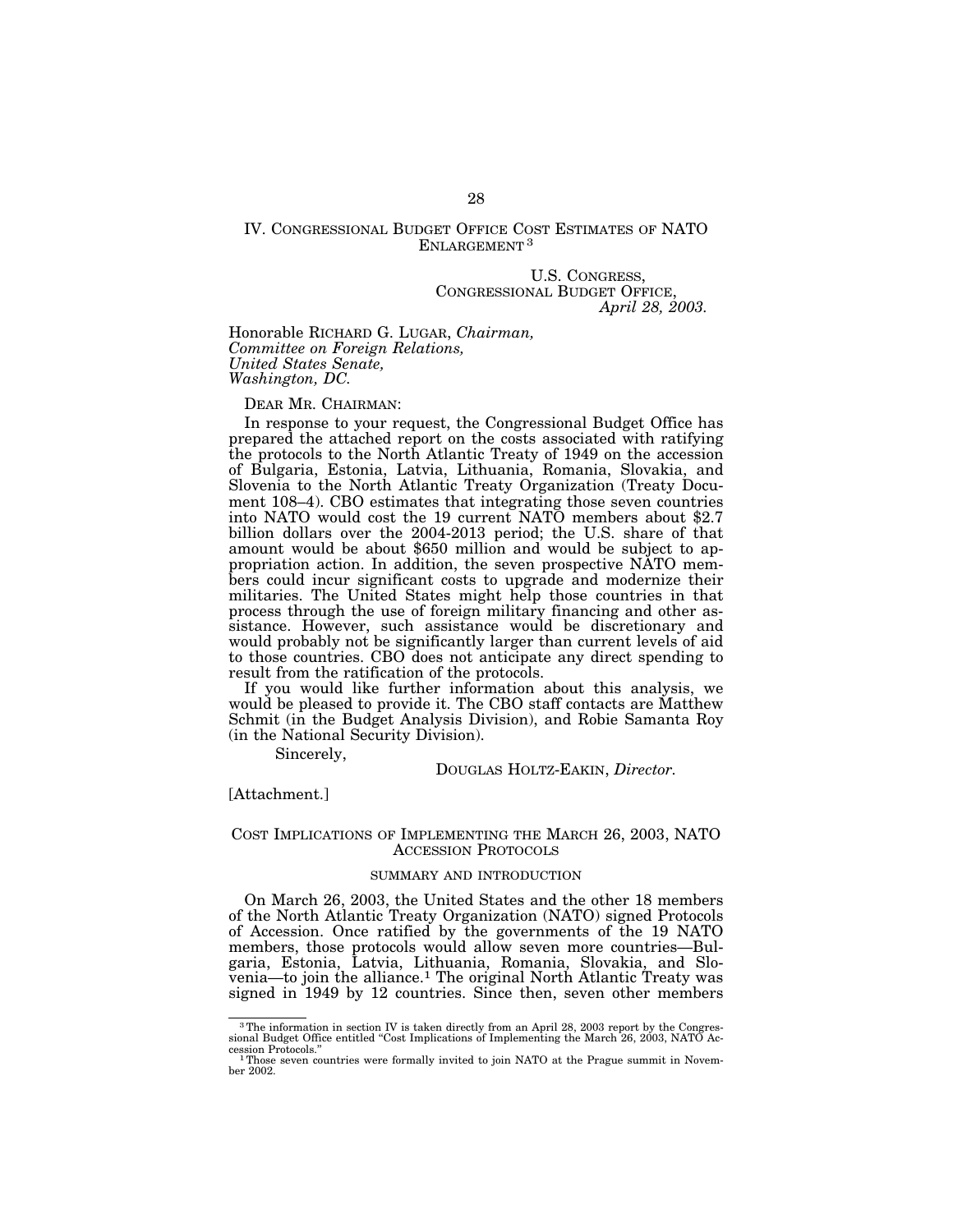## IV. Congressional Budget Office Cost Estimates of NATO Enlargement [3]

U.S. CONGRESS,
CONGRESSIONAL BUDGET OFFICE,
*April 28, 2003.*

Honorable RICHARD G. LUGAR, *Chairman,*
*Committee on Foreign Relations,*
*United States Senate,*
*Washington, DC.*

DEAR MR. CHAIRMAN:

In response to your request, the Congressional Budget Office has prepared the attached report on the costs associated with ratifying the protocols to the North Atlantic Treaty of 1949 on the accession of Bulgaria, Estonia, Latvia, Lithuania, Romania, Slovakia, and Slovenia to the North Atlantic Treaty Organization (Treaty Document 108–4). CBO estimates that integrating those seven countries into NATO would cost the 19 current NATO members about $2.7 billion dollars over the 2004-2013 period; the U.S. share of that amount would be about $650 million and would be subject to appropriation action. In addition, the seven prospective NATO members could incur significant costs to upgrade and modernize their militaries. The United States might help those countries in that process through the use of foreign military financing and other assistance. However, such assistance would be discretionary and would probably not be significantly larger than current levels of aid to those countries. CBO does not anticipate any direct spending to result from the ratification of the protocols.

If you would like further information about this analysis, we would be pleased to provide it. The CBO staff contacts are Matthew Schmit (in the Budget Analysis Division), and Robie Samanta Roy (in the National Security Division).

Sincerely,

DOUGLAS HOLTZ-EAKIN, *Director.*

[Attachment.]

### Cost Implications of Implementing the March 26, 2003, NATO Accession Protocols

#### SUMMARY AND INTRODUCTION

On March 26, 2003, the United States and the other 18 members of the North Atlantic Treaty Organization (NATO) signed Protocols of Accession. Once ratified by the governments of the 19 NATO members, those protocols would allow seven more countries—Bulgaria, Estonia, Latvia, Lithuania, Romania, Slovakia, and Slovenia—to join the alliance.[1] The original North Atlantic Treaty was signed in 1949 by 12 countries. Since then, seven other members

---

[3] The information in section IV is taken directly from an April 28, 2003 report by the Congressional Budget Office entitled "Cost Implications of Implementing the March 26, 2003, NATO Accession Protocols."

[1] Those seven countries were formally invited to join NATO at the Prague summit in November 2002.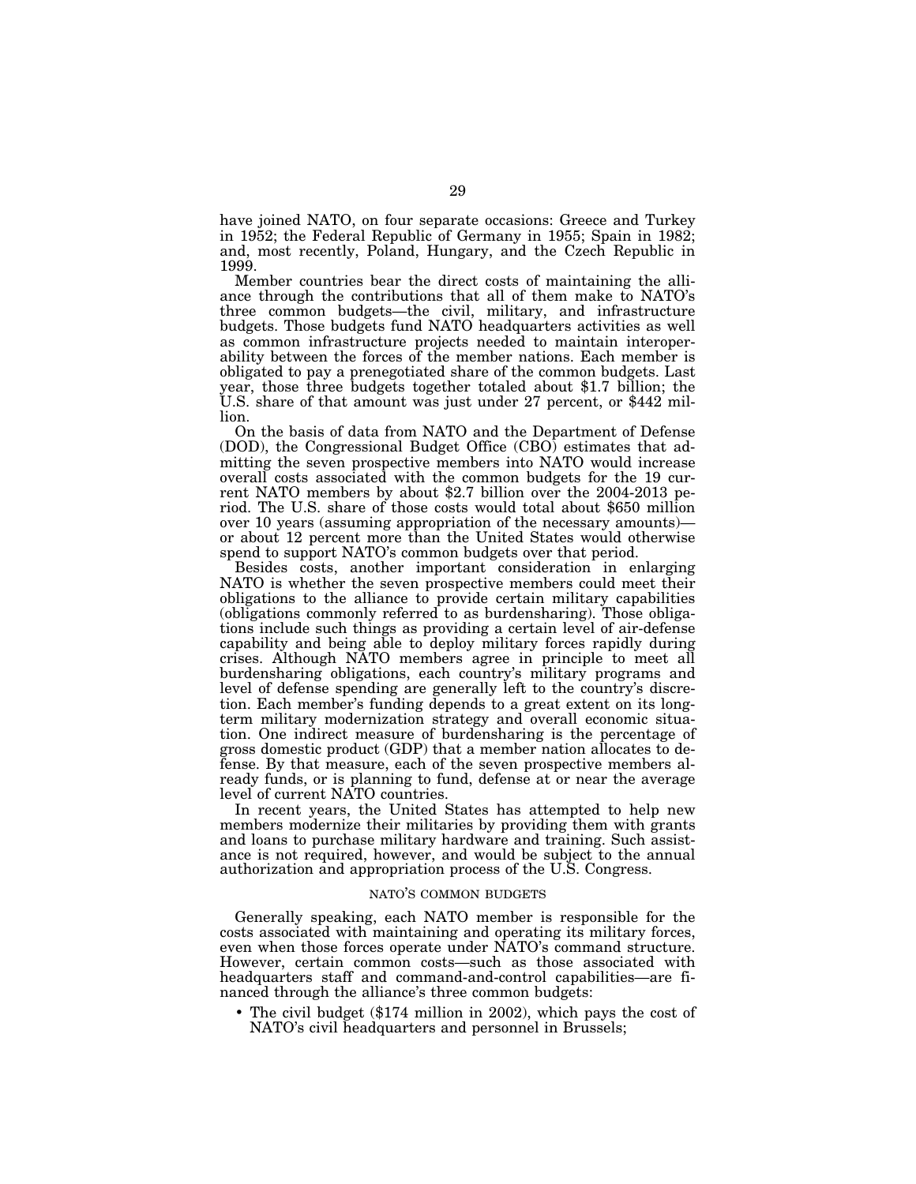have joined NATO, on four separate occasions: Greece and Turkey in 1952; the Federal Republic of Germany in 1955; Spain in 1982; and, most recently, Poland, Hungary, and the Czech Republic in 1999.

Member countries bear the direct costs of maintaining the alliance through the contributions that all of them make to NATO's three common budgets—the civil, military, and infrastructure budgets. Those budgets fund NATO headquarters activities as well as common infrastructure projects needed to maintain interoperability between the forces of the member nations. Each member is obligated to pay a prenegotiated share of the common budgets. Last year, those three budgets together totaled about $1.7 billion; the U.S. share of that amount was just under 27 percent, or $442 million.

On the basis of data from NATO and the Department of Defense (DOD), the Congressional Budget Office (CBO) estimates that admitting the seven prospective members into NATO would increase overall costs associated with the common budgets for the 19 current NATO members by about $2.7 billion over the 2004-2013 period. The U.S. share of those costs would total about $650 million over 10 years (assuming appropriation of the necessary amounts)—or about 12 percent more than the United States would otherwise spend to support NATO's common budgets over that period.

Besides costs, another important consideration in enlarging NATO is whether the seven prospective members could meet their obligations to the alliance to provide certain military capabilities (obligations commonly referred to as burdensharing). Those obligations include such things as providing a certain level of air-defense capability and being able to deploy military forces rapidly during crises. Although NATO members agree in principle to meet all burdensharing obligations, each country's military programs and level of defense spending are generally left to the country's discretion. Each member's funding depends to a great extent on its long-term military modernization strategy and overall economic situation. One indirect measure of burdensharing is the percentage of gross domestic product (GDP) that a member nation allocates to defense. By that measure, each of the seven prospective members already funds, or is planning to fund, defense at or near the average level of current NATO countries.

In recent years, the United States has attempted to help new members modernize their militaries by providing them with grants and loans to purchase military hardware and training. Such assistance is not required, however, and would be subject to the annual authorization and appropriation process of the U.S. Congress.

## NATO'S COMMON BUDGETS

Generally speaking, each NATO member is responsible for the costs associated with maintaining and operating its military forces, even when those forces operate under NATO's command structure. However, certain common costs—such as those associated with headquarters staff and command-and-control capabilities—are financed through the alliance's three common budgets:

- The civil budget ($174 million in 2002), which pays the cost of NATO's civil headquarters and personnel in Brussels;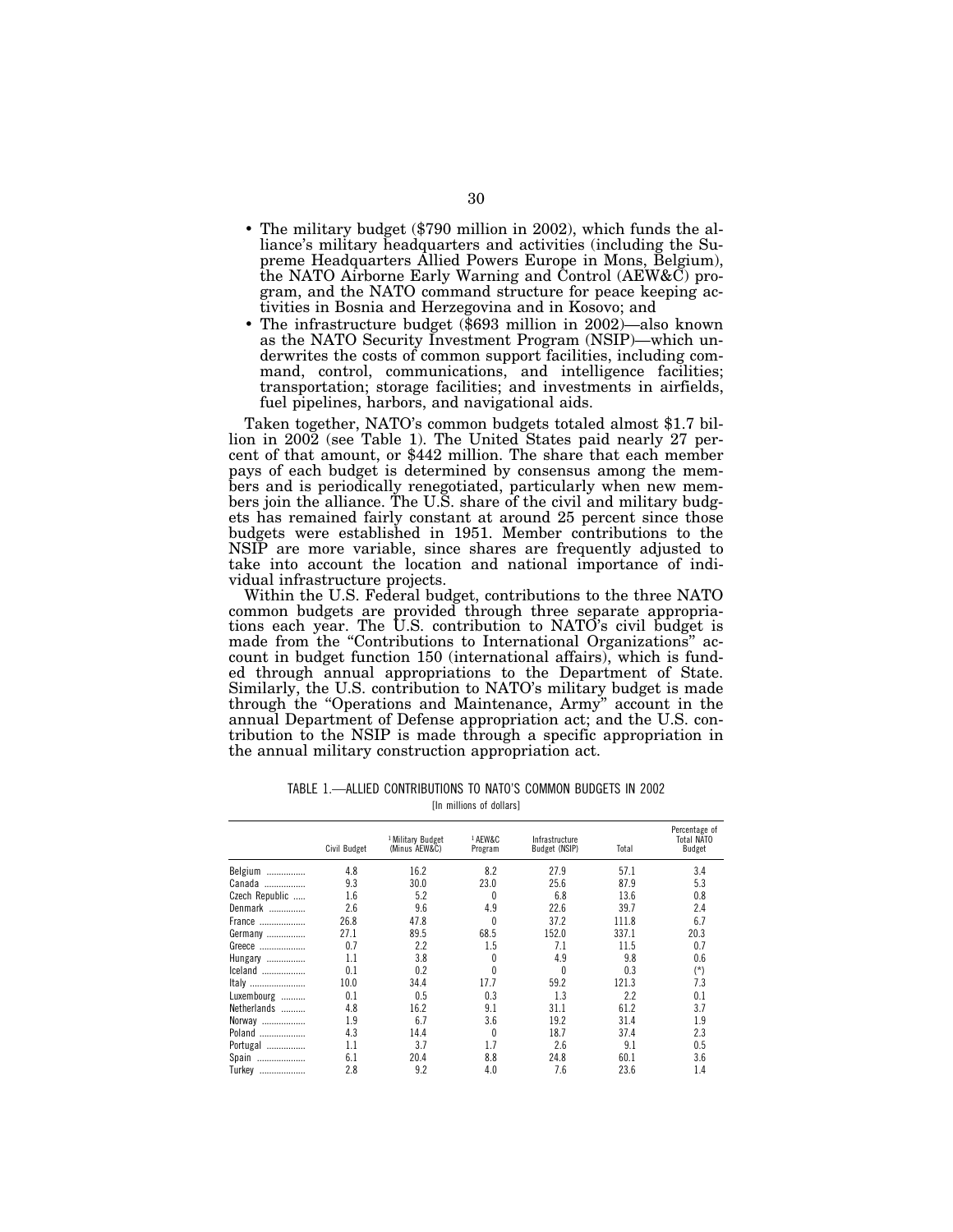- The military budget ($790 million in 2002), which funds the alliance's military headquarters and activities (including the Supreme Headquarters Allied Powers Europe in Mons, Belgium), the NATO Airborne Early Warning and Control (AEW&C) program, and the NATO command structure for peace keeping activities in Bosnia and Herzegovina and in Kosovo; and
- The infrastructure budget ($693 million in 2002)—also known as the NATO Security Investment Program (NSIP)—which underwrites the costs of common support facilities, including command, control, communications, and intelligence facilities; transportation; storage facilities; and investments in airfields, fuel pipelines, harbors, and navigational aids.

Taken together, NATO's common budgets totaled almost $1.7 billion in 2002 (see Table 1). The United States paid nearly 27 percent of that amount, or $442 million. The share that each member pays of each budget is determined by consensus among the members and is periodically renegotiated, particularly when new members join the alliance. The U.S. share of the civil and military budgets has remained fairly constant at around 25 percent since those budgets were established in 1951. Member contributions to the NSIP are more variable, since shares are frequently adjusted to take into account the location and national importance of individual infrastructure projects.

Within the U.S. Federal budget, contributions to the three NATO common budgets are provided through three separate appropriations each year. The U.S. contribution to NATO's civil budget is made from the "Contributions to International Organizations" account in budget function 150 (international affairs), which is funded through annual appropriations to the Department of State. Similarly, the U.S. contribution to NATO's military budget is made through the "Operations and Maintenance, Army" account in the annual Department of Defense appropriation act; and the U.S. contribution to the NSIP is made through a specific appropriation in the annual military construction appropriation act.

TABLE 1.—ALLIED CONTRIBUTIONS TO NATO'S COMMON BUDGETS IN 2002

[In millions of dollars]

| | Civil Budget | [1] Military Budget (Minus AEW&C) | [1] AEW&C Program | Infrastructure Budget (NSIP) | Total | Percentage of Total NATO Budget |
|---|---|---|---|---|---|---|
| Belgium | 4.8 | 16.2 | 8.2 | 27.9 | 57.1 | 3.4 |
| Canada | 9.3 | 30.0 | 23.0 | 25.6 | 87.9 | 5.3 |
| Czech Republic | 1.6 | 5.2 | 0 | 6.8 | 13.6 | 0.8 |
| Denmark | 2.6 | 9.6 | 4.9 | 22.6 | 39.7 | 2.4 |
| France | 26.8 | 47.8 | 0 | 37.2 | 111.8 | 6.7 |
| Germany | 27.1 | 89.5 | 68.5 | 152.0 | 337.1 | 20.3 |
| Greece | 0.7 | 2.2 | 1.5 | 7.1 | 11.5 | 0.7 |
| Hungary | 1.1 | 3.8 | 0 | 4.9 | 9.8 | 0.6 |
| Iceland | 0.1 | 0.2 | 0 | 0 | 0.3 | (*) |
| Italy | 10.0 | 34.4 | 17.7 | 59.2 | 121.3 | 7.3 |
| Luxembourg | 0.1 | 0.5 | 0.3 | 1.3 | 2.2 | 0.1 |
| Netherlands | 4.8 | 16.2 | 9.1 | 31.1 | 61.2 | 3.7 |
| Norway | 1.9 | 6.7 | 3.6 | 19.2 | 31.4 | 1.9 |
| Poland | 4.3 | 14.4 | 0 | 18.7 | 37.4 | 2.3 |
| Portugal | 1.1 | 3.7 | 1.7 | 2.6 | 9.1 | 0.5 |
| Spain | 6.1 | 20.4 | 8.8 | 24.8 | 60.1 | 3.6 |
| Turkey | 2.8 | 9.2 | 4.0 | 7.6 | 23.6 | 1.4 |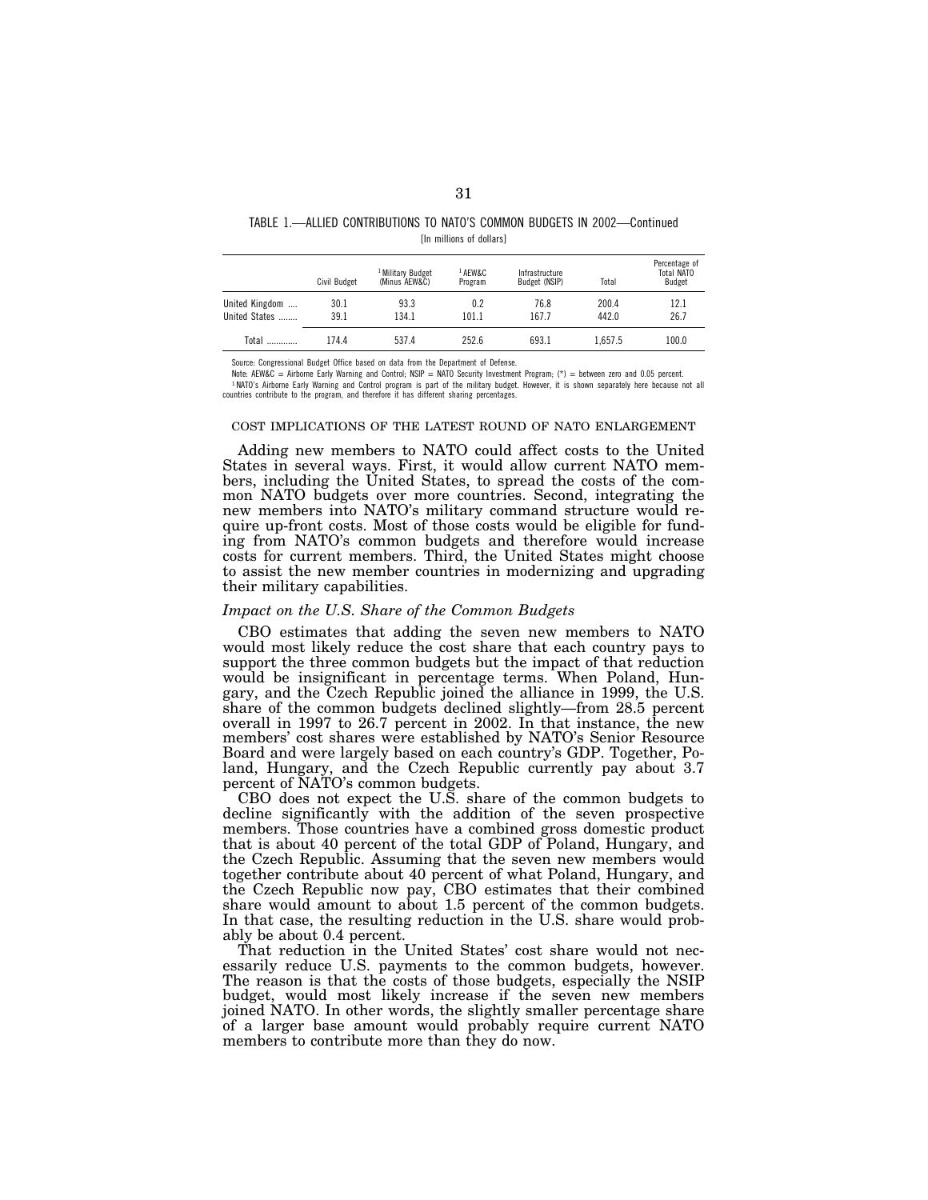TABLE 1.—ALLIED CONTRIBUTIONS TO NATO'S COMMON BUDGETS IN 2002—Continued

[In millions of dollars]

| | Civil Budget | [1] Military Budget (Minus AEW&C) | [1] AEW&C Program | Infrastructure Budget (NSIP) | Total | Percentage of Total NATO Budget |
|---|---|---|---|---|---|---|
| United Kingdom .... | 30.1 | 93.3 | 0.2 | 76.8 | 200.4 | 12.1 |
| United States ........ | 39.1 | 134.1 | 101.1 | 167.7 | 442.0 | 26.7 |
| Total ............ | 174.4 | 537.4 | 252.6 | 693.1 | 1,657.5 | 100.0 |

Source: Congressional Budget Office based on data from the Department of Defense.

Note: AEW&C = Airborne Early Warning and Control; NSIP = NATO Security Investment Program; (*) = between zero and 0.05 percent.

[1] NATO's Airborne Early Warning and Control program is part of the military budget. However, it is shown separately here because not all countries contribute to the program, and therefore it has different sharing percentages.

COST IMPLICATIONS OF THE LATEST ROUND OF NATO ENLARGEMENT

Adding new members to NATO could affect costs to the United States in several ways. First, it would allow current NATO members, including the United States, to spread the costs of the common NATO budgets over more countries. Second, integrating the new members into NATO's military command structure would require up-front costs. Most of those costs would be eligible for funding from NATO's common budgets and therefore would increase costs for current members. Third, the United States might choose to assist the new member countries in modernizing and upgrading their military capabilities.

*Impact on the U.S. Share of the Common Budgets*

CBO estimates that adding the seven new members to NATO would most likely reduce the cost share that each country pays to support the three common budgets but the impact of that reduction would be insignificant in percentage terms. When Poland, Hungary, and the Czech Republic joined the alliance in 1999, the U.S. share of the common budgets declined slightly—from 28.5 percent overall in 1997 to 26.7 percent in 2002. In that instance, the new members' cost shares were established by NATO's Senior Resource Board and were largely based on each country's GDP. Together, Poland, Hungary, and the Czech Republic currently pay about 3.7 percent of NATO's common budgets.

CBO does not expect the U.S. share of the common budgets to decline significantly with the addition of the seven prospective members. Those countries have a combined gross domestic product that is about 40 percent of the total GDP of Poland, Hungary, and the Czech Republic. Assuming that the seven new members would together contribute about 40 percent of what Poland, Hungary, and the Czech Republic now pay, CBO estimates that their combined share would amount to about 1.5 percent of the common budgets. In that case, the resulting reduction in the U.S. share would probably be about 0.4 percent.

That reduction in the United States' cost share would not necessarily reduce U.S. payments to the common budgets, however. The reason is that the costs of those budgets, especially the NSIP budget, would most likely increase if the seven new members joined NATO. In other words, the slightly smaller percentage share of a larger base amount would probably require current NATO members to contribute more than they do now.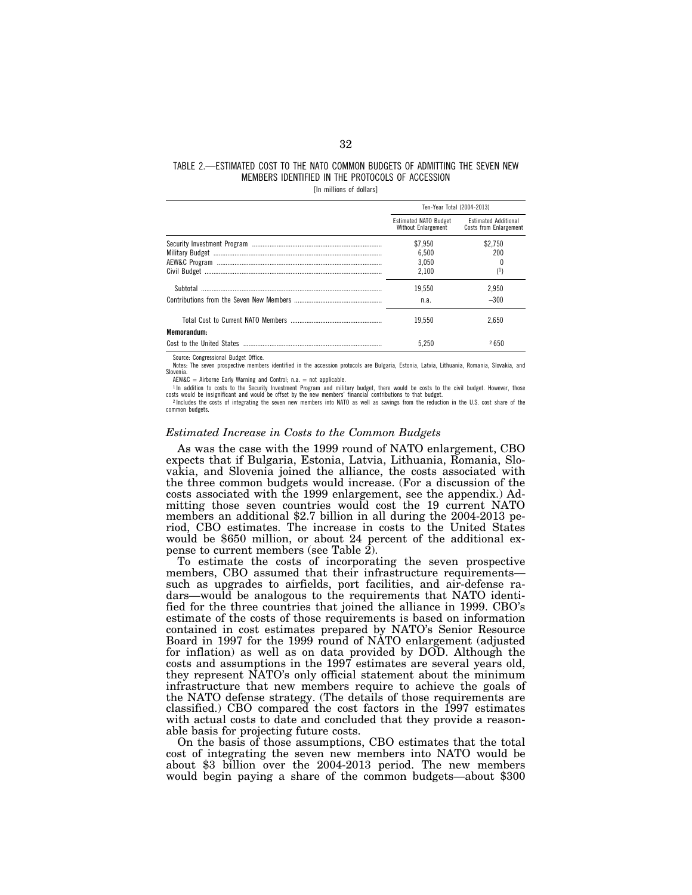TABLE 2.—ESTIMATED COST TO THE NATO COMMON BUDGETS OF ADMITTING THE SEVEN NEW MEMBERS IDENTIFIED IN THE PROTOCOLS OF ACCESSION

[In millions of dollars]

| | Ten-Year Total (2004-2013) | |
|---|---|---|
| | Estimated NATO Budget Without Enlargement | Estimated Additional Costs from Enlargement |
| Security Investment Program | $7,950 | $2,750 |
| Military Budget | 6,500 | 200 |
| AEW&C Program | 3,050 | 0 |
| Civil Budget | 2,100 | (1) |
| Subtotal | 19,550 | 2,950 |
| Contributions from the Seven New Members | n.a. | −300 |
| Total Cost to Current NATO Members | 19,550 | 2,650 |
| **Memorandum:** | | |
| Cost to the United States | 5,250 | [2] 650 |

Source: Congressional Budget Office.

Notes: The seven prospective members identified in the accession protocols are Bulgaria, Estonia, Latvia, Lithuania, Romania, Slovakia, and Slovenia.

AEW&C = Airborne Early Warning and Control; n.a. = not applicable.

[1] In addition to costs to the Security Investment Program and military budget, there would be costs to the civil budget. However, those costs would be insignificant and would be offset by the new members' financial contributions to that budget.

[2] Includes the costs of integrating the seven new members into NATO as well as savings from the reduction in the U.S. cost share of the common budgets.

### *Estimated Increase in Costs to the Common Budgets*

As was the case with the 1999 round of NATO enlargement, CBO expects that if Bulgaria, Estonia, Latvia, Lithuania, Romania, Slovakia, and Slovenia joined the alliance, the costs associated with the three common budgets would increase. (For a discussion of the costs associated with the 1999 enlargement, see the appendix.) Admitting those seven countries would cost the 19 current NATO members an additional $2.7 billion in all during the 2004-2013 period, CBO estimates. The increase in costs to the United States would be $650 million, or about 24 percent of the additional expense to current members (see Table 2).

To estimate the costs of incorporating the seven prospective members, CBO assumed that their infrastructure requirements—such as upgrades to airfields, port facilities, and air-defense radars—would be analogous to the requirements that NATO identified for the three countries that joined the alliance in 1999. CBO's estimate of the costs of those requirements is based on information contained in cost estimates prepared by NATO's Senior Resource Board in 1997 for the 1999 round of NATO enlargement (adjusted for inflation) as well as on data provided by DOD. Although the costs and assumptions in the 1997 estimates are several years old, they represent NATO's only official statement about the minimum infrastructure that new members require to achieve the goals of the NATO defense strategy. (The details of those requirements are classified.) CBO compared the cost factors in the 1997 estimates with actual costs to date and concluded that they provide a reasonable basis for projecting future costs.

On the basis of those assumptions, CBO estimates that the total cost of integrating the seven new members into NATO would be about $3 billion over the 2004-2013 period. The new members would begin paying a share of the common budgets—about $300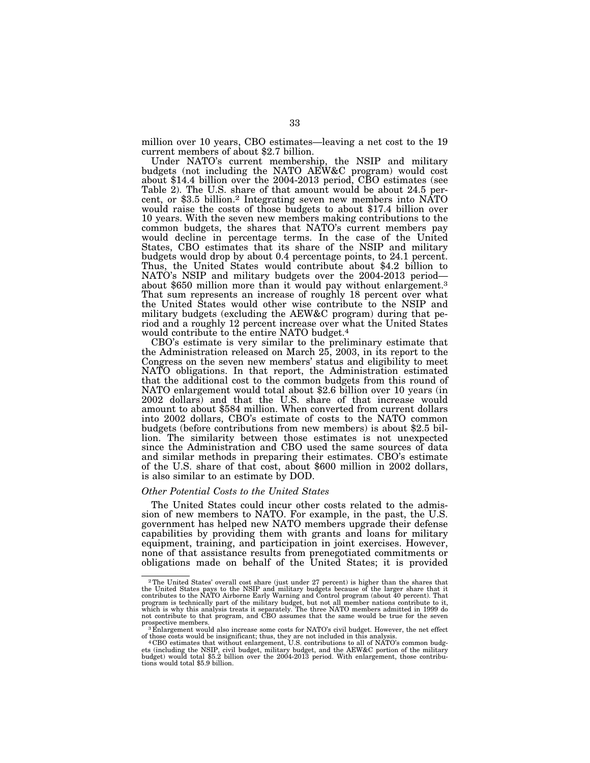million over 10 years, CBO estimates—leaving a net cost to the 19 current members of about $2.7 billion.

Under NATO's current membership, the NSIP and military budgets (not including the NATO AEW&C program) would cost about $14.4 billion over the 2004-2013 period, CBO estimates (see Table 2). The U.S. share of that amount would be about 24.5 percent, or $3.5 billion.[2] Integrating seven new members into NATO would raise the costs of those budgets to about $17.4 billion over 10 years. With the seven new members making contributions to the common budgets, the shares that NATO's current members pay would decline in percentage terms. In the case of the United States, CBO estimates that its share of the NSIP and military budgets would drop by about 0.4 percentage points, to 24.1 percent. Thus, the United States would contribute about $4.2 billion to NATO's NSIP and military budgets over the 2004-2013 period—about $650 million more than it would pay without enlargement.[3] That sum represents an increase of roughly 18 percent over what the United States would other wise contribute to the NSIP and military budgets (excluding the AEW&C program) during that period and a roughly 12 percent increase over what the United States would contribute to the entire NATO budget.[4]

CBO's estimate is very similar to the preliminary estimate that the Administration released on March 25, 2003, in its report to the Congress on the seven new members' status and eligibility to meet NATO obligations. In that report, the Administration estimated that the additional cost to the common budgets from this round of NATO enlargement would total about $2.6 billion over 10 years (in 2002 dollars) and that the U.S. share of that increase would amount to about $584 million. When converted from current dollars into 2002 dollars, CBO's estimate of costs to the NATO common budgets (before contributions from new members) is about $2.5 billion. The similarity between those estimates is not unexpected since the Administration and CBO used the same sources of data and similar methods in preparing their estimates. CBO's estimate of the U.S. share of that cost, about $600 million in 2002 dollars, is also similar to an estimate by DOD.

*Other Potential Costs to the United States*

The United States could incur other costs related to the admission of new members to NATO. For example, in the past, the U.S. government has helped new NATO members upgrade their defense capabilities by providing them with grants and loans for military equipment, training, and participation in joint exercises. However, none of that assistance results from prenegotiated commitments or obligations made on behalf of the United States; it is provided

---

[2] The United States' overall cost share (just under 27 percent) is higher than the shares that the United States pays to the NSIP and military budgets because of the larger share that it contributes to the NATO Airborne Early Warning and Control program (about 40 percent). That program is technically part of the military budget, but not all member nations contribute to it, which is why this analysis treats it separately. The three NATO members admitted in 1999 do not contribute to that program, and CBO assumes that the same would be true for the seven prospective members.

[3] Enlargement would also increase some costs for NATO's civil budget. However, the net effect of those costs would be insignificant; thus, they are not included in this analysis.

[4] CBO estimates that without enlargement, U.S. contributions to all of NATO's common budgets (including the NSIP, civil budget, military budget, and the AEW&C portion of the military budget) would total $5.2 billion over the 2004-2013 period. With enlargement, those contributions would total $5.9 billion.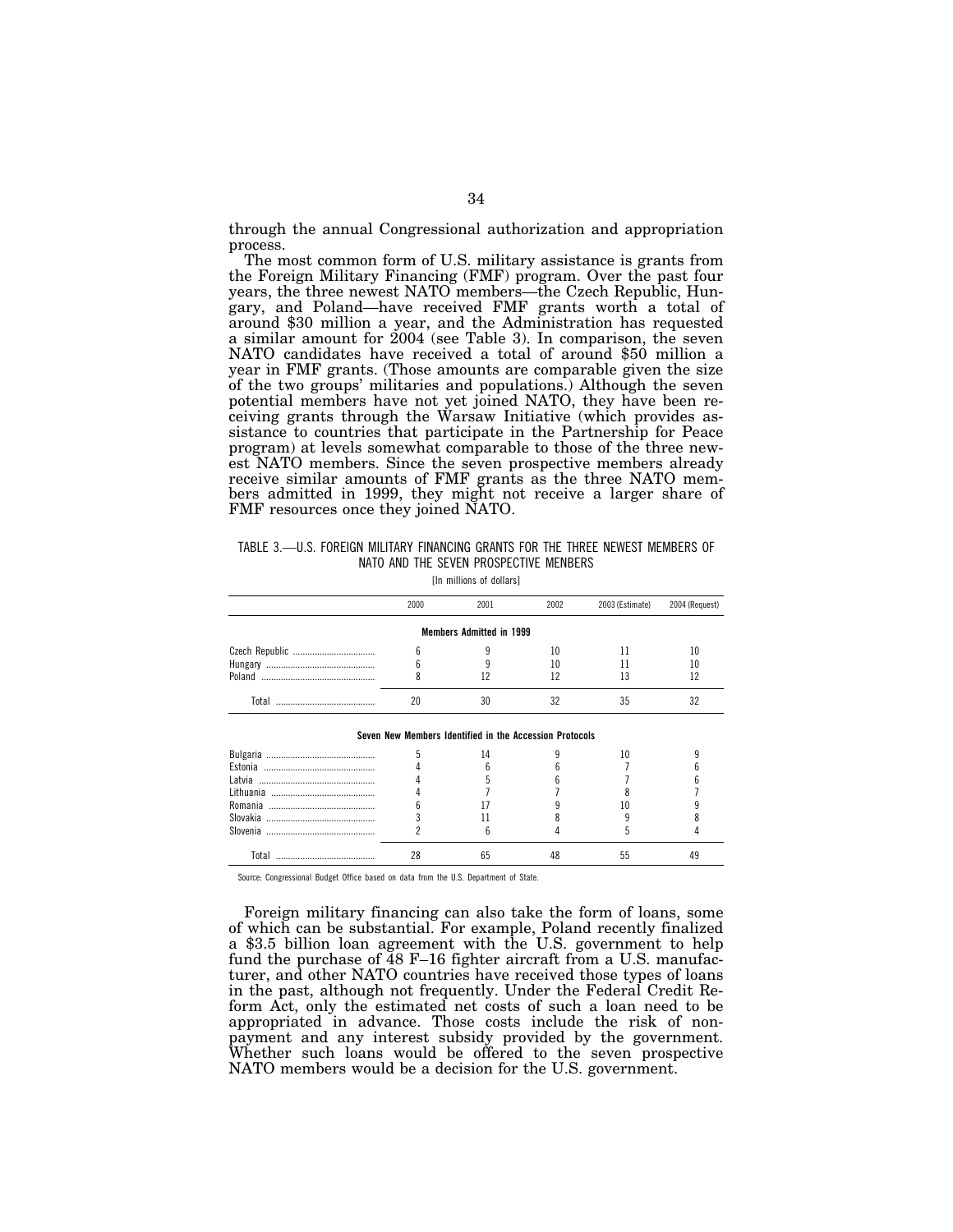through the annual Congressional authorization and appropriation process.

The most common form of U.S. military assistance is grants from the Foreign Military Financing (FMF) program. Over the past four years, the three newest NATO members—the Czech Republic, Hungary, and Poland—have received FMF grants worth a total of around $30 million a year, and the Administration has requested a similar amount for 2004 (see Table 3). In comparison, the seven NATO candidates have received a total of around $50 million a year in FMF grants. (Those amounts are comparable given the size of the two groups' militaries and populations.) Although the seven potential members have not yet joined NATO, they have been receiving grants through the Warsaw Initiative (which provides assistance to countries that participate in the Partnership for Peace program) at levels somewhat comparable to those of the three newest NATO members. Since the seven prospective members already receive similar amounts of FMF grants as the three NATO members admitted in 1999, they might not receive a larger share of FMF resources once they joined NATO.

TABLE 3.—U.S. FOREIGN MILITARY FINANCING GRANTS FOR THE THREE NEWEST MEMBERS OF NATO AND THE SEVEN PROSPECTIVE MENBERS

[In millions of dollars]

| | 2000 | 2001 | 2002 | 2003 (Estimate) | 2004 (Request) |
|---|---|---|---|---|---|
| **Members Admitted in 1999** | | | | | |
| Czech Republic | 6 | 9 | 10 | 11 | 10 |
| Hungary | 6 | 9 | 10 | 11 | 10 |
| Poland | 8 | 12 | 12 | 13 | 12 |
| Total | 20 | 30 | 32 | 35 | 32 |
| **Seven New Members Identified in the Accession Protocols** | | | | | |
| Bulgaria | 5 | 14 | 9 | 10 | 9 |
| Estonia | 4 | 6 | 6 | 7 | 6 |
| Latvia | 4 | 5 | 6 | 7 | 6 |
| Lithuania | 4 | 7 | 7 | 8 | 7 |
| Romania | 6 | 17 | 9 | 10 | 9 |
| Slovakia | 3 | 11 | 8 | 9 | 8 |
| Slovenia | 2 | 6 | 4 | 5 | 4 |
| Total | 28 | 65 | 48 | 55 | 49 |

Source: Congressional Budget Office based on data from the U.S. Department of State.

Foreign military financing can also take the form of loans, some of which can be substantial. For example, Poland recently finalized a $3.5 billion loan agreement with the U.S. government to help fund the purchase of 48 F–16 fighter aircraft from a U.S. manufacturer, and other NATO countries have received those types of loans in the past, although not frequently. Under the Federal Credit Reform Act, only the estimated net costs of such a loan need to be appropriated in advance. Those costs include the risk of nonpayment and any interest subsidy provided by the government. Whether such loans would be offered to the seven prospective NATO members would be a decision for the U.S. government.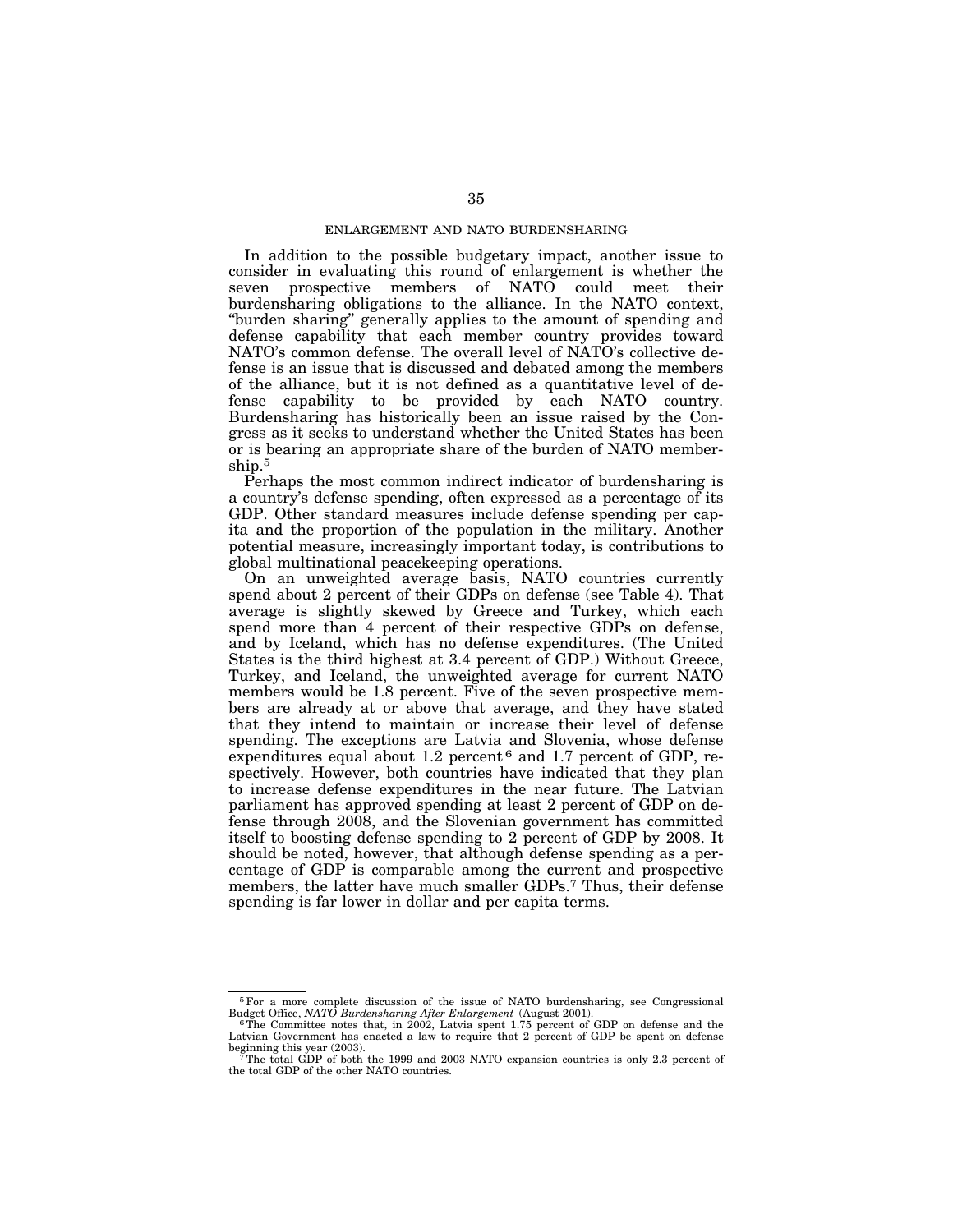## ENLARGEMENT AND NATO BURDENSHARING

In addition to the possible budgetary impact, another issue to consider in evaluating this round of enlargement is whether the seven prospective members of NATO could meet their burdensharing obligations to the alliance. In the NATO context, "burden sharing" generally applies to the amount of spending and defense capability that each member country provides toward NATO's common defense. The overall level of NATO's collective defense is an issue that is discussed and debated among the members of the alliance, but it is not defined as a quantitative level of defense capability to be provided by each NATO country. Burdensharing has historically been an issue raised by the Congress as it seeks to understand whether the United States has been or is bearing an appropriate share of the burden of NATO membership.[5]

Perhaps the most common indirect indicator of burdensharing is a country's defense spending, often expressed as a percentage of its GDP. Other standard measures include defense spending per capita and the proportion of the population in the military. Another potential measure, increasingly important today, is contributions to global multinational peacekeeping operations.

On an unweighted average basis, NATO countries currently spend about 2 percent of their GDPs on defense (see Table 4). That average is slightly skewed by Greece and Turkey, which each spend more than 4 percent of their respective GDPs on defense, and by Iceland, which has no defense expenditures. (The United States is the third highest at 3.4 percent of GDP.) Without Greece, Turkey, and Iceland, the unweighted average for current NATO members would be 1.8 percent. Five of the seven prospective members are already at or above that average, and they have stated that they intend to maintain or increase their level of defense spending. The exceptions are Latvia and Slovenia, whose defense expenditures equal about 1.2 percent[6] and 1.7 percent of GDP, respectively. However, both countries have indicated that they plan to increase defense expenditures in the near future. The Latvian parliament has approved spending at least 2 percent of GDP on defense through 2008, and the Slovenian government has committed itself to boosting defense spending to 2 percent of GDP by 2008. It should be noted, however, that although defense spending as a percentage of GDP is comparable among the current and prospective members, the latter have much smaller GDPs.[7] Thus, their defense spending is far lower in dollar and per capita terms.

---

[5] For a more complete discussion of the issue of NATO burdensharing, see Congressional Budget Office, *NATO Burdensharing After Enlargement* (August 2001).

[6] The Committee notes that, in 2002, Latvia spent 1.75 percent of GDP on defense and the Latvian Government has enacted a law to require that 2 percent of GDP be spent on defense beginning this year (2003).

[7] The total GDP of both the 1999 and 2003 NATO expansion countries is only 2.3 percent of the total GDP of the other NATO countries.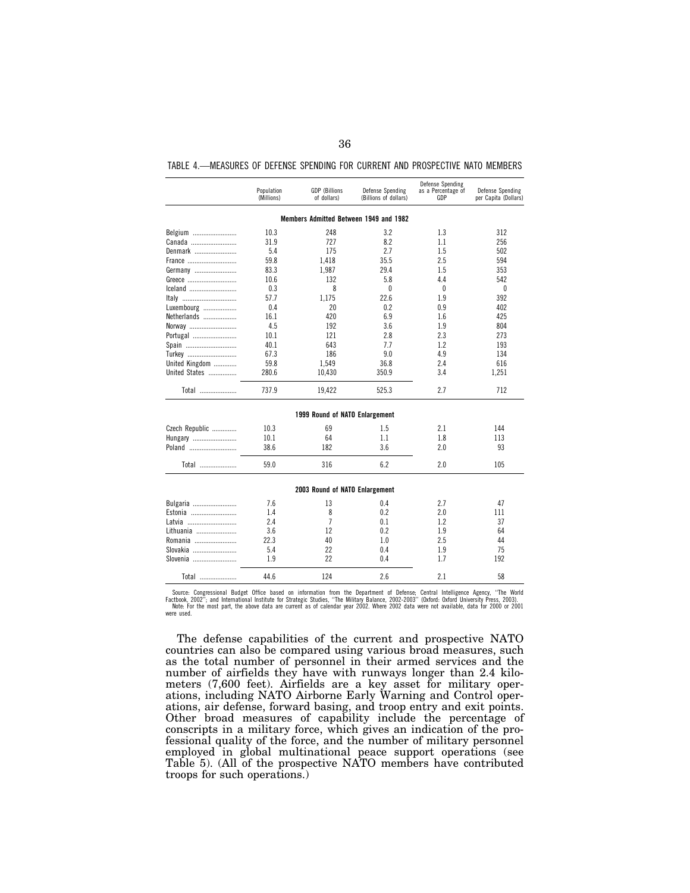TABLE 4.—MEASURES OF DEFENSE SPENDING FOR CURRENT AND PROSPECTIVE NATO MEMBERS

| | Population (Millions) | GDP (Billions of dollars) | Defense Spending (Billions of dollars) | Defense Spending as a Percentage of GDP | Defense Spending per Capita (Dollars) |
|---|---|---|---|---|---|
| **Members Admitted Between 1949 and 1982** | | | | | |
| Belgium | 10.3 | 248 | 3.2 | 1.3 | 312 |
| Canada | 31.9 | 727 | 8.2 | 1.1 | 256 |
| Denmark | 5.4 | 175 | 2.7 | 1.5 | 502 |
| France | 59.8 | 1,418 | 35.5 | 2.5 | 594 |
| Germany | 83.3 | 1,987 | 29.4 | 1.5 | 353 |
| Greece | 10.6 | 132 | 5.8 | 4.4 | 542 |
| Iceland | 0.3 | 8 | 0 | 0 | 0 |
| Italy | 57.7 | 1,175 | 22.6 | 1.9 | 392 |
| Luxembourg | 0.4 | 20 | 0.2 | 0.9 | 402 |
| Netherlands | 16.1 | 420 | 6.9 | 1.6 | 425 |
| Norway | 4.5 | 192 | 3.6 | 1.9 | 804 |
| Portugal | 10.1 | 121 | 2.8 | 2.3 | 273 |
| Spain | 40.1 | 643 | 7.7 | 1.2 | 193 |
| Turkey | 67.3 | 186 | 9.0 | 4.9 | 134 |
| United Kingdom | 59.8 | 1,549 | 36.8 | 2.4 | 616 |
| United States | 280.6 | 10,430 | 350.9 | 3.4 | 1,251 |
| Total | 737.9 | 19,422 | 525.3 | 2.7 | 712 |
| **1999 Round of NATO Enlargement** | | | | | |
| Czech Republic | 10.3 | 69 | 1.5 | 2.1 | 144 |
| Hungary | 10.1 | 64 | 1.1 | 1.8 | 113 |
| Poland | 38.6 | 182 | 3.6 | 2.0 | 93 |
| Total | 59.0 | 316 | 6.2 | 2.0 | 105 |
| **2003 Round of NATO Enlargement** | | | | | |
| Bulgaria | 7.6 | 13 | 0.4 | 2.7 | 47 |
| Estonia | 1.4 | 8 | 0.2 | 2.0 | 111 |
| Latvia | 2.4 | 7 | 0.1 | 1.2 | 37 |
| Lithuania | 3.6 | 12 | 0.2 | 1.9 | 64 |
| Romania | 22.3 | 40 | 1.0 | 2.5 | 44 |
| Slovakia | 5.4 | 22 | 0.4 | 1.9 | 75 |
| Slovenia | 1.9 | 22 | 0.4 | 1.7 | 192 |
| Total | 44.6 | 124 | 2.6 | 2.1 | 58 |

Source: Congressional Budget Office based on information from the Department of Defense; Central Intelligence Agency, "The World Factbook, 2002"; and International Institute for Strategic Studies, "The Military Balance, 2002-2003" (Oxford: Oxford University Press, 2003).
Note: For the most part, the above data are current as of calendar year 2002. Where 2002 data were not available, data for 2000 or 2001 were used.

The defense capabilities of the current and prospective NATO countries can also be compared using various broad measures, such as the total number of personnel in their armed services and the number of airfields they have with runways longer than 2.4 kilometers (7,600 feet). Airfields are a key asset for military operations, including NATO Airborne Early Warning and Control operations, air defense, forward basing, and troop entry and exit points. Other broad measures of capability include the percentage of conscripts in a military force, which gives an indication of the professional quality of the force, and the number of military personnel employed in global multinational peace support operations (see Table 5). (All of the prospective NATO members have contributed troops for such operations.)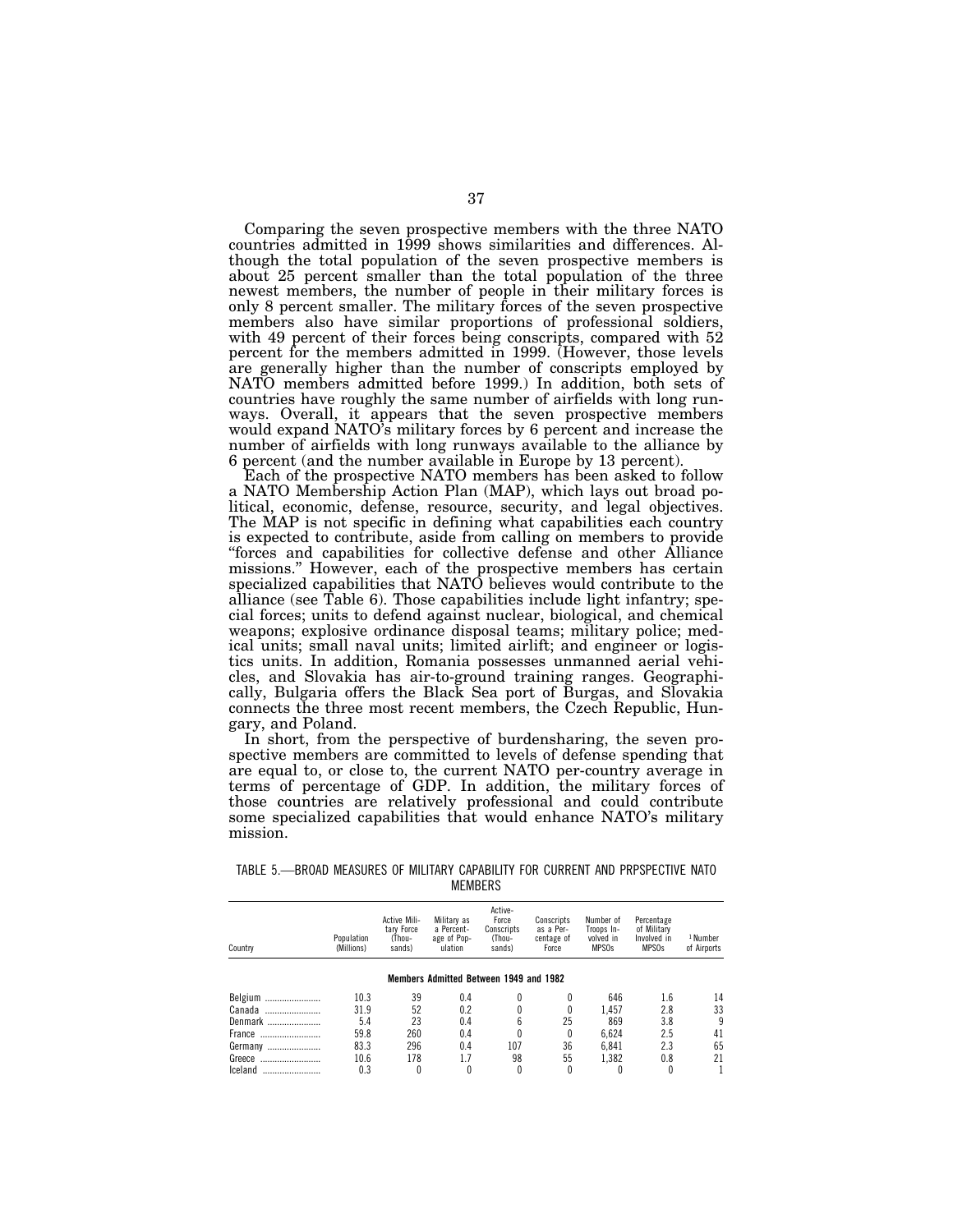Comparing the seven prospective members with the three NATO countries admitted in 1999 shows similarities and differences. Although the total population of the seven prospective members is about 25 percent smaller than the total population of the three newest members, the number of people in their military forces is only 8 percent smaller. The military forces of the seven prospective members also have similar proportions of professional soldiers, with 49 percent of their forces being conscripts, compared with 52 percent for the members admitted in 1999. (However, those levels are generally higher than the number of conscripts employed by NATO members admitted before 1999.) In addition, both sets of countries have roughly the same number of airfields with long runways. Overall, it appears that the seven prospective members would expand NATO's military forces by 6 percent and increase the number of airfields with long runways available to the alliance by 6 percent (and the number available in Europe by 13 percent).

Each of the prospective NATO members has been asked to follow a NATO Membership Action Plan (MAP), which lays out broad political, economic, defense, resource, security, and legal objectives. The MAP is not specific in defining what capabilities each country is expected to contribute, aside from calling on members to provide "forces and capabilities for collective defense and other Alliance missions." However, each of the prospective members has certain specialized capabilities that NATO believes would contribute to the alliance (see Table 6). Those capabilities include light infantry; special forces; units to defend against nuclear, biological, and chemical weapons; explosive ordinance disposal teams; military police; medical units; small naval units; limited airlift; and engineer or logistics units. In addition, Romania possesses unmanned aerial vehicles, and Slovakia has air-to-ground training ranges. Geographically, Bulgaria offers the Black Sea port of Burgas, and Slovakia connects the three most recent members, the Czech Republic, Hungary, and Poland.

In short, from the perspective of burdensharing, the seven prospective members are committed to levels of defense spending that are equal to, or close to, the current NATO per-country average in terms of percentage of GDP. In addition, the military forces of those countries are relatively professional and could contribute some specialized capabilities that would enhance NATO's military mission.

TABLE 5.—BROAD MEASURES OF MILITARY CAPABILITY FOR CURRENT AND PRPSPECTIVE NATO MEMBERS

| Country | Population (Millions) | Active Military Force (Thousands) | Military as a Percentage of Population | Active-Force Conscripts (Thousands) | Conscripts as a Percentage of Force | Number of Troops Involved in MPSOs | Percentage of Military Involved in MPSOs | [1] Number of Airports |
|---|---|---|---|---|---|---|---|---|
| **Members Admitted Between 1949 and 1982** | | | | | | | | |
| Belgium | 10.3 | 39 | 0.4 | 0 | 0 | 646 | 1.6 | 14 |
| Canada | 31.9 | 52 | 0.2 | 0 | 0 | 1,457 | 2.8 | 33 |
| Denmark | 5.4 | 23 | 0.4 | 6 | 25 | 869 | 3.8 | 9 |
| France | 59.8 | 260 | 0.4 | 0 | 0 | 6,624 | 2.5 | 41 |
| Germany | 83.3 | 296 | 0.4 | 107 | 36 | 6,841 | 2.3 | 65 |
| Greece | 10.6 | 178 | 1.7 | 98 | 55 | 1,382 | 0.8 | 21 |
| Iceland | 0.3 | 0 | 0 | 0 | 0 | 0 | 0 | 1 |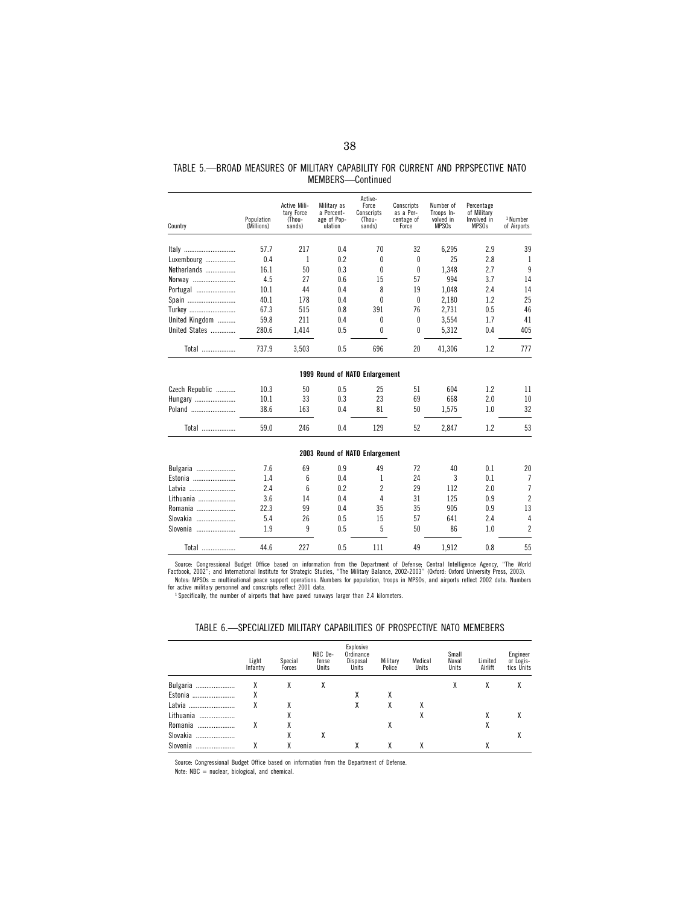TABLE 5.—BROAD MEASURES OF MILITARY CAPABILITY FOR CURRENT AND PRRSPECTIVE NATO MEMBERS—Continued

| Country | Population (Millions) | Active Military Force (Thousands) | Military as a Percentage of Population | Active-Force Conscripts (Thousands) | Conscripts as a Percentage of Force | Number of Troops Involved in MPSOs | Percentage of Military Involved in MPSOs | [1] Number of Airports |
|---|---|---|---|---|---|---|---|---|
| Italy | 57.7 | 217 | 0.4 | 70 | 32 | 6,295 | 2.9 | 39 |
| Luxembourg | 0.4 | 1 | 0.2 | 0 | 0 | 25 | 2.8 | 1 |
| Netherlands | 16.1 | 50 | 0.3 | 0 | 0 | 1,348 | 2.7 | 9 |
| Norway | 4.5 | 27 | 0.6 | 15 | 57 | 994 | 3.7 | 14 |
| Portugal | 10.1 | 44 | 0.4 | 8 | 19 | 1,048 | 2.4 | 14 |
| Spain | 40.1 | 178 | 0.4 | 0 | 0 | 2,180 | 1.2 | 25 |
| Turkey | 67.3 | 515 | 0.8 | 391 | 76 | 2,731 | 0.5 | 46 |
| United Kingdom | 59.8 | 211 | 0.4 | 0 | 0 | 3,554 | 1.7 | 41 |
| United States | 280.6 | 1,414 | 0.5 | 0 | 0 | 5,312 | 0.4 | 405 |
| Total | 737.9 | 3,503 | 0.5 | 696 | 20 | 41,306 | 1.2 | 777 |
| **1999 Round of NATO Enlargement** | | | | | | | | |
| Czech Republic | 10.3 | 50 | 0.5 | 25 | 51 | 604 | 1.2 | 11 |
| Hungary | 10.1 | 33 | 0.3 | 23 | 69 | 668 | 2.0 | 10 |
| Poland | 38.6 | 163 | 0.4 | 81 | 50 | 1,575 | 1.0 | 32 |
| Total | 59.0 | 246 | 0.4 | 129 | 52 | 2,847 | 1.2 | 53 |
| **2003 Round of NATO Enlargement** | | | | | | | | |
| Bulgaria | 7.6 | 69 | 0.9 | 49 | 72 | 40 | 0.1 | 20 |
| Estonia | 1.4 | 6 | 0.4 | 1 | 24 | 3 | 0.1 | 7 |
| Latvia | 2.4 | 6 | 0.2 | 2 | 29 | 112 | 2.0 | 7 |
| Lithuania | 3.6 | 14 | 0.4 | 4 | 31 | 125 | 0.9 | 2 |
| Romania | 22.3 | 99 | 0.4 | 35 | 35 | 905 | 0.9 | 13 |
| Slovakia | 5.4 | 26 | 0.5 | 15 | 57 | 641 | 2.4 | 4 |
| Slovenia | 1.9 | 9 | 0.5 | 5 | 50 | 86 | 1.0 | 2 |
| Total | 44.6 | 227 | 0.5 | 111 | 49 | 1,912 | 0.8 | 55 |

Source: Congressional Budget Office based on information from the Department of Defense; Central Intelligence Agency, ''The World Factbook, 2002''; and International Institute for Strategic Studies, ''The Military Balance, 2002-2003'' (Oxford: Oxford University Press, 2003).

Notes: MPSOs = multinational peace support operations. Numbers for population, troops in MPSOs, and airports reflect 2002 data. Numbers for active military personnel and conscripts reflect 2001 data.

[1] Specifically, the number of airports that have paved runways larger than 2.4 kilometers.

TABLE 6.—SPECIALIZED MILITARY CAPABILITIES OF PROSPECTIVE NATO MEMEBERS

| | Light Infantry | Special Forces | NBC Defense Units | Explosive Ordinance Disposal Units | Military Police | Medical Units | Small Naval Units | Limited Airlift | Engineer or Logistics Units |
|---|---|---|---|---|---|---|---|---|---|
| Bulgaria | X | X | X | | | | X | X | X |
| Estonia | X | | | X | X | | | | |
| Latvia | X | X | | X | X | X | | | |
| Lithuania | | X | | | | X | | X | X |
| Romania | X | X | | | X | | | X | |
| Slovakia | | X | X | | | | | | X |
| Slovenia | X | X | | X | X | X | | X | |

Source: Congressional Budget Office based on information from the Department of Defense.

Note: NBC = nuclear, biological, and chemical.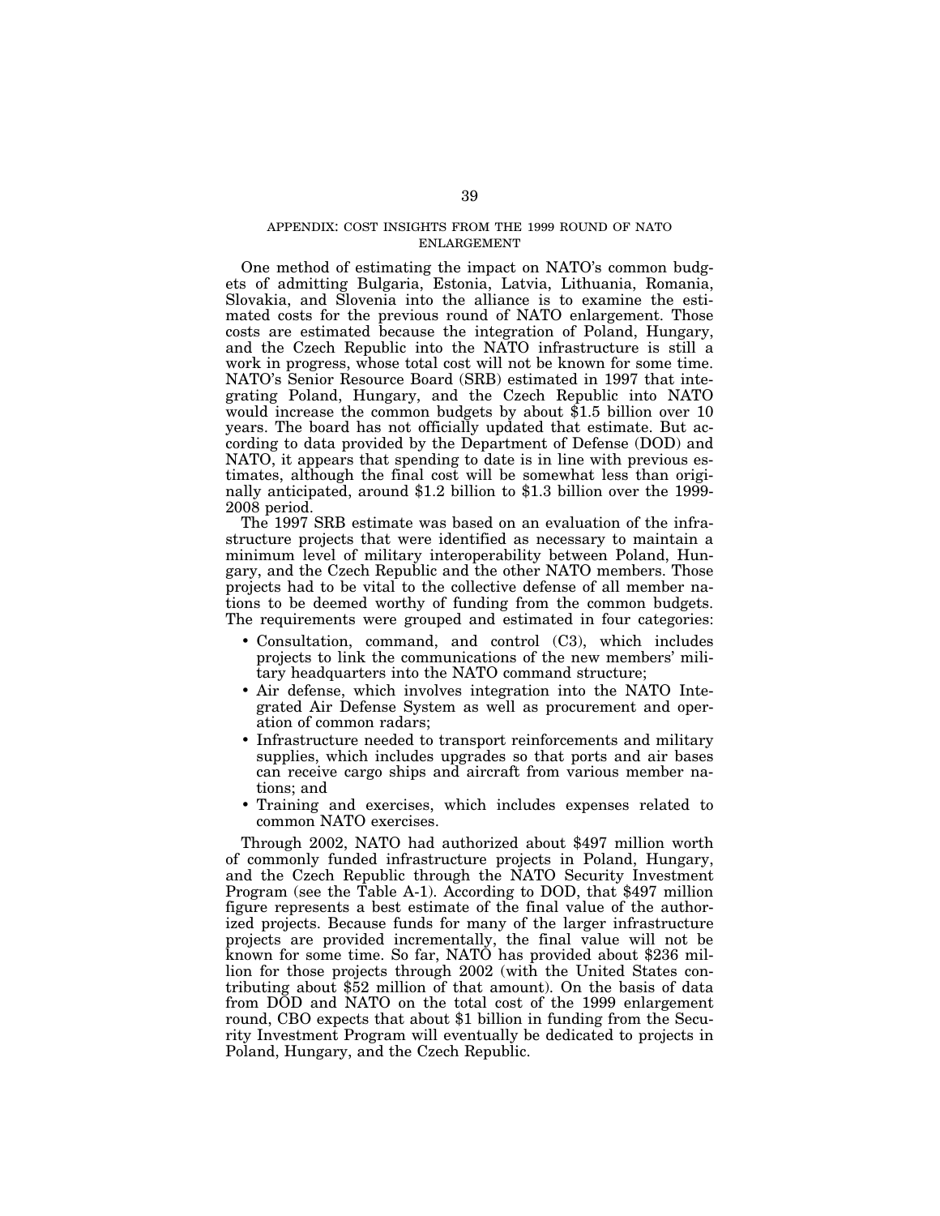## APPENDIX: COST INSIGHTS FROM THE 1999 ROUND OF NATO ENLARGEMENT

One method of estimating the impact on NATO's common budgets of admitting Bulgaria, Estonia, Latvia, Lithuania, Romania, Slovakia, and Slovenia into the alliance is to examine the estimated costs for the previous round of NATO enlargement. Those costs are estimated because the integration of Poland, Hungary, and the Czech Republic into the NATO infrastructure is still a work in progress, whose total cost will not be known for some time. NATO's Senior Resource Board (SRB) estimated in 1997 that integrating Poland, Hungary, and the Czech Republic into NATO would increase the common budgets by about $1.5 billion over 10 years. The board has not officially updated that estimate. But according to data provided by the Department of Defense (DOD) and NATO, it appears that spending to date is in line with previous estimates, although the final cost will be somewhat less than originally anticipated, around $1.2 billion to $1.3 billion over the 1999-2008 period.

The 1997 SRB estimate was based on an evaluation of the infrastructure projects that were identified as necessary to maintain a minimum level of military interoperability between Poland, Hungary, and the Czech Republic and the other NATO members. Those projects had to be vital to the collective defense of all member nations to be deemed worthy of funding from the common budgets. The requirements were grouped and estimated in four categories:

- Consultation, command, and control (C3), which includes projects to link the communications of the new members' military headquarters into the NATO command structure;
- Air defense, which involves integration into the NATO Integrated Air Defense System as well as procurement and operation of common radars;
- Infrastructure needed to transport reinforcements and military supplies, which includes upgrades so that ports and air bases can receive cargo ships and aircraft from various member nations; and
- Training and exercises, which includes expenses related to common NATO exercises.

Through 2002, NATO had authorized about $497 million worth of commonly funded infrastructure projects in Poland, Hungary, and the Czech Republic through the NATO Security Investment Program (see the Table A-1). According to DOD, that $497 million figure represents a best estimate of the final value of the authorized projects. Because funds for many of the larger infrastructure projects are provided incrementally, the final value will not be known for some time. So far, NATO has provided about $236 million for those projects through 2002 (with the United States contributing about $52 million of that amount). On the basis of data from DOD and NATO on the total cost of the 1999 enlargement round, CBO expects that about $1 billion in funding from the Security Investment Program will eventually be dedicated to projects in Poland, Hungary, and the Czech Republic.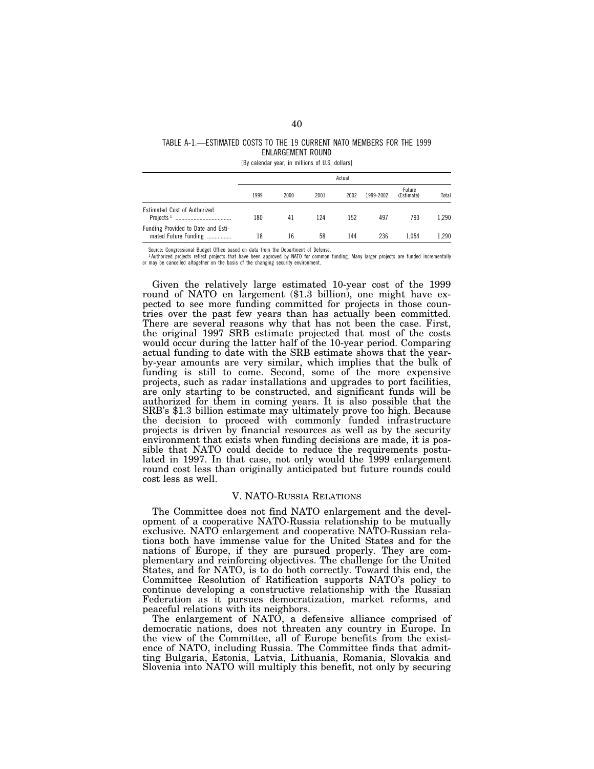TABLE A-1.—ESTIMATED COSTS TO THE 19 CURRENT NATO MEMBERS FOR THE 1999 ENLARGEMENT ROUND

[By calendar year, in millions of U.S. dollars]

| | Actual | | | | | | |
|---|---|---|---|---|---|---|---|
| | 1999 | 2000 | 2001 | 2002 | 1999-2002 | Future (Estimate) | Total |
| Estimated Cost of Authorized Projects [1] | 180 | 41 | 124 | 152 | 497 | 793 | 1,290 |
| Funding Provided to Date and Estimated Future Funding | 18 | 16 | 58 | 144 | 236 | 1,054 | 1,290 |

Source: Congressional Budget Office based on data from the Department of Defense.

[1] Authorized projects reflect projects that have been approved by NATO for common funding. Many larger projects are funded incrementally or may be cancelled altogether on the basis of the changing security environment.

Given the relatively large estimated 10-year cost of the 1999 round of NATO en largement ($1.3 billion), one might have expected to see more funding committed for projects in those countries over the past few years than has actually been committed. There are several reasons why that has not been the case. First, the original 1997 SRB estimate projected that most of the costs would occur during the latter half of the 10-year period. Comparing actual funding to date with the SRB estimate shows that the year-by-year amounts are very similar, which implies that the bulk of funding is still to come. Second, some of the more expensive projects, such as radar installations and upgrades to port facilities, are only starting to be constructed, and significant funds will be authorized for them in coming years. It is also possible that the SRB's $1.3 billion estimate may ultimately prove too high. Because the decision to proceed with commonly funded infrastructure projects is driven by financial resources as well as by the security environment that exists when funding decisions are made, it is possible that NATO could decide to reduce the requirements postulated in 1997. In that case, not only would the 1999 enlargement round cost less than originally anticipated but future rounds could cost less as well.

## V. NATO-RUSSIA RELATIONS

The Committee does not find NATO enlargement and the development of a cooperative NATO-Russia relationship to be mutually exclusive. NATO enlargement and cooperative NATO-Russian relations both have immense value for the United States and for the nations of Europe, if they are pursued properly. They are complementary and reinforcing objectives. The challenge for the United States, and for NATO, is to do both correctly. Toward this end, the Committee Resolution of Ratification supports NATO's policy to continue developing a constructive relationship with the Russian Federation as it pursues democratization, market reforms, and peaceful relations with its neighbors.

The enlargement of NATO, a defensive alliance comprised of democratic nations, does not threaten any country in Europe. In the view of the Committee, all of Europe benefits from the existence of NATO, including Russia. The Committee finds that admitting Bulgaria, Estonia, Latvia, Lithuania, Romania, Slovakia and Slovenia into NATO will multiply this benefit, not only by securing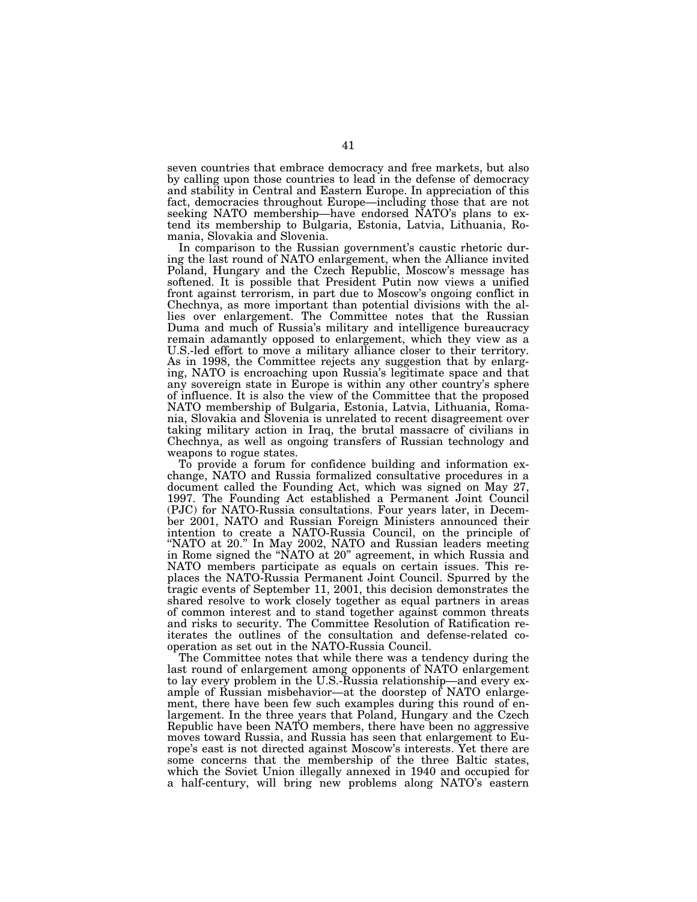seven countries that embrace democracy and free markets, but also by calling upon those countries to lead in the defense of democracy and stability in Central and Eastern Europe. In appreciation of this fact, democracies throughout Europe—including those that are not seeking NATO membership—have endorsed NATO's plans to extend its membership to Bulgaria, Estonia, Latvia, Lithuania, Romania, Slovakia and Slovenia.

In comparison to the Russian government's caustic rhetoric during the last round of NATO enlargement, when the Alliance invited Poland, Hungary and the Czech Republic, Moscow's message has softened. It is possible that President Putin now views a unified front against terrorism, in part due to Moscow's ongoing conflict in Chechnya, as more important than potential divisions with the allies over enlargement. The Committee notes that the Russian Duma and much of Russia's military and intelligence bureaucracy remain adamantly opposed to enlargement, which they view as a U.S.-led effort to move a military alliance closer to their territory. As in 1998, the Committee rejects any suggestion that by enlarging, NATO is encroaching upon Russia's legitimate space and that any sovereign state in Europe is within any other country's sphere of influence. It is also the view of the Committee that the proposed NATO membership of Bulgaria, Estonia, Latvia, Lithuania, Romania, Slovakia and Slovenia is unrelated to recent disagreement over taking military action in Iraq, the brutal massacre of civilians in Chechnya, as well as ongoing transfers of Russian technology and weapons to rogue states.

To provide a forum for confidence building and information exchange, NATO and Russia formalized consultative procedures in a document called the Founding Act, which was signed on May 27, 1997. The Founding Act established a Permanent Joint Council (PJC) for NATO-Russia consultations. Four years later, in December 2001, NATO and Russian Foreign Ministers announced their intention to create a NATO-Russia Council, on the principle of "NATO at 20." In May 2002, NATO and Russian leaders meeting in Rome signed the "NATO at 20" agreement, in which Russia and NATO members participate as equals on certain issues. This replaces the NATO-Russia Permanent Joint Council. Spurred by the tragic events of September 11, 2001, this decision demonstrates the shared resolve to work closely together as equal partners in areas of common interest and to stand together against common threats and risks to security. The Committee Resolution of Ratification reiterates the outlines of the consultation and defense-related cooperation as set out in the NATO-Russia Council.

The Committee notes that while there was a tendency during the last round of enlargement among opponents of NATO enlargement to lay every problem in the U.S.-Russia relationship—and every example of Russian misbehavior—at the doorstep of NATO enlargement, there have been few such examples during this round of enlargement. In the three years that Poland, Hungary and the Czech Republic have been NATO members, there have been no aggressive moves toward Russia, and Russia has seen that enlargement to Europe's east is not directed against Moscow's interests. Yet there are some concerns that the membership of the three Baltic states, which the Soviet Union illegally annexed in 1940 and occupied for a half-century, will bring new problems along NATO's eastern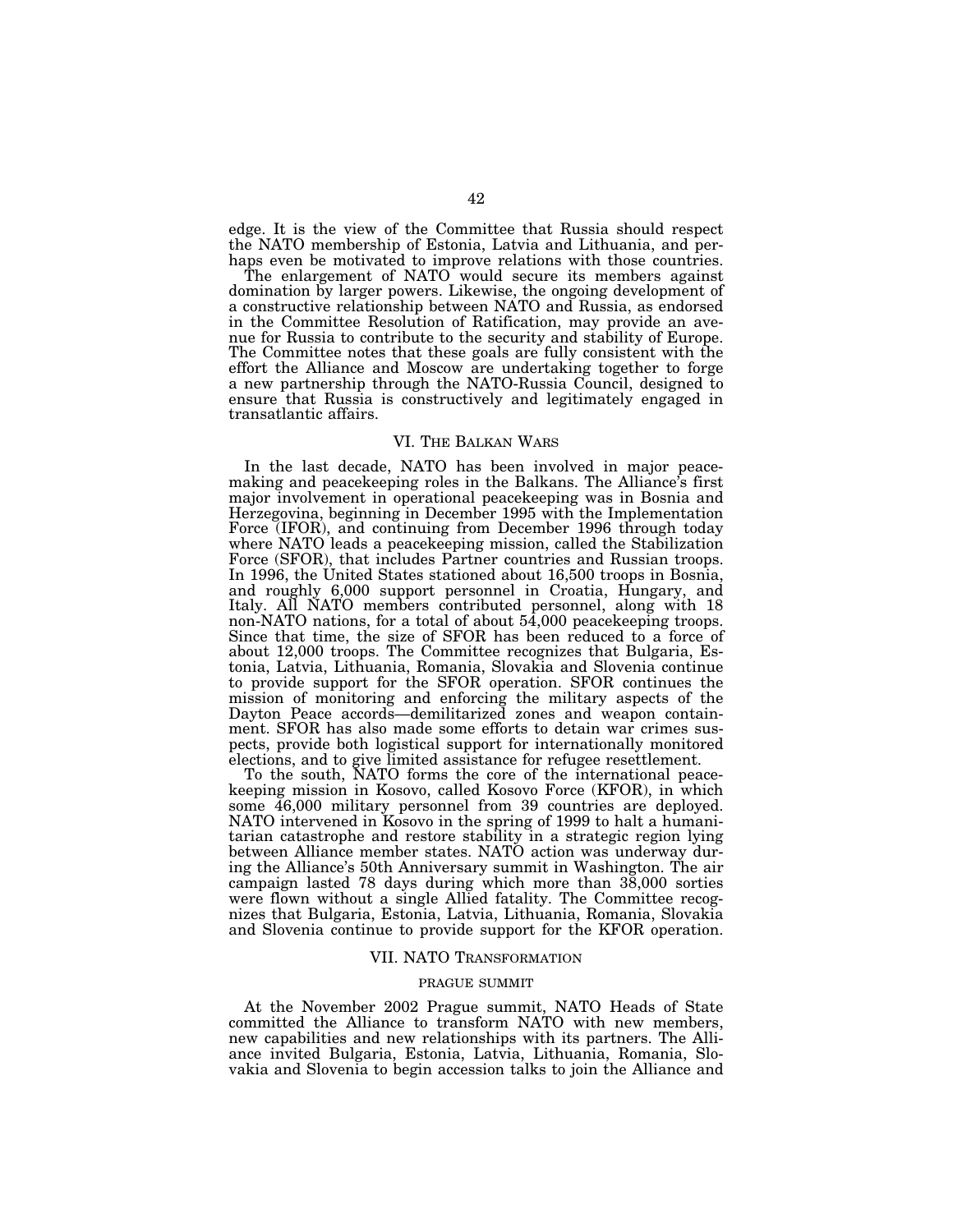edge. It is the view of the Committee that Russia should respect the NATO membership of Estonia, Latvia and Lithuania, and perhaps even be motivated to improve relations with those countries.

The enlargement of NATO would secure its members against domination by larger powers. Likewise, the ongoing development of a constructive relationship between NATO and Russia, as endorsed in the Committee Resolution of Ratification, may provide an avenue for Russia to contribute to the security and stability of Europe. The Committee notes that these goals are fully consistent with the effort the Alliance and Moscow are undertaking together to forge a new partnership through the NATO-Russia Council, designed to ensure that Russia is constructively and legitimately engaged in transatlantic affairs.

## VI. The Balkan Wars

In the last decade, NATO has been involved in major peacemaking and peacekeeping roles in the Balkans. The Alliance's first major involvement in operational peacekeeping was in Bosnia and Herzegovina, beginning in December 1995 with the Implementation Force (IFOR), and continuing from December 1996 through today where NATO leads a peacekeeping mission, called the Stabilization Force (SFOR), that includes Partner countries and Russian troops. In 1996, the United States stationed about 16,500 troops in Bosnia, and roughly 6,000 support personnel in Croatia, Hungary, and Italy. All NATO members contributed personnel, along with 18 non-NATO nations, for a total of about 54,000 peacekeeping troops. Since that time, the size of SFOR has been reduced to a force of about 12,000 troops. The Committee recognizes that Bulgaria, Estonia, Latvia, Lithuania, Romania, Slovakia and Slovenia continue to provide support for the SFOR operation. SFOR continues the mission of monitoring and enforcing the military aspects of the Dayton Peace accords—demilitarized zones and weapon containment. SFOR has also made some efforts to detain war crimes suspects, provide both logistical support for internationally monitored elections, and to give limited assistance for refugee resettlement.

To the south, NATO forms the core of the international peacekeeping mission in Kosovo, called Kosovo Force (KFOR), in which some 46,000 military personnel from 39 countries are deployed. NATO intervened in Kosovo in the spring of 1999 to halt a humanitarian catastrophe and restore stability in a strategic region lying between Alliance member states. NATO action was underway during the Alliance's 50th Anniversary summit in Washington. The air campaign lasted 78 days during which more than 38,000 sorties were flown without a single Allied fatality. The Committee recognizes that Bulgaria, Estonia, Latvia, Lithuania, Romania, Slovakia and Slovenia continue to provide support for the KFOR operation.

## VII. NATO Transformation

### PRAGUE SUMMIT

At the November 2002 Prague summit, NATO Heads of State committed the Alliance to transform NATO with new members, new capabilities and new relationships with its partners. The Alliance invited Bulgaria, Estonia, Latvia, Lithuania, Romania, Slovakia and Slovenia to begin accession talks to join the Alliance and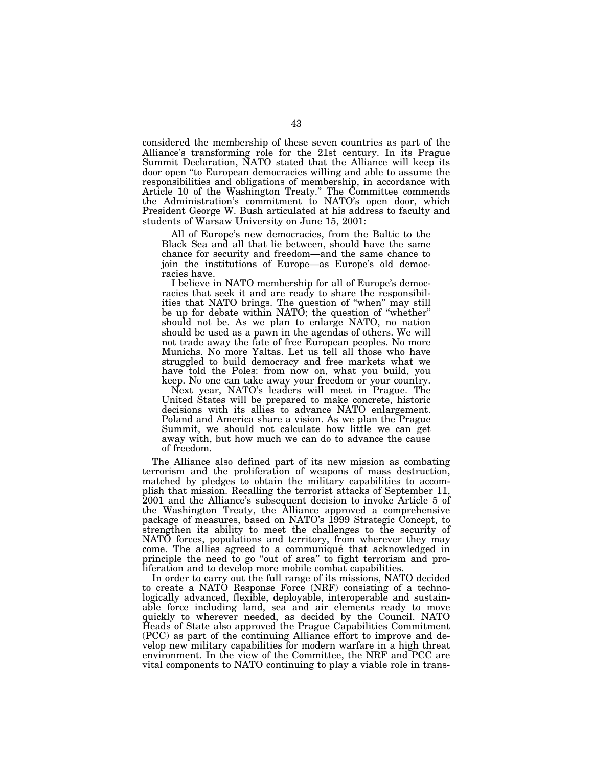considered the membership of these seven countries as part of the Alliance's transforming role for the 21st century. In its Prague Summit Declaration, NATO stated that the Alliance will keep its door open "to European democracies willing and able to assume the responsibilities and obligations of membership, in accordance with Article 10 of the Washington Treaty." The Committee commends the Administration's commitment to NATO's open door, which President George W. Bush articulated at his address to faculty and students of Warsaw University on June 15, 2001:

> All of Europe's new democracies, from the Baltic to the Black Sea and all that lie between, should have the same chance for security and freedom—and the same chance to join the institutions of Europe—as Europe's old democracies have.
>
> I believe in NATO membership for all of Europe's democracies that seek it and are ready to share the responsibilities that NATO brings. The question of "when" may still be up for debate within NATO; the question of "whether" should not be. As we plan to enlarge NATO, no nation should be used as a pawn in the agendas of others. We will not trade away the fate of free European peoples. No more Munichs. No more Yaltas. Let us tell all those who have struggled to build democracy and free markets what we have told the Poles: from now on, what you build, you keep. No one can take away your freedom or your country.
>
> Next year, NATO's leaders will meet in Prague. The United States will be prepared to make concrete, historic decisions with its allies to advance NATO enlargement. Poland and America share a vision. As we plan the Prague Summit, we should not calculate how little we can get away with, but how much we can do to advance the cause of freedom.

The Alliance also defined part of its new mission as combating terrorism and the proliferation of weapons of mass destruction, matched by pledges to obtain the military capabilities to accomplish that mission. Recalling the terrorist attacks of September 11, 2001 and the Alliance's subsequent decision to invoke Article 5 of the Washington Treaty, the Alliance approved a comprehensive package of measures, based on NATO's 1999 Strategic Concept, to strengthen its ability to meet the challenges to the security of NATO forces, populations and territory, from wherever they may come. The allies agreed to a communiqué that acknowledged in principle the need to go "out of area" to fight terrorism and proliferation and to develop more mobile combat capabilities.

In order to carry out the full range of its missions, NATO decided to create a NATO Response Force (NRF) consisting of a technologically advanced, flexible, deployable, interoperable and sustainable force including land, sea and air elements ready to move quickly to wherever needed, as decided by the Council. NATO Heads of State also approved the Prague Capabilities Commitment (PCC) as part of the continuing Alliance effort to improve and develop new military capabilities for modern warfare in a high threat environment. In the view of the Committee, the NRF and PCC are vital components to NATO continuing to play a viable role in trans-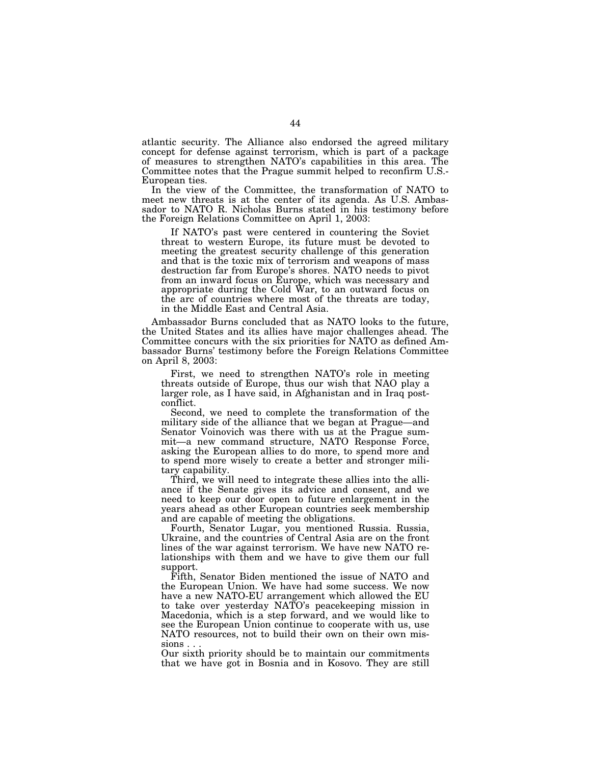atlantic security. The Alliance also endorsed the agreed military concept for defense against terrorism, which is part of a package of measures to strengthen NATO's capabilities in this area. The Committee notes that the Prague summit helped to reconfirm U.S.-European ties.

In the view of the Committee, the transformation of NATO to meet new threats is at the center of its agenda. As U.S. Ambassador to NATO R. Nicholas Burns stated in his testimony before the Foreign Relations Committee on April 1, 2003:

> If NATO's past were centered in countering the Soviet threat to western Europe, its future must be devoted to meeting the greatest security challenge of this generation and that is the toxic mix of terrorism and weapons of mass destruction far from Europe's shores. NATO needs to pivot from an inward focus on Europe, which was necessary and appropriate during the Cold War, to an outward focus on the arc of countries where most of the threats are today, in the Middle East and Central Asia.

Ambassador Burns concluded that as NATO looks to the future, the United States and its allies have major challenges ahead. The Committee concurs with the six priorities for NATO as defined Ambassador Burns' testimony before the Foreign Relations Committee on April 8, 2003:

> First, we need to strengthen NATO's role in meeting threats outside of Europe, thus our wish that NAO play a larger role, as I have said, in Afghanistan and in Iraq post-conflict.
>
> Second, we need to complete the transformation of the military side of the alliance that we began at Prague—and Senator Voinovich was there with us at the Prague summit—a new command structure, NATO Response Force, asking the European allies to do more, to spend more and to spend more wisely to create a better and stronger military capability.
>
> Third, we will need to integrate these allies into the alliance if the Senate gives its advice and consent, and we need to keep our door open to future enlargement in the years ahead as other European countries seek membership and are capable of meeting the obligations.
>
> Fourth, Senator Lugar, you mentioned Russia. Russia, Ukraine, and the countries of Central Asia are on the front lines of the war against terrorism. We have new NATO relationships with them and we have to give them our full support.
>
> Fifth, Senator Biden mentioned the issue of NATO and the European Union. We have had some success. We now have a new NATO-EU arrangement which allowed the EU to take over yesterday NATO's peacekeeping mission in Macedonia, which is a step forward, and we would like to see the European Union continue to cooperate with us, use NATO resources, not to build their own on their own missions . . .
>
> Our sixth priority should be to maintain our commitments that we have got in Bosnia and in Kosovo. They are still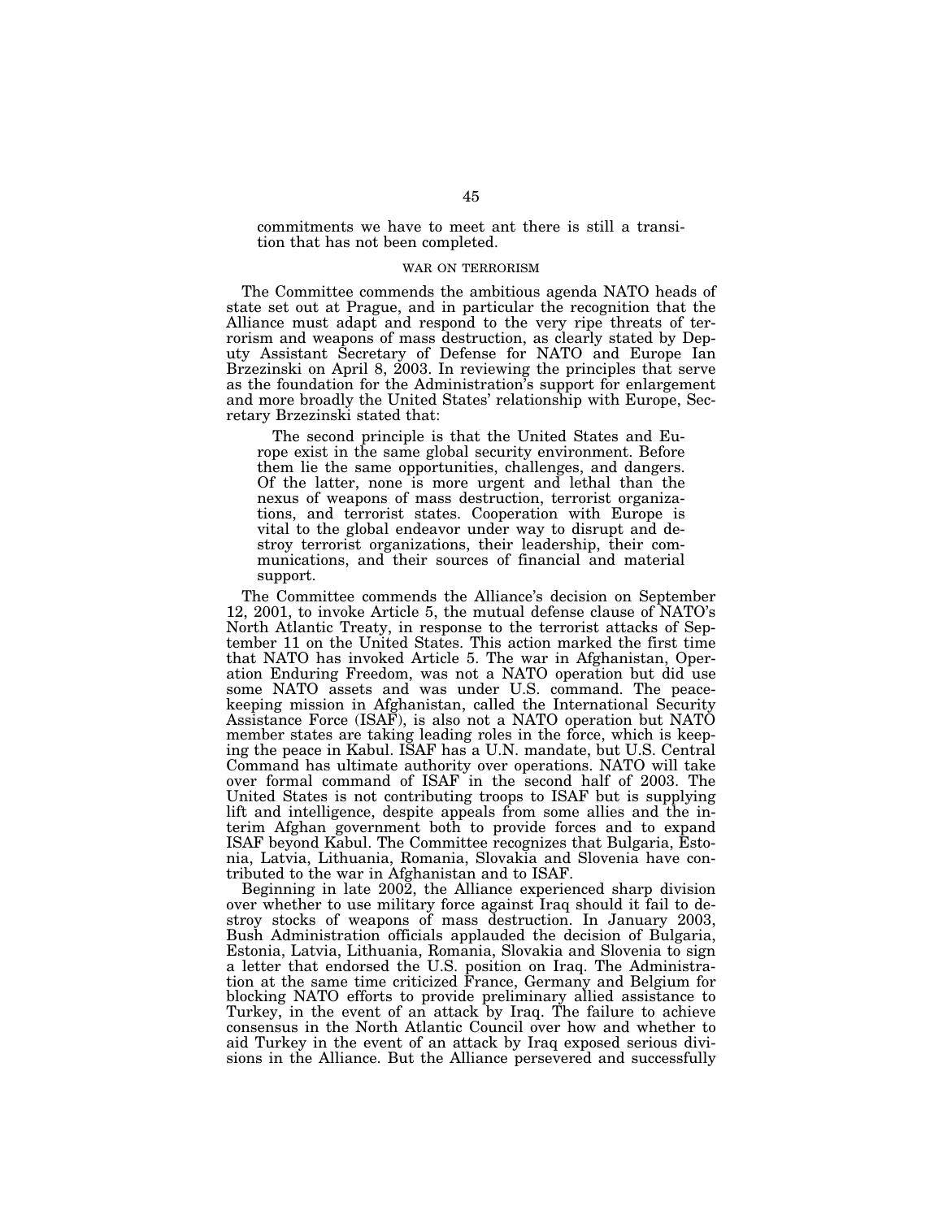commitments we have to meet ant there is still a transition that has not been completed.

### WAR ON TERRORISM

The Committee commends the ambitious agenda NATO heads of state set out at Prague, and in particular the recognition that the Alliance must adapt and respond to the very ripe threats of terrorism and weapons of mass destruction, as clearly stated by Deputy Assistant Secretary of Defense for NATO and Europe Ian Brzezinski on April 8, 2003. In reviewing the principles that serve as the foundation for the Administration's support for enlargement and more broadly the United States' relationship with Europe, Secretary Brzezinski stated that:

> The second principle is that the United States and Europe exist in the same global security environment. Before them lie the same opportunities, challenges, and dangers. Of the latter, none is more urgent and lethal than the nexus of weapons of mass destruction, terrorist organizations, and terrorist states. Cooperation with Europe is vital to the global endeavor under way to disrupt and destroy terrorist organizations, their leadership, their communications, and their sources of financial and material support.

The Committee commends the Alliance's decision on September 12, 2001, to invoke Article 5, the mutual defense clause of NATO's North Atlantic Treaty, in response to the terrorist attacks of September 11 on the United States. This action marked the first time that NATO has invoked Article 5. The war in Afghanistan, Operation Enduring Freedom, was not a NATO operation but did use some NATO assets and was under U.S. command. The peacekeeping mission in Afghanistan, called the International Security Assistance Force (ISAF), is also not a NATO operation but NATO member states are taking leading roles in the force, which is keeping the peace in Kabul. ISAF has a U.N. mandate, but U.S. Central Command has ultimate authority over operations. NATO will take over formal command of ISAF in the second half of 2003. The United States is not contributing troops to ISAF but is supplying lift and intelligence, despite appeals from some allies and the interim Afghan government both to provide forces and to expand ISAF beyond Kabul. The Committee recognizes that Bulgaria, Estonia, Latvia, Lithuania, Romania, Slovakia and Slovenia have contributed to the war in Afghanistan and to ISAF.

Beginning in late 2002, the Alliance experienced sharp division over whether to use military force against Iraq should it fail to destroy stocks of weapons of mass destruction. In January 2003, Bush Administration officials applauded the decision of Bulgaria, Estonia, Latvia, Lithuania, Romania, Slovakia and Slovenia to sign a letter that endorsed the U.S. position on Iraq. The Administration at the same time criticized France, Germany and Belgium for blocking NATO efforts to provide preliminary allied assistance to Turkey, in the event of an attack by Iraq. The failure to achieve consensus in the North Atlantic Council over how and whether to aid Turkey in the event of an attack by Iraq exposed serious divisions in the Alliance. But the Alliance persevered and successfully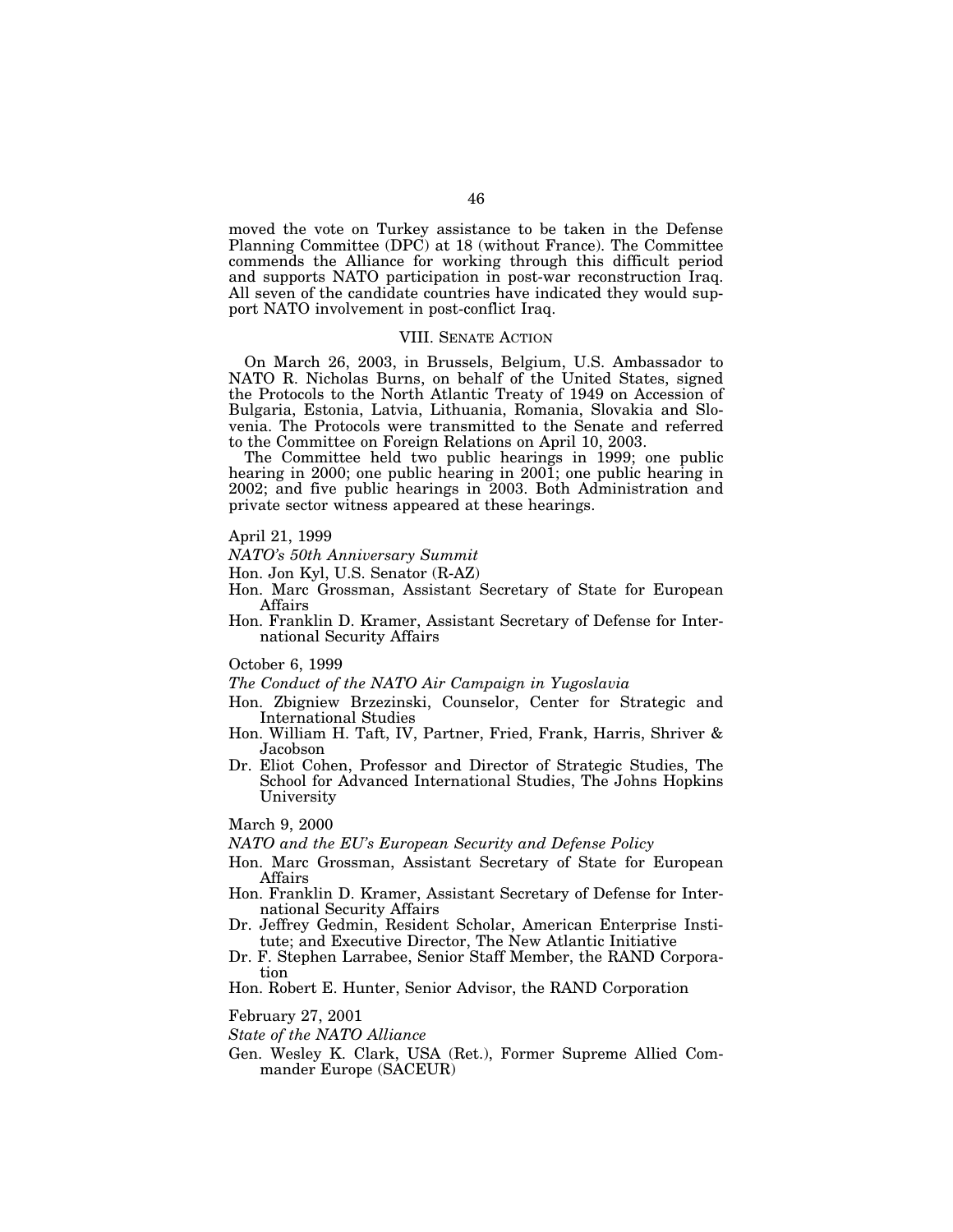moved the vote on Turkey assistance to be taken in the Defense Planning Committee (DPC) at 18 (without France). The Committee commends the Alliance for working through this difficult period and supports NATO participation in post-war reconstruction Iraq. All seven of the candidate countries have indicated they would support NATO involvement in post-conflict Iraq.

## VIII. Senate Action

On March 26, 2003, in Brussels, Belgium, U.S. Ambassador to NATO R. Nicholas Burns, on behalf of the United States, signed the Protocols to the North Atlantic Treaty of 1949 on Accession of Bulgaria, Estonia, Latvia, Lithuania, Romania, Slovakia and Slovenia. The Protocols were transmitted to the Senate and referred to the Committee on Foreign Relations on April 10, 2003.

The Committee held two public hearings in 1999; one public hearing in 2000; one public hearing in 2001; one public hearing in 2002; and five public hearings in 2003. Both Administration and private sector witness appeared at these hearings.

April 21, 1999

*NATO's 50th Anniversary Summit*

- Hon. Jon Kyl, U.S. Senator (R-AZ)
- Hon. Marc Grossman, Assistant Secretary of State for European Affairs
- Hon. Franklin D. Kramer, Assistant Secretary of Defense for International Security Affairs

October 6, 1999

*The Conduct of the NATO Air Campaign in Yugoslavia*

- Hon. Zbigniew Brzezinski, Counselor, Center for Strategic and International Studies
- Hon. William H. Taft, IV, Partner, Fried, Frank, Harris, Shriver & Jacobson
- Dr. Eliot Cohen, Professor and Director of Strategic Studies, The School for Advanced International Studies, The Johns Hopkins University

March 9, 2000

*NATO and the EU's European Security and Defense Policy*

- Hon. Marc Grossman, Assistant Secretary of State for European Affairs
- Hon. Franklin D. Kramer, Assistant Secretary of Defense for International Security Affairs
- Dr. Jeffrey Gedmin, Resident Scholar, American Enterprise Institute; and Executive Director, The New Atlantic Initiative
- Dr. F. Stephen Larrabee, Senior Staff Member, the RAND Corporation
- Hon. Robert E. Hunter, Senior Advisor, the RAND Corporation

February 27, 2001

*State of the NATO Alliance*

- Gen. Wesley K. Clark, USA (Ret.), Former Supreme Allied Commander Europe (SACEUR)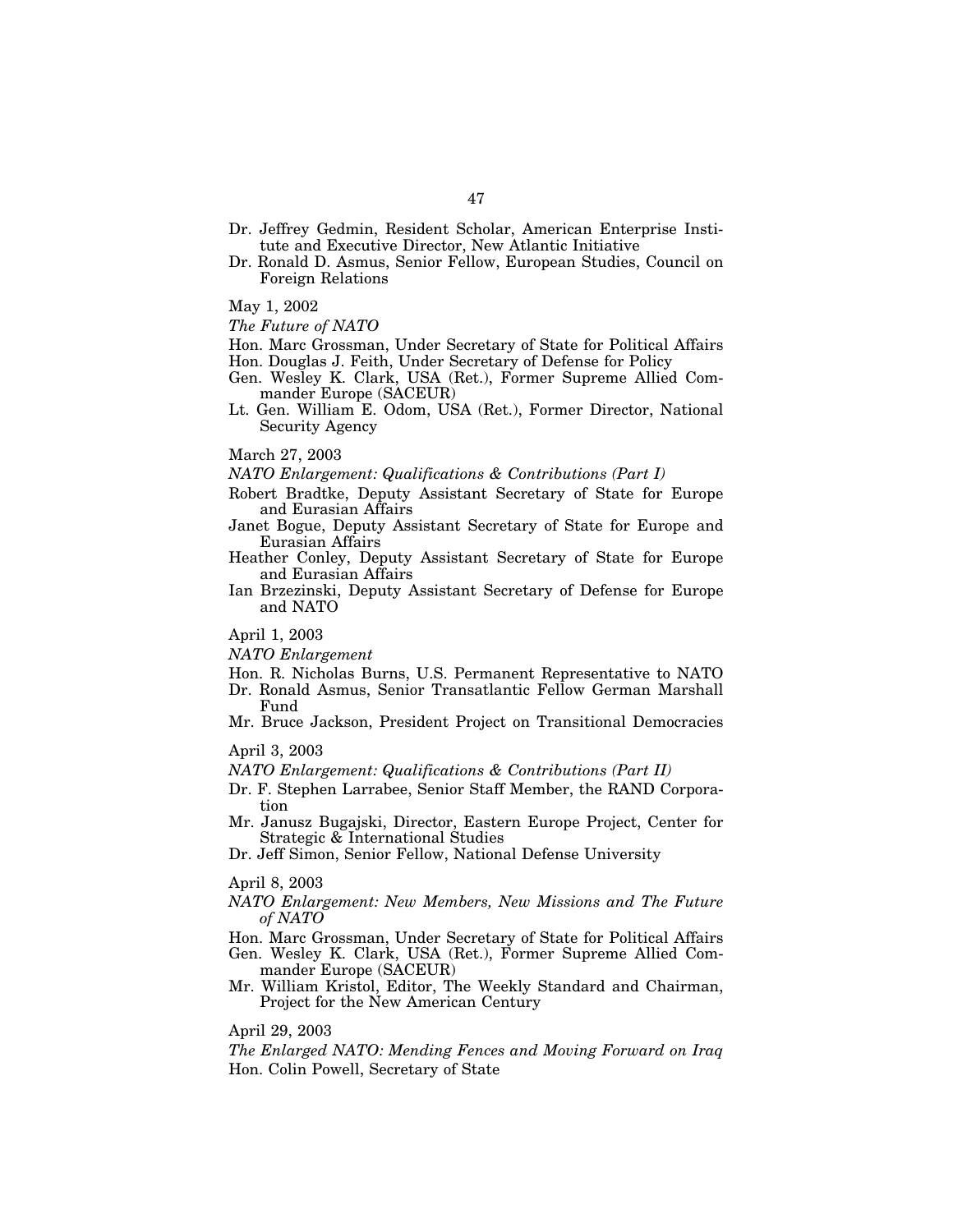Dr. Jeffrey Gedmin, Resident Scholar, American Enterprise Institute and Executive Director, New Atlantic Initiative

Dr. Ronald D. Asmus, Senior Fellow, European Studies, Council on Foreign Relations

May 1, 2002

*The Future of NATO*

Hon. Marc Grossman, Under Secretary of State for Political Affairs

Hon. Douglas J. Feith, Under Secretary of Defense for Policy

Gen. Wesley K. Clark, USA (Ret.), Former Supreme Allied Commander Europe (SACEUR)

Lt. Gen. William E. Odom, USA (Ret.), Former Director, National Security Agency

March 27, 2003

*NATO Enlargement: Qualifications & Contributions (Part I)*

Robert Bradtke, Deputy Assistant Secretary of State for Europe and Eurasian Affairs

Janet Bogue, Deputy Assistant Secretary of State for Europe and Eurasian Affairs

Heather Conley, Deputy Assistant Secretary of State for Europe and Eurasian Affairs

Ian Brzezinski, Deputy Assistant Secretary of Defense for Europe and NATO

April 1, 2003

*NATO Enlargement*

Hon. R. Nicholas Burns, U.S. Permanent Representative to NATO

Dr. Ronald Asmus, Senior Transatlantic Fellow German Marshall Fund

Mr. Bruce Jackson, President Project on Transitional Democracies

April 3, 2003

*NATO Enlargement: Qualifications & Contributions (Part II)*

Dr. F. Stephen Larrabee, Senior Staff Member, the RAND Corporation

Mr. Janusz Bugajski, Director, Eastern Europe Project, Center for Strategic & International Studies

Dr. Jeff Simon, Senior Fellow, National Defense University

April 8, 2003

*NATO Enlargement: New Members, New Missions and The Future of NATO*

Hon. Marc Grossman, Under Secretary of State for Political Affairs

Gen. Wesley K. Clark, USA (Ret.), Former Supreme Allied Commander Europe (SACEUR)

Mr. William Kristol, Editor, The Weekly Standard and Chairman, Project for the New American Century

April 29, 2003

*The Enlarged NATO: Mending Fences and Moving Forward on Iraq*

Hon. Colin Powell, Secretary of State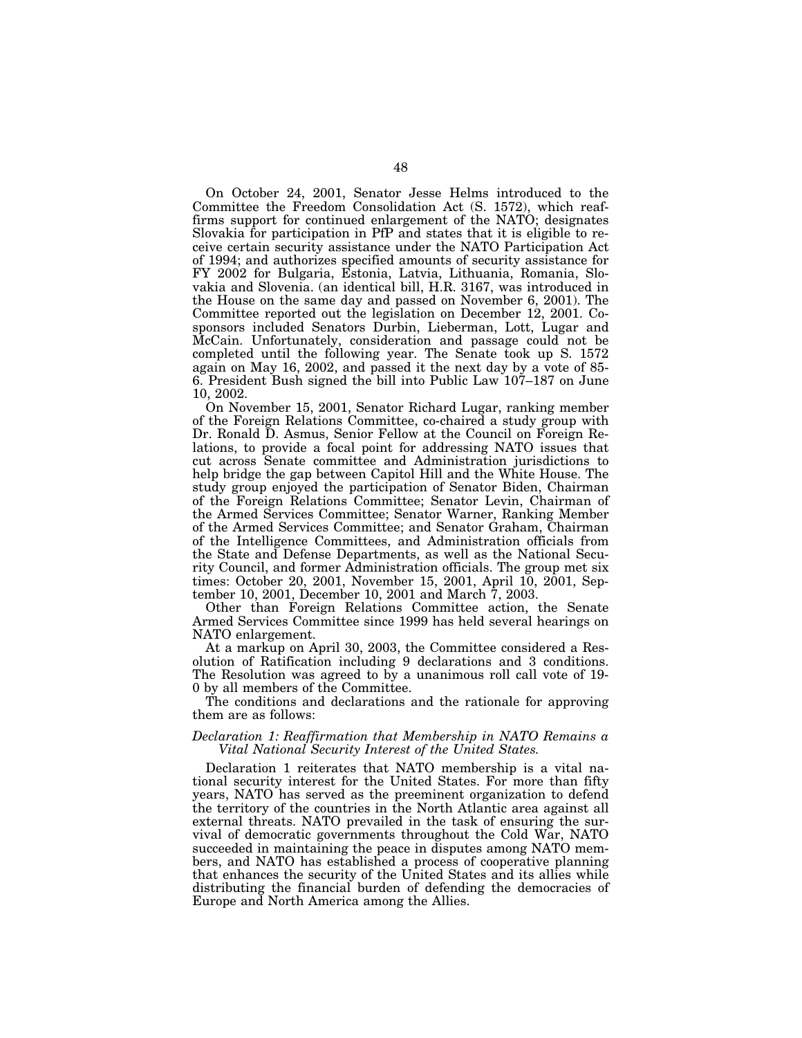On October 24, 2001, Senator Jesse Helms introduced to the Committee the Freedom Consolidation Act (S. 1572), which reaffirms support for continued enlargement of the NATO; designates Slovakia for participation in PfP and states that it is eligible to receive certain security assistance under the NATO Participation Act of 1994; and authorizes specified amounts of security assistance for FY 2002 for Bulgaria, Estonia, Latvia, Lithuania, Romania, Slovakia and Slovenia. (an identical bill, H.R. 3167, was introduced in the House on the same day and passed on November 6, 2001). The Committee reported out the legislation on December 12, 2001. Cosponsors included Senators Durbin, Lieberman, Lott, Lugar and McCain. Unfortunately, consideration and passage could not be completed until the following year. The Senate took up S. 1572 again on May 16, 2002, and passed it the next day by a vote of 85-6. President Bush signed the bill into Public Law 107–187 on June 10, 2002.

On November 15, 2001, Senator Richard Lugar, ranking member of the Foreign Relations Committee, co-chaired a study group with Dr. Ronald D. Asmus, Senior Fellow at the Council on Foreign Relations, to provide a focal point for addressing NATO issues that cut across Senate committee and Administration jurisdictions to help bridge the gap between Capitol Hill and the White House. The study group enjoyed the participation of Senator Biden, Chairman of the Foreign Relations Committee; Senator Levin, Chairman of the Armed Services Committee; Senator Warner, Ranking Member of the Armed Services Committee; and Senator Graham, Chairman of the Intelligence Committees, and Administration officials from the State and Defense Departments, as well as the National Security Council, and former Administration officials. The group met six times: October 20, 2001, November 15, 2001, April 10, 2001, September 10, 2001, December 10, 2001 and March 7, 2003.

Other than Foreign Relations Committee action, the Senate Armed Services Committee since 1999 has held several hearings on NATO enlargement.

At a markup on April 30, 2003, the Committee considered a Resolution of Ratification including 9 declarations and 3 conditions. The Resolution was agreed to by a unanimous roll call vote of 19-0 by all members of the Committee.

The conditions and declarations and the rationale for approving them are as follows:

*Declaration 1: Reaffirmation that Membership in NATO Remains a Vital National Security Interest of the United States.*

Declaration 1 reiterates that NATO membership is a vital national security interest for the United States. For more than fifty years, NATO has served as the preeminent organization to defend the territory of the countries in the North Atlantic area against all external threats. NATO prevailed in the task of ensuring the survival of democratic governments throughout the Cold War, NATO succeeded in maintaining the peace in disputes among NATO members, and NATO has established a process of cooperative planning that enhances the security of the United States and its allies while distributing the financial burden of defending the democracies of Europe and North America among the Allies.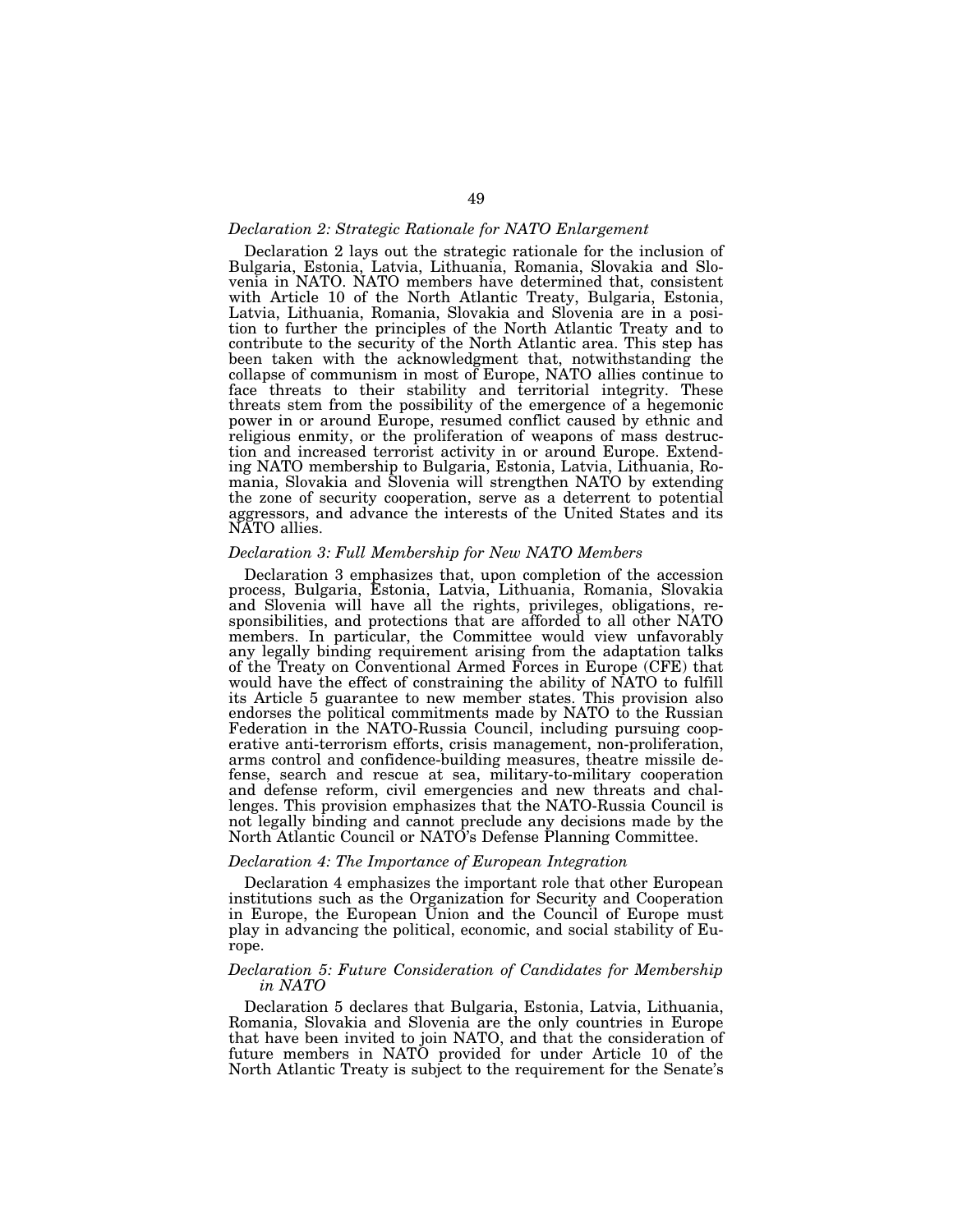*Declaration 2: Strategic Rationale for NATO Enlargement*

Declaration 2 lays out the strategic rationale for the inclusion of Bulgaria, Estonia, Latvia, Lithuania, Romania, Slovakia and Slovenia in NATO. NATO members have determined that, consistent with Article 10 of the North Atlantic Treaty, Bulgaria, Estonia, Latvia, Lithuania, Romania, Slovakia and Slovenia are in a position to further the principles of the North Atlantic Treaty and to contribute to the security of the North Atlantic area. This step has been taken with the acknowledgment that, notwithstanding the collapse of communism in most of Europe, NATO allies continue to face threats to their stability and territorial integrity. These threats stem from the possibility of the emergence of a hegemonic power in or around Europe, resumed conflict caused by ethnic and religious enmity, or the proliferation of weapons of mass destruction and increased terrorist activity in or around Europe. Extending NATO membership to Bulgaria, Estonia, Latvia, Lithuania, Romania, Slovakia and Slovenia will strengthen NATO by extending the zone of security cooperation, serve as a deterrent to potential aggressors, and advance the interests of the United States and its NATO allies.

*Declaration 3: Full Membership for New NATO Members*

Declaration 3 emphasizes that, upon completion of the accession process, Bulgaria, Estonia, Latvia, Lithuania, Romania, Slovakia and Slovenia will have all the rights, privileges, obligations, responsibilities, and protections that are afforded to all other NATO members. In particular, the Committee would view unfavorably any legally binding requirement arising from the adaptation talks of the Treaty on Conventional Armed Forces in Europe (CFE) that would have the effect of constraining the ability of NATO to fulfill its Article 5 guarantee to new member states. This provision also endorses the political commitments made by NATO to the Russian Federation in the NATO-Russia Council, including pursuing cooperative anti-terrorism efforts, crisis management, non-proliferation, arms control and confidence-building measures, theatre missile defense, search and rescue at sea, military-to-military cooperation and defense reform, civil emergencies and new threats and challenges. This provision emphasizes that the NATO-Russia Council is not legally binding and cannot preclude any decisions made by the North Atlantic Council or NATO's Defense Planning Committee.

*Declaration 4: The Importance of European Integration*

Declaration 4 emphasizes the important role that other European institutions such as the Organization for Security and Cooperation in Europe, the European Union and the Council of Europe must play in advancing the political, economic, and social stability of Europe.

*Declaration 5: Future Consideration of Candidates for Membership in NATO*

Declaration 5 declares that Bulgaria, Estonia, Latvia, Lithuania, Romania, Slovakia and Slovenia are the only countries in Europe that have been invited to join NATO, and that the consideration of future members in NATO provided for under Article 10 of the North Atlantic Treaty is subject to the requirement for the Senate's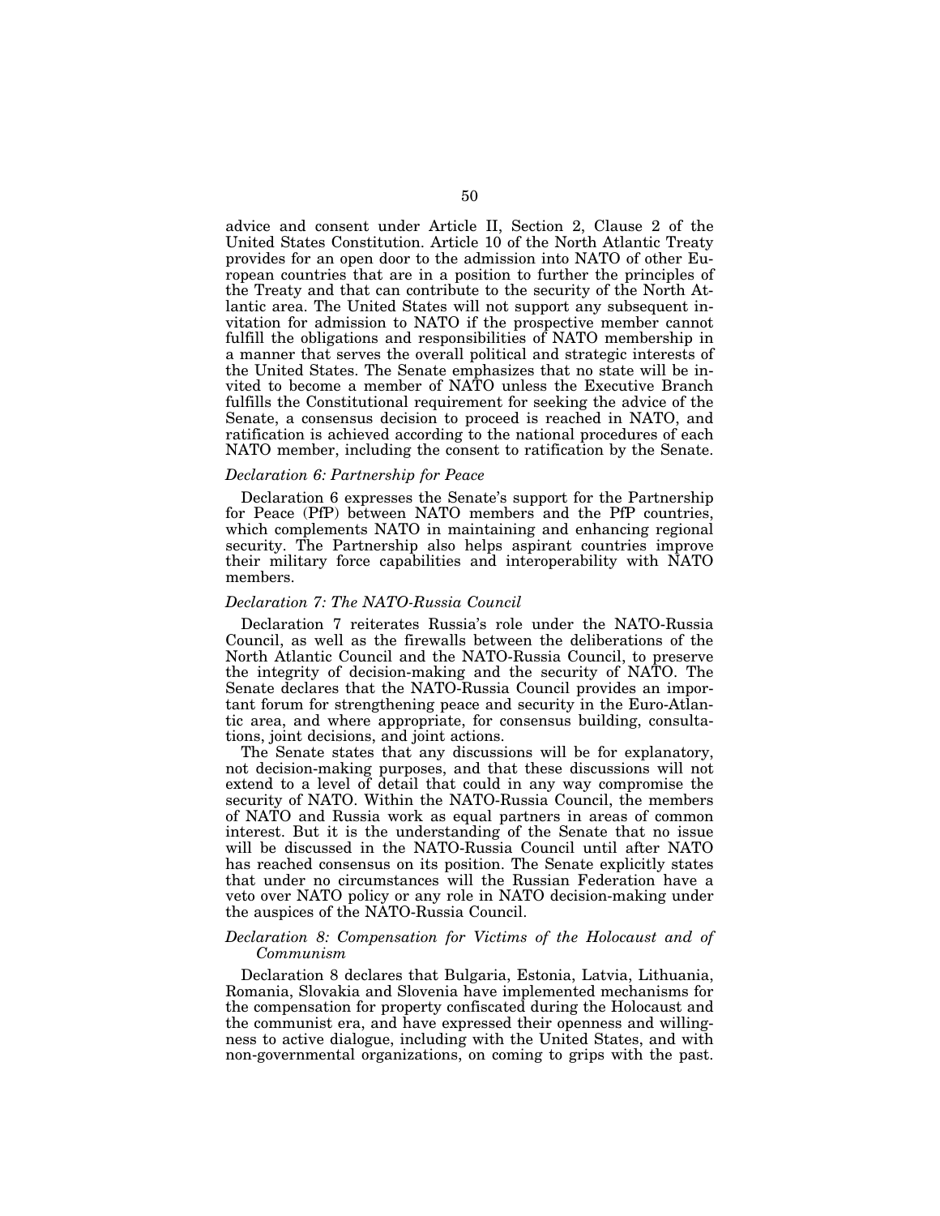advice and consent under Article II, Section 2, Clause 2 of the United States Constitution. Article 10 of the North Atlantic Treaty provides for an open door to the admission into NATO of other European countries that are in a position to further the principles of the Treaty and that can contribute to the security of the North Atlantic area. The United States will not support any subsequent invitation for admission to NATO if the prospective member cannot fulfill the obligations and responsibilities of NATO membership in a manner that serves the overall political and strategic interests of the United States. The Senate emphasizes that no state will be invited to become a member of NATO unless the Executive Branch fulfills the Constitutional requirement for seeking the advice of the Senate, a consensus decision to proceed is reached in NATO, and ratification is achieved according to the national procedures of each NATO member, including the consent to ratification by the Senate.

*Declaration 6: Partnership for Peace*

Declaration 6 expresses the Senate's support for the Partnership for Peace (PfP) between NATO members and the PfP countries, which complements NATO in maintaining and enhancing regional security. The Partnership also helps aspirant countries improve their military force capabilities and interoperability with NATO members.

*Declaration 7: The NATO-Russia Council*

Declaration 7 reiterates Russia's role under the NATO-Russia Council, as well as the firewalls between the deliberations of the North Atlantic Council and the NATO-Russia Council, to preserve the integrity of decision-making and the security of NATO. The Senate declares that the NATO-Russia Council provides an important forum for strengthening peace and security in the Euro-Atlantic area, and where appropriate, for consensus building, consultations, joint decisions, and joint actions.

The Senate states that any discussions will be for explanatory, not decision-making purposes, and that these discussions will not extend to a level of detail that could in any way compromise the security of NATO. Within the NATO-Russia Council, the members of NATO and Russia work as equal partners in areas of common interest. But it is the understanding of the Senate that no issue will be discussed in the NATO-Russia Council until after NATO has reached consensus on its position. The Senate explicitly states that under no circumstances will the Russian Federation have a veto over NATO policy or any role in NATO decision-making under the auspices of the NATO-Russia Council.

*Declaration 8: Compensation for Victims of the Holocaust and of Communism*

Declaration 8 declares that Bulgaria, Estonia, Latvia, Lithuania, Romania, Slovakia and Slovenia have implemented mechanisms for the compensation for property confiscated during the Holocaust and the communist era, and have expressed their openness and willingness to active dialogue, including with the United States, and with non-governmental organizations, on coming to grips with the past.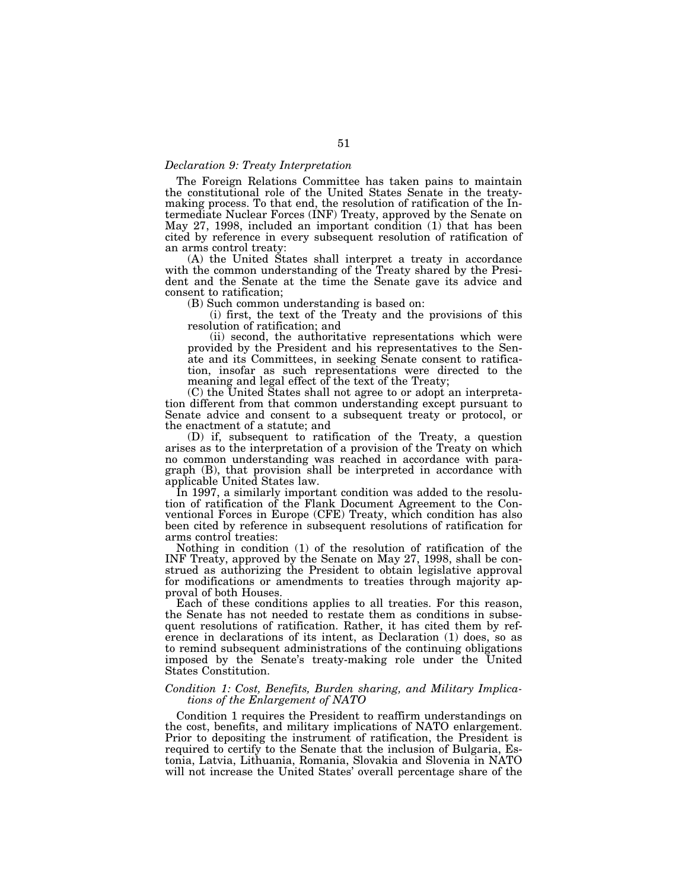*Declaration 9: Treaty Interpretation*

The Foreign Relations Committee has taken pains to maintain the constitutional role of the United States Senate in the treaty-making process. To that end, the resolution of ratification of the Intermediate Nuclear Forces (INF) Treaty, approved by the Senate on May 27, 1998, included an important condition (1) that has been cited by reference in every subsequent resolution of ratification of an arms control treaty:

(A) the United States shall interpret a treaty in accordance with the common understanding of the Treaty shared by the President and the Senate at the time the Senate gave its advice and consent to ratification;

(B) Such common understanding is based on:

(i) first, the text of the Treaty and the provisions of this resolution of ratification; and

(ii) second, the authoritative representations which were provided by the President and his representatives to the Senate and its Committees, in seeking Senate consent to ratification, insofar as such representations were directed to the meaning and legal effect of the text of the Treaty;

(C) the United States shall not agree to or adopt an interpretation different from that common understanding except pursuant to Senate advice and consent to a subsequent treaty or protocol, or the enactment of a statute; and

(D) if, subsequent to ratification of the Treaty, a question arises as to the interpretation of a provision of the Treaty on which no common understanding was reached in accordance with paragraph (B), that provision shall be interpreted in accordance with applicable United States law.

In 1997, a similarly important condition was added to the resolution of ratification of the Flank Document Agreement to the Conventional Forces in Europe (CFE) Treaty, which condition has also been cited by reference in subsequent resolutions of ratification for arms control treaties:

Nothing in condition (1) of the resolution of ratification of the INF Treaty, approved by the Senate on May 27, 1998, shall be construed as authorizing the President to obtain legislative approval for modifications or amendments to treaties through majority approval of both Houses.

Each of these conditions applies to all treaties. For this reason, the Senate has not needed to restate them as conditions in subsequent resolutions of ratification. Rather, it has cited them by reference in declarations of its intent, as Declaration (1) does, so as to remind subsequent administrations of the continuing obligations imposed by the Senate's treaty-making role under the United States Constitution.

*Condition 1: Cost, Benefits, Burden sharing, and Military Implications of the Enlargement of NATO*

Condition 1 requires the President to reaffirm understandings on the cost, benefits, and military implications of NATO enlargement. Prior to depositing the instrument of ratification, the President is required to certify to the Senate that the inclusion of Bulgaria, Estonia, Latvia, Lithuania, Romania, Slovakia and Slovenia in NATO will not increase the United States' overall percentage share of the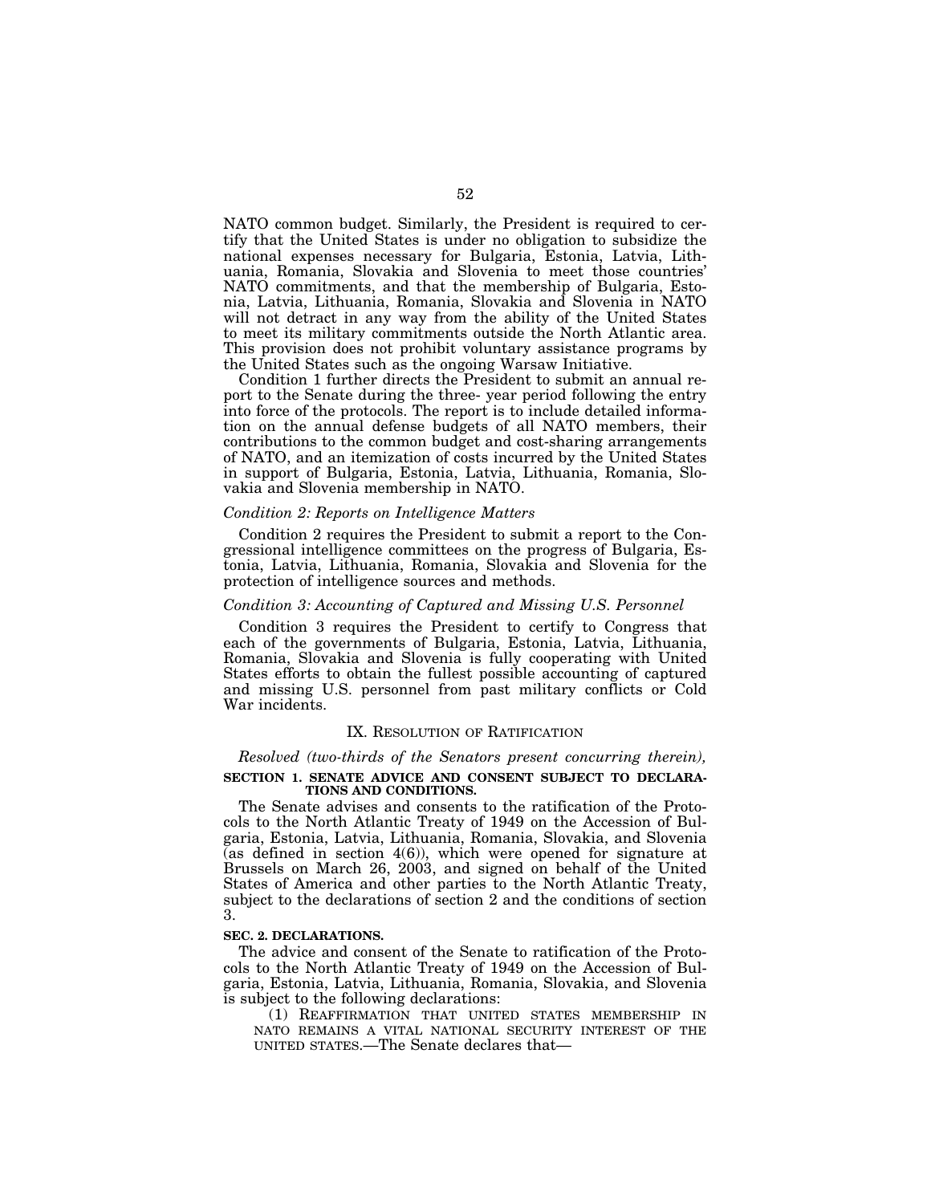NATO common budget. Similarly, the President is required to certify that the United States is under no obligation to subsidize the national expenses necessary for Bulgaria, Estonia, Latvia, Lithuania, Romania, Slovakia and Slovenia to meet those countries' NATO commitments, and that the membership of Bulgaria, Estonia, Latvia, Lithuania, Romania, Slovakia and Slovenia in NATO will not detract in any way from the ability of the United States to meet its military commitments outside the North Atlantic area. This provision does not prohibit voluntary assistance programs by the United States such as the ongoing Warsaw Initiative.

Condition 1 further directs the President to submit an annual report to the Senate during the three- year period following the entry into force of the protocols. The report is to include detailed information on the annual defense budgets of all NATO members, their contributions to the common budget and cost-sharing arrangements of NATO, and an itemization of costs incurred by the United States in support of Bulgaria, Estonia, Latvia, Lithuania, Romania, Slovakia and Slovenia membership in NATO.

*Condition 2: Reports on Intelligence Matters*

Condition 2 requires the President to submit a report to the Congressional intelligence committees on the progress of Bulgaria, Estonia, Latvia, Lithuania, Romania, Slovakia and Slovenia for the protection of intelligence sources and methods.

*Condition 3: Accounting of Captured and Missing U.S. Personnel*

Condition 3 requires the President to certify to Congress that each of the governments of Bulgaria, Estonia, Latvia, Lithuania, Romania, Slovakia and Slovenia is fully cooperating with United States efforts to obtain the fullest possible accounting of captured and missing U.S. personnel from past military conflicts or Cold War incidents.

## IX. Resolution of Ratification

*Resolved (two-thirds of the Senators present concurring therein),*

**SECTION 1. SENATE ADVICE AND CONSENT SUBJECT TO DECLARATIONS AND CONDITIONS.**

The Senate advises and consents to the ratification of the Protocols to the North Atlantic Treaty of 1949 on the Accession of Bulgaria, Estonia, Latvia, Lithuania, Romania, Slovakia, and Slovenia (as defined in section 4(6)), which were opened for signature at Brussels on March 26, 2003, and signed on behalf of the United States of America and other parties to the North Atlantic Treaty, subject to the declarations of section 2 and the conditions of section 3.

**SEC. 2. DECLARATIONS.**

The advice and consent of the Senate to ratification of the Protocols to the North Atlantic Treaty of 1949 on the Accession of Bulgaria, Estonia, Latvia, Lithuania, Romania, Slovakia, and Slovenia is subject to the following declarations:

(1) REAFFIRMATION THAT UNITED STATES MEMBERSHIP IN NATO REMAINS A VITAL NATIONAL SECURITY INTEREST OF THE UNITED STATES.—The Senate declares that—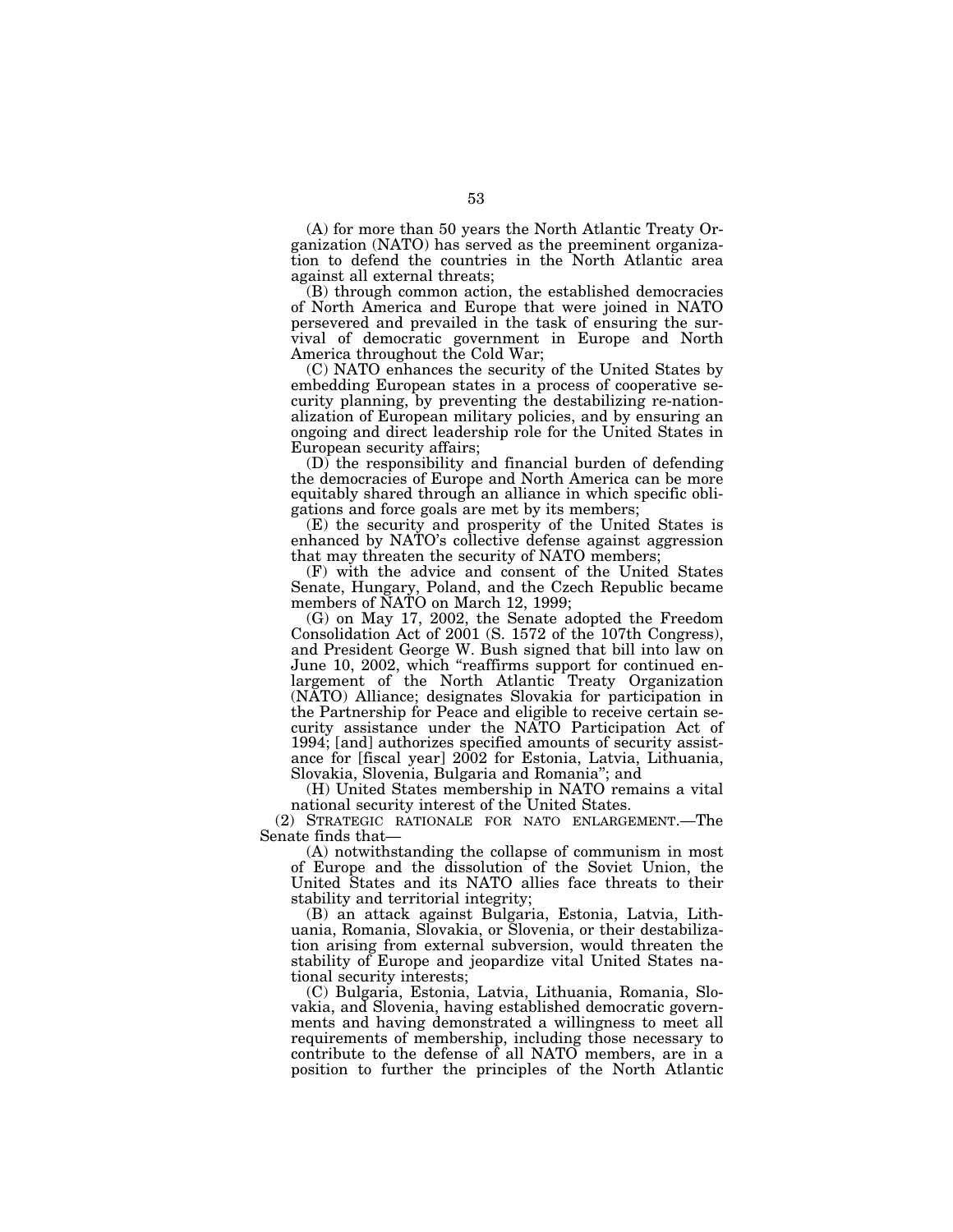(A) for more than 50 years the North Atlantic Treaty Organization (NATO) has served as the preeminent organization to defend the countries in the North Atlantic area against all external threats;

(B) through common action, the established democracies of North America and Europe that were joined in NATO persevered and prevailed in the task of ensuring the survival of democratic government in Europe and North America throughout the Cold War;

(C) NATO enhances the security of the United States by embedding European states in a process of cooperative security planning, by preventing the destabilizing re-nationalization of European military policies, and by ensuring an ongoing and direct leadership role for the United States in European security affairs;

(D) the responsibility and financial burden of defending the democracies of Europe and North America can be more equitably shared through an alliance in which specific obligations and force goals are met by its members;

(E) the security and prosperity of the United States is enhanced by NATO's collective defense against aggression that may threaten the security of NATO members;

(F) with the advice and consent of the United States Senate, Hungary, Poland, and the Czech Republic became members of NATO on March 12, 1999;

(G) on May 17, 2002, the Senate adopted the Freedom Consolidation Act of 2001 (S. 1572 of the 107th Congress), and President George W. Bush signed that bill into law on June 10, 2002, which "reaffirms support for continued enlargement of the North Atlantic Treaty Organization (NATO) Alliance; designates Slovakia for participation in the Partnership for Peace and eligible to receive certain security assistance under the NATO Participation Act of 1994; [and] authorizes specified amounts of security assistance for [fiscal year] 2002 for Estonia, Latvia, Lithuania, Slovakia, Slovenia, Bulgaria and Romania"; and

(H) United States membership in NATO remains a vital national security interest of the United States.

(2) STRATEGIC RATIONALE FOR NATO ENLARGEMENT.—The Senate finds that—

(A) notwithstanding the collapse of communism in most of Europe and the dissolution of the Soviet Union, the United States and its NATO allies face threats to their stability and territorial integrity;

(B) an attack against Bulgaria, Estonia, Latvia, Lithuania, Romania, Slovakia, or Slovenia, or their destabilization arising from external subversion, would threaten the stability of Europe and jeopardize vital United States national security interests;

(C) Bulgaria, Estonia, Latvia, Lithuania, Romania, Slovakia, and Slovenia, having established democratic governments and having demonstrated a willingness to meet all requirements of membership, including those necessary to contribute to the defense of all NATO members, are in a position to further the principles of the North Atlantic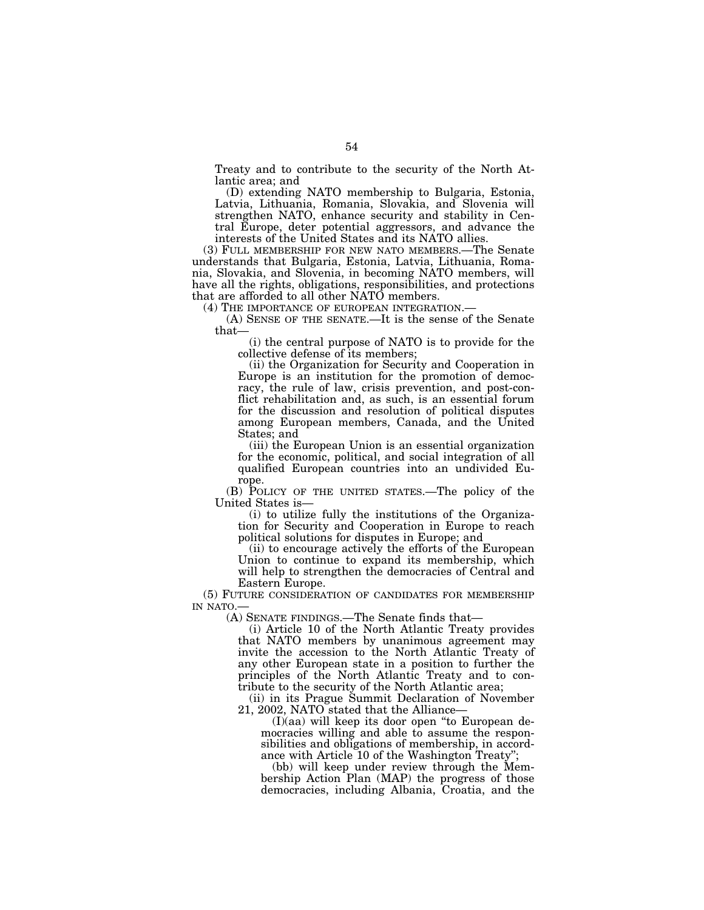Treaty and to contribute to the security of the North Atlantic area; and

(D) extending NATO membership to Bulgaria, Estonia, Latvia, Lithuania, Romania, Slovakia, and Slovenia will strengthen NATO, enhance security and stability in Central Europe, deter potential aggressors, and advance the interests of the United States and its NATO allies.

(3) FULL MEMBERSHIP FOR NEW NATO MEMBERS.—The Senate understands that Bulgaria, Estonia, Latvia, Lithuania, Romania, Slovakia, and Slovenia, in becoming NATO members, will have all the rights, obligations, responsibilities, and protections that are afforded to all other NATO members.

(4) THE IMPORTANCE OF EUROPEAN INTEGRATION.—

(A) SENSE OF THE SENATE.—It is the sense of the Senate that—

(i) the central purpose of NATO is to provide for the collective defense of its members;

(ii) the Organization for Security and Cooperation in Europe is an institution for the promotion of democracy, the rule of law, crisis prevention, and post-conflict rehabilitation and, as such, is an essential forum for the discussion and resolution of political disputes among European members, Canada, and the United States; and

(iii) the European Union is an essential organization for the economic, political, and social integration of all qualified European countries into an undivided Europe.

(B) POLICY OF THE UNITED STATES.—The policy of the United States is—

(i) to utilize fully the institutions of the Organization for Security and Cooperation in Europe to reach political solutions for disputes in Europe; and

(ii) to encourage actively the efforts of the European Union to continue to expand its membership, which will help to strengthen the democracies of Central and Eastern Europe.

(5) FUTURE CONSIDERATION OF CANDIDATES FOR MEMBERSHIP IN NATO.—

(A) SENATE FINDINGS.—The Senate finds that—

(i) Article 10 of the North Atlantic Treaty provides that NATO members by unanimous agreement may invite the accession to the North Atlantic Treaty of any other European state in a position to further the principles of the North Atlantic Treaty and to contribute to the security of the North Atlantic area;

(ii) in its Prague Summit Declaration of November 21, 2002, NATO stated that the Alliance—

(I)(aa) will keep its door open "to European democracies willing and able to assume the responsibilities and obligations of membership, in accordance with Article 10 of the Washington Treaty";

(bb) will keep under review through the Membership Action Plan (MAP) the progress of those democracies, including Albania, Croatia, and the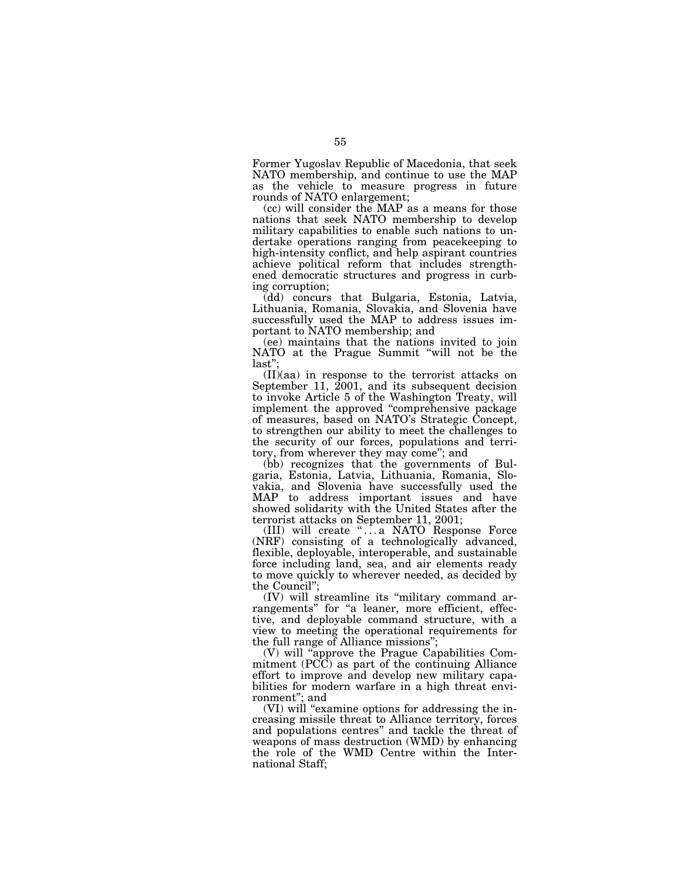Former Yugoslav Republic of Macedonia, that seek NATO membership, and continue to use the MAP as the vehicle to measure progress in future rounds of NATO enlargement;

(cc) will consider the MAP as a means for those nations that seek NATO membership to develop military capabilities to enable such nations to undertake operations ranging from peacekeeping to high-intensity conflict, and help aspirant countries achieve political reform that includes strengthened democratic structures and progress in curbing corruption;

(dd) concurs that Bulgaria, Estonia, Latvia, Lithuania, Romania, Slovakia, and Slovenia have successfully used the MAP to address issues important to NATO membership; and

(ee) maintains that the nations invited to join NATO at the Prague Summit "will not be the last";

(II)(aa) in response to the terrorist attacks on September 11, 2001, and its subsequent decision to invoke Article 5 of the Washington Treaty, will implement the approved "comprehensive package of measures, based on NATO's Strategic Concept, to strengthen our ability to meet the challenges to the security of our forces, populations and territory, from wherever they may come"; and

(bb) recognizes that the governments of Bulgaria, Estonia, Latvia, Lithuania, Romania, Slovakia, and Slovenia have successfully used the MAP to address important issues and have showed solidarity with the United States after the terrorist attacks on September 11, 2001;

(III) will create ". . . a NATO Response Force (NRF) consisting of a technologically advanced, flexible, deployable, interoperable, and sustainable force including land, sea, and air elements ready to move quickly to wherever needed, as decided by the Council";

(IV) will streamline its "military command arrangements" for "a leaner, more efficient, effective, and deployable command structure, with a view to meeting the operational requirements for the full range of Alliance missions";

(V) will "approve the Prague Capabilities Commitment (PCC) as part of the continuing Alliance effort to improve and develop new military capabilities for modern warfare in a high threat environment"; and

(VI) will "examine options for addressing the increasing missile threat to Alliance territory, forces and populations centres" and tackle the threat of weapons of mass destruction (WMD) by enhancing the role of the WMD Centre within the International Staff;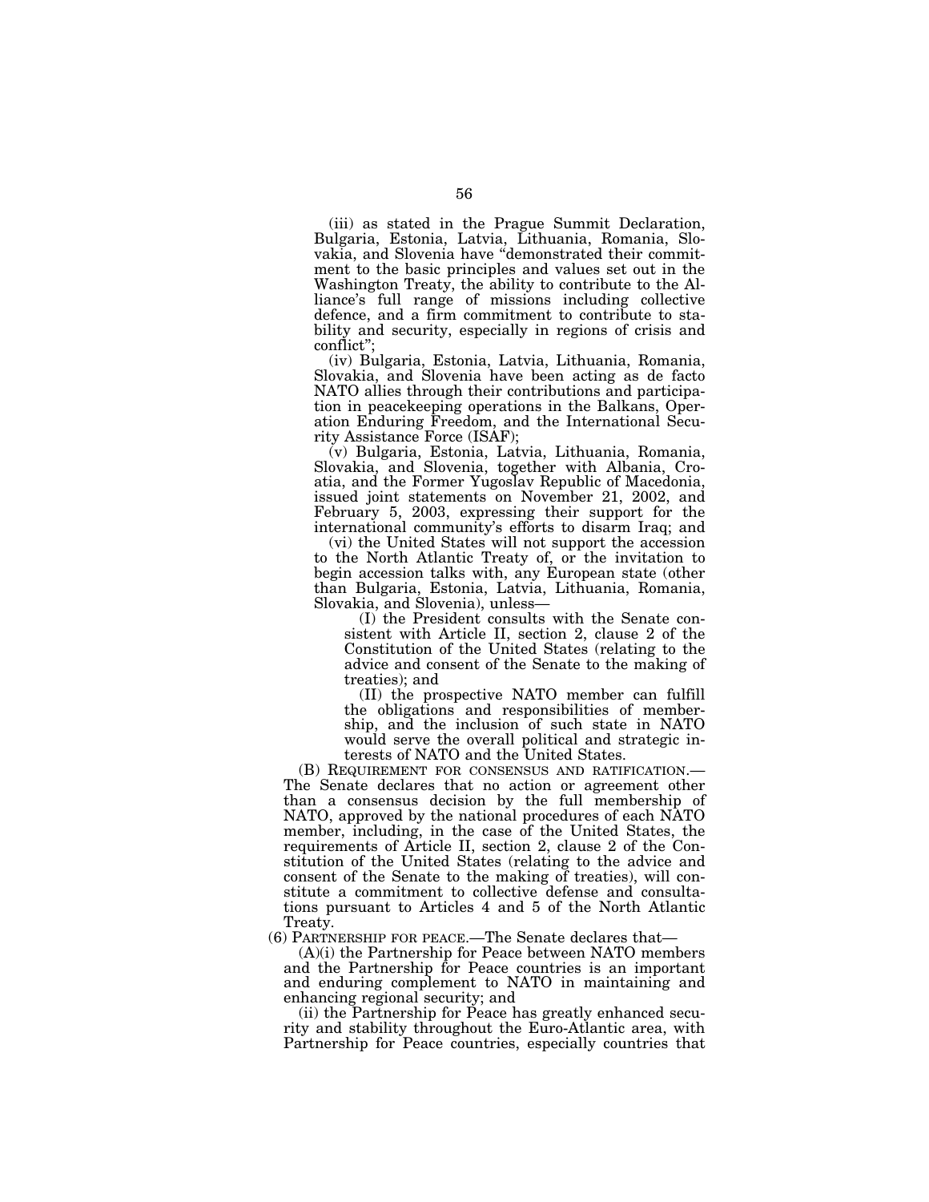(iii) as stated in the Prague Summit Declaration, Bulgaria, Estonia, Latvia, Lithuania, Romania, Slovakia, and Slovenia have "demonstrated their commitment to the basic principles and values set out in the Washington Treaty, the ability to contribute to the Alliance's full range of missions including collective defence, and a firm commitment to contribute to stability and security, especially in regions of crisis and conflict";

(iv) Bulgaria, Estonia, Latvia, Lithuania, Romania, Slovakia, and Slovenia have been acting as de facto NATO allies through their contributions and participation in peacekeeping operations in the Balkans, Operation Enduring Freedom, and the International Security Assistance Force (ISAF);

(v) Bulgaria, Estonia, Latvia, Lithuania, Romania, Slovakia, and Slovenia, together with Albania, Croatia, and the Former Yugoslav Republic of Macedonia, issued joint statements on November 21, 2002, and February 5, 2003, expressing their support for the international community's efforts to disarm Iraq; and

(vi) the United States will not support the accession to the North Atlantic Treaty of, or the invitation to begin accession talks with, any European state (other than Bulgaria, Estonia, Latvia, Lithuania, Romania, Slovakia, and Slovenia), unless—

(I) the President consults with the Senate consistent with Article II, section 2, clause 2 of the Constitution of the United States (relating to the advice and consent of the Senate to the making of treaties); and

(II) the prospective NATO member can fulfill the obligations and responsibilities of membership, and the inclusion of such state in NATO would serve the overall political and strategic interests of NATO and the United States.

(B) REQUIREMENT FOR CONSENSUS AND RATIFICATION.—The Senate declares that no action or agreement other than a consensus decision by the full membership of NATO, approved by the national procedures of each NATO member, including, in the case of the United States, the requirements of Article II, section 2, clause 2 of the Constitution of the United States (relating to the advice and consent of the Senate to the making of treaties), will constitute a commitment to collective defense and consultations pursuant to Articles 4 and 5 of the North Atlantic Treaty.

(6) PARTNERSHIP FOR PEACE.—The Senate declares that—

(A)(i) the Partnership for Peace between NATO members and the Partnership for Peace countries is an important and enduring complement to NATO in maintaining and enhancing regional security; and

(ii) the Partnership for Peace has greatly enhanced security and stability throughout the Euro-Atlantic area, with Partnership for Peace countries, especially countries that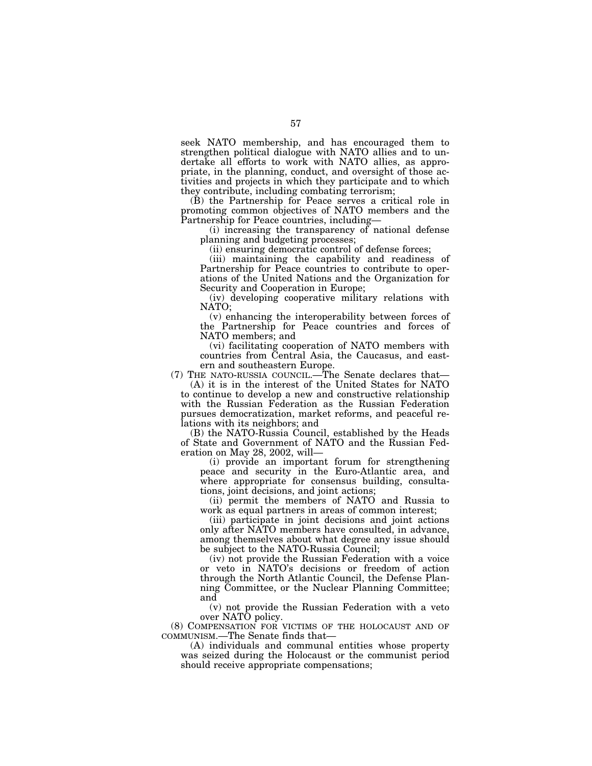seek NATO membership, and has encouraged them to strengthen political dialogue with NATO allies and to undertake all efforts to work with NATO allies, as appropriate, in the planning, conduct, and oversight of those activities and projects in which they participate and to which they contribute, including combating terrorism;

(B) the Partnership for Peace serves a critical role in promoting common objectives of NATO members and the Partnership for Peace countries, including—

(i) increasing the transparency of national defense planning and budgeting processes;

(ii) ensuring democratic control of defense forces;

(iii) maintaining the capability and readiness of Partnership for Peace countries to contribute to operations of the United Nations and the Organization for Security and Cooperation in Europe;

(iv) developing cooperative military relations with NATO;

(v) enhancing the interoperability between forces of the Partnership for Peace countries and forces of NATO members; and

(vi) facilitating cooperation of NATO members with countries from Central Asia, the Caucasus, and eastern and southeastern Europe.

(7) THE NATO-RUSSIA COUNCIL.—The Senate declares that—

(A) it is in the interest of the United States for NATO to continue to develop a new and constructive relationship with the Russian Federation as the Russian Federation pursues democratization, market reforms, and peaceful relations with its neighbors; and

(B) the NATO-Russia Council, established by the Heads of State and Government of NATO and the Russian Federation on May 28, 2002, will—

(i) provide an important forum for strengthening peace and security in the Euro-Atlantic area, and where appropriate for consensus building, consultations, joint decisions, and joint actions;

(ii) permit the members of NATO and Russia to work as equal partners in areas of common interest;

(iii) participate in joint decisions and joint actions only after NATO members have consulted, in advance, among themselves about what degree any issue should be subject to the NATO-Russia Council;

(iv) not provide the Russian Federation with a voice or veto in NATO's decisions or freedom of action through the North Atlantic Council, the Defense Planning Committee, or the Nuclear Planning Committee; and

(v) not provide the Russian Federation with a veto over NATO policy.

(8) COMPENSATION FOR VICTIMS OF THE HOLOCAUST AND OF COMMUNISM.—The Senate finds that—

(A) individuals and communal entities whose property was seized during the Holocaust or the communist period should receive appropriate compensations;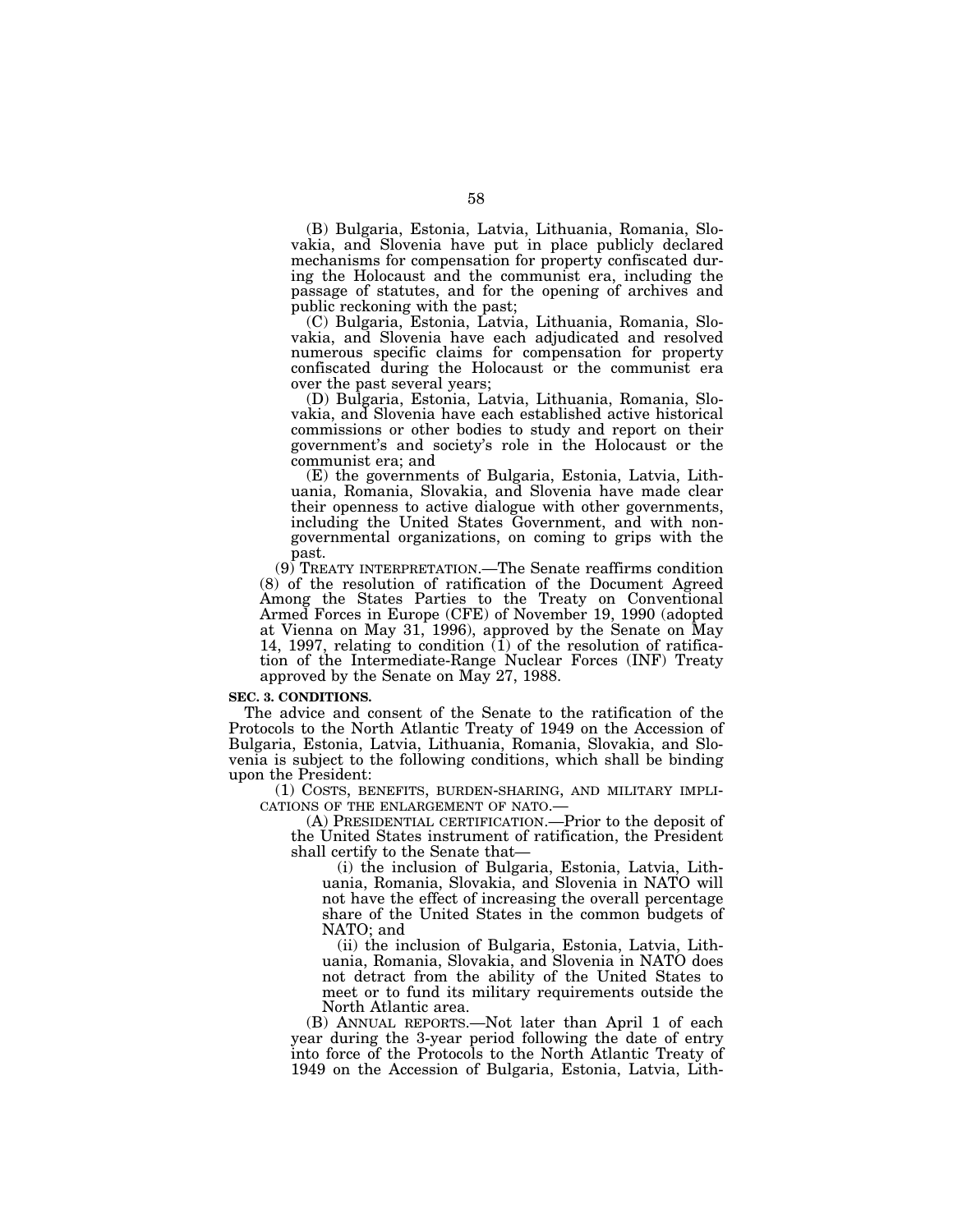(B) Bulgaria, Estonia, Latvia, Lithuania, Romania, Slovakia, and Slovenia have put in place publicly declared mechanisms for compensation for property confiscated during the Holocaust and the communist era, including the passage of statutes, and for the opening of archives and public reckoning with the past;

(C) Bulgaria, Estonia, Latvia, Lithuania, Romania, Slovakia, and Slovenia have each adjudicated and resolved numerous specific claims for compensation for property confiscated during the Holocaust or the communist era over the past several years;

(D) Bulgaria, Estonia, Latvia, Lithuania, Romania, Slovakia, and Slovenia have each established active historical commissions or other bodies to study and report on their government's and society's role in the Holocaust or the communist era; and

(E) the governments of Bulgaria, Estonia, Latvia, Lithuania, Romania, Slovakia, and Slovenia have made clear their openness to active dialogue with other governments, including the United States Government, and with nongovernmental organizations, on coming to grips with the past.

(9) TREATY INTERPRETATION.—The Senate reaffirms condition (8) of the resolution of ratification of the Document Agreed Among the States Parties to the Treaty on Conventional Armed Forces in Europe (CFE) of November 19, 1990 (adopted at Vienna on May 31, 1996), approved by the Senate on May 14, 1997, relating to condition (1) of the resolution of ratification of the Intermediate-Range Nuclear Forces (INF) Treaty approved by the Senate on May 27, 1988.

**SEC. 3. CONDITIONS.**

The advice and consent of the Senate to the ratification of the Protocols to the North Atlantic Treaty of 1949 on the Accession of Bulgaria, Estonia, Latvia, Lithuania, Romania, Slovakia, and Slovenia is subject to the following conditions, which shall be binding upon the President:

(1) COSTS, BENEFITS, BURDEN-SHARING, AND MILITARY IMPLICATIONS OF THE ENLARGEMENT OF NATO.—

(A) PRESIDENTIAL CERTIFICATION.—Prior to the deposit of the United States instrument of ratification, the President shall certify to the Senate that—

(i) the inclusion of Bulgaria, Estonia, Latvia, Lithuania, Romania, Slovakia, and Slovenia in NATO will not have the effect of increasing the overall percentage share of the United States in the common budgets of NATO; and

(ii) the inclusion of Bulgaria, Estonia, Latvia, Lithuania, Romania, Slovakia, and Slovenia in NATO does not detract from the ability of the United States to meet or to fund its military requirements outside the North Atlantic area.

(B) ANNUAL REPORTS.—Not later than April 1 of each year during the 3-year period following the date of entry into force of the Protocols to the North Atlantic Treaty of 1949 on the Accession of Bulgaria, Estonia, Latvia, Lith-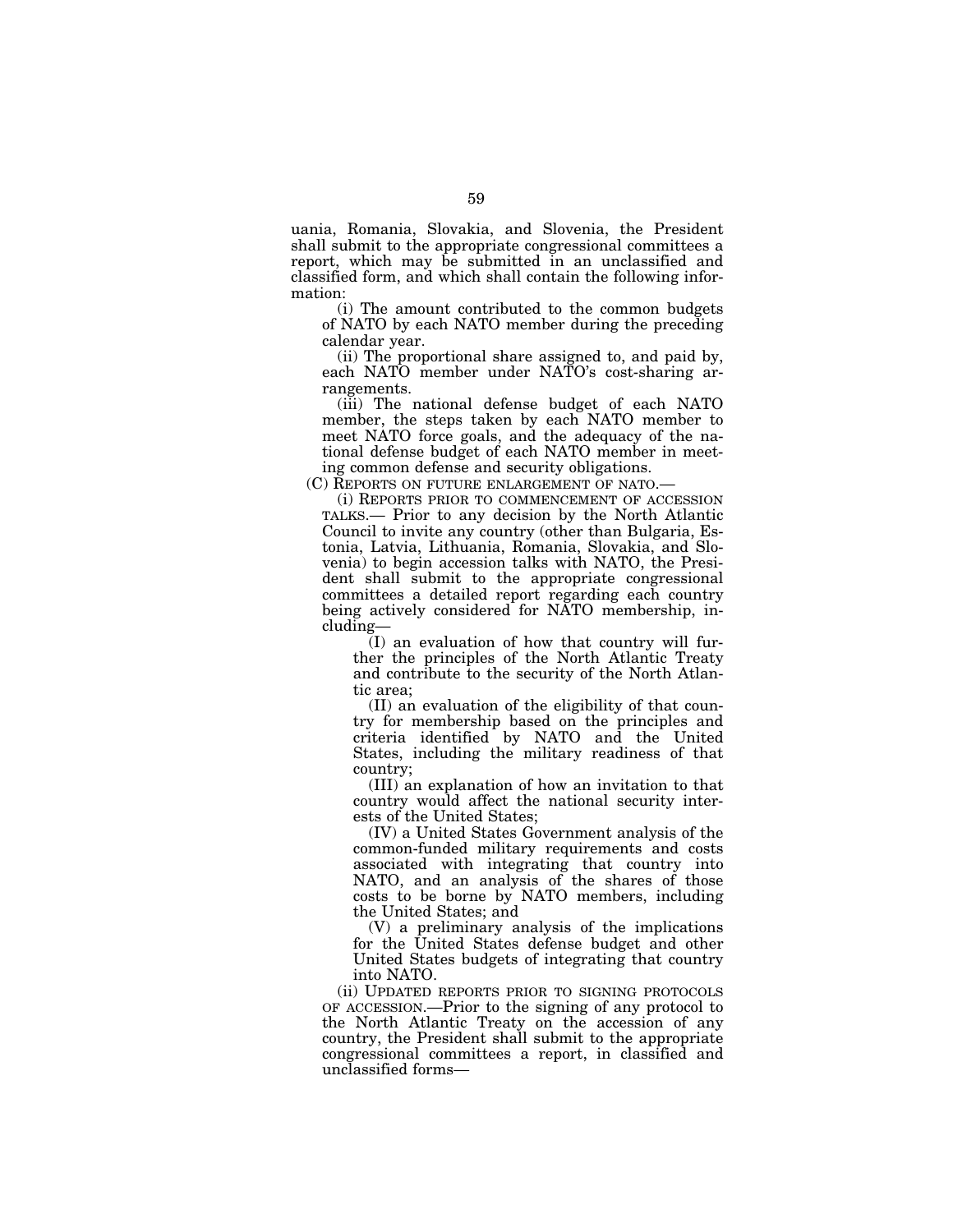uania, Romania, Slovakia, and Slovenia, the President shall submit to the appropriate congressional committees a report, which may be submitted in an unclassified and classified form, and which shall contain the following information:

(i) The amount contributed to the common budgets of NATO by each NATO member during the preceding calendar year.

(ii) The proportional share assigned to, and paid by, each NATO member under NATO's cost-sharing arrangements.

(iii) The national defense budget of each NATO member, the steps taken by each NATO member to meet NATO force goals, and the adequacy of the national defense budget of each NATO member in meeting common defense and security obligations.

(C) REPORTS ON FUTURE ENLARGEMENT OF NATO.—

(i) REPORTS PRIOR TO COMMENCEMENT OF ACCESSION TALKS.— Prior to any decision by the North Atlantic Council to invite any country (other than Bulgaria, Estonia, Latvia, Lithuania, Romania, Slovakia, and Slovenia) to begin accession talks with NATO, the President shall submit to the appropriate congressional committees a detailed report regarding each country being actively considered for NATO membership, including—

(I) an evaluation of how that country will further the principles of the North Atlantic Treaty and contribute to the security of the North Atlantic area;

(II) an evaluation of the eligibility of that country for membership based on the principles and criteria identified by NATO and the United States, including the military readiness of that country;

(III) an explanation of how an invitation to that country would affect the national security interests of the United States;

(IV) a United States Government analysis of the common-funded military requirements and costs associated with integrating that country into NATO, and an analysis of the shares of those costs to be borne by NATO members, including the United States; and

(V) a preliminary analysis of the implications for the United States defense budget and other United States budgets of integrating that country into NATO.

(ii) UPDATED REPORTS PRIOR TO SIGNING PROTOCOLS OF ACCESSION.—Prior to the signing of any protocol to the North Atlantic Treaty on the accession of any country, the President shall submit to the appropriate congressional committees a report, in classified and unclassified forms—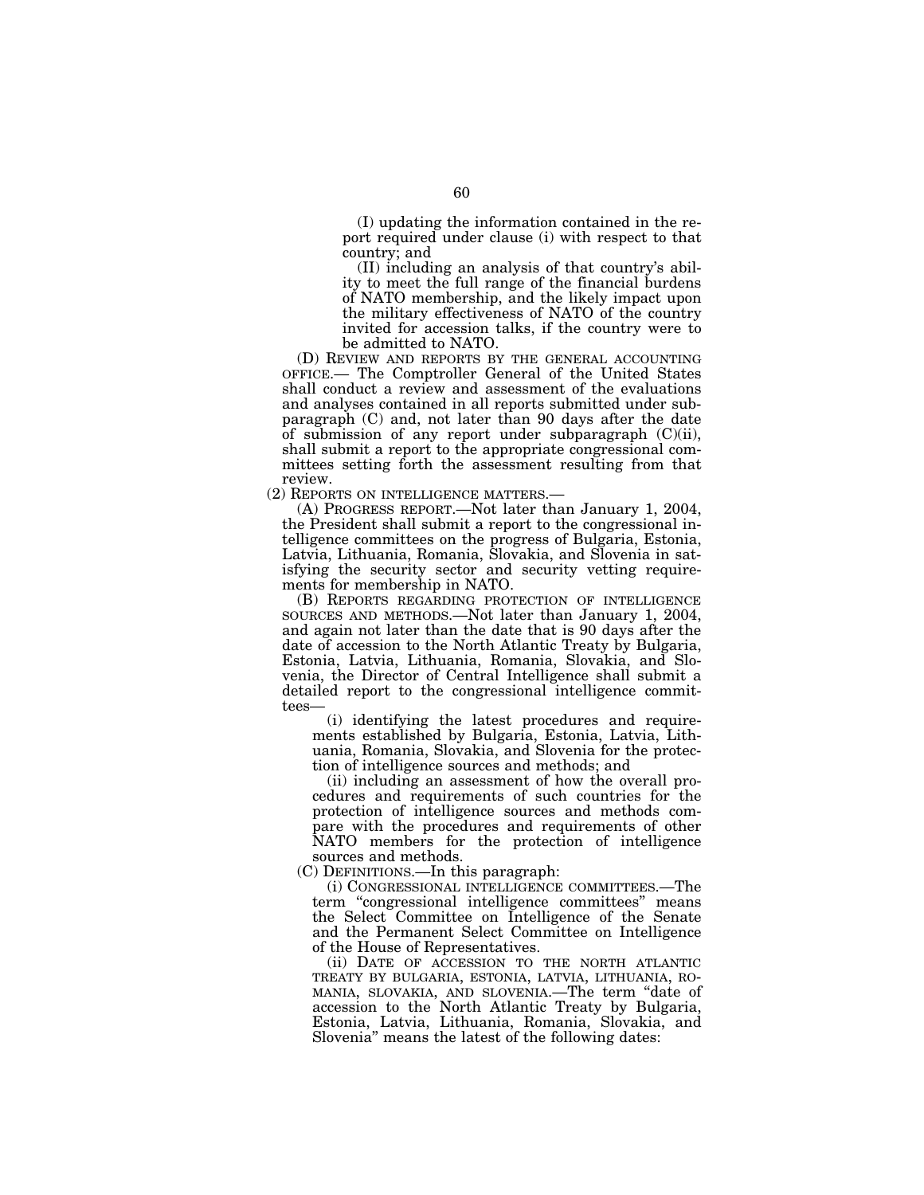(I) updating the information contained in the report required under clause (i) with respect to that country; and

(II) including an analysis of that country's ability to meet the full range of the financial burdens of NATO membership, and the likely impact upon the military effectiveness of NATO of the country invited for accession talks, if the country were to be admitted to NATO.

(D) REVIEW AND REPORTS BY THE GENERAL ACCOUNTING OFFICE.— The Comptroller General of the United States shall conduct a review and assessment of the evaluations and analyses contained in all reports submitted under subparagraph (C) and, not later than 90 days after the date of submission of any report under subparagraph (C)(ii), shall submit a report to the appropriate congressional committees setting forth the assessment resulting from that review.

(2) REPORTS ON INTELLIGENCE MATTERS.—

(A) PROGRESS REPORT.—Not later than January 1, 2004, the President shall submit a report to the congressional intelligence committees on the progress of Bulgaria, Estonia, Latvia, Lithuania, Romania, Slovakia, and Slovenia in satisfying the security sector and security vetting requirements for membership in NATO.

(B) REPORTS REGARDING PROTECTION OF INTELLIGENCE SOURCES AND METHODS.—Not later than January 1, 2004, and again not later than the date that is 90 days after the date of accession to the North Atlantic Treaty by Bulgaria, Estonia, Latvia, Lithuania, Romania, Slovakia, and Slovenia, the Director of Central Intelligence shall submit a detailed report to the congressional intelligence committees—

(i) identifying the latest procedures and requirements established by Bulgaria, Estonia, Latvia, Lithuania, Romania, Slovakia, and Slovenia for the protection of intelligence sources and methods; and

(ii) including an assessment of how the overall procedures and requirements of such countries for the protection of intelligence sources and methods compare with the procedures and requirements of other NATO members for the protection of intelligence sources and methods.

(C) DEFINITIONS.—In this paragraph:

(i) CONGRESSIONAL INTELLIGENCE COMMITTEES.—The term "congressional intelligence committees" means the Select Committee on Intelligence of the Senate and the Permanent Select Committee on Intelligence of the House of Representatives.

(ii) DATE OF ACCESSION TO THE NORTH ATLANTIC TREATY BY BULGARIA, ESTONIA, LATVIA, LITHUANIA, ROMANIA, SLOVAKIA, AND SLOVENIA.—The term "date of accession to the North Atlantic Treaty by Bulgaria, Estonia, Latvia, Lithuania, Romania, Slovakia, and Slovenia" means the latest of the following dates: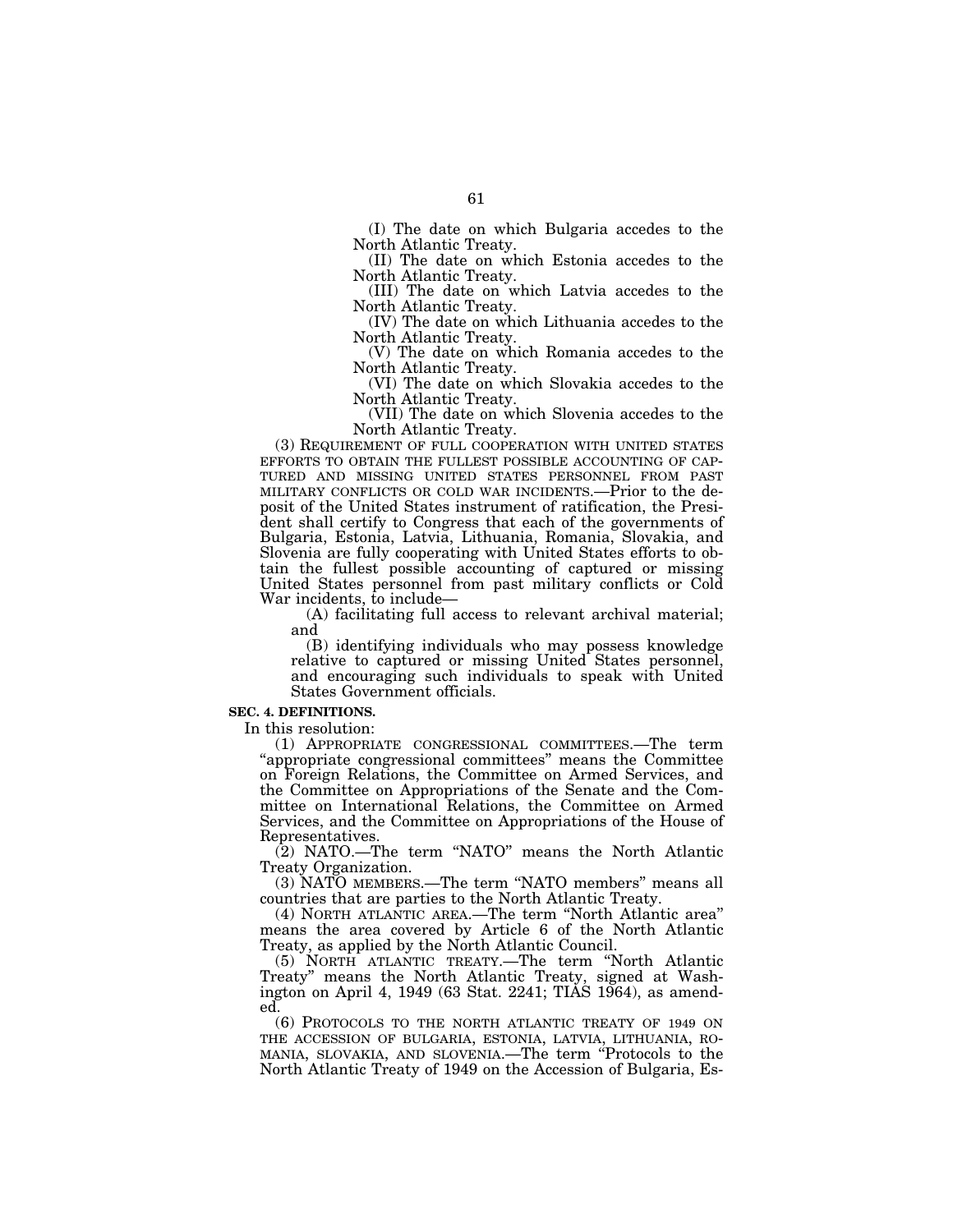(I) The date on which Bulgaria accedes to the North Atlantic Treaty.

(II) The date on which Estonia accedes to the North Atlantic Treaty.

(III) The date on which Latvia accedes to the North Atlantic Treaty.

(IV) The date on which Lithuania accedes to the North Atlantic Treaty.

(V) The date on which Romania accedes to the North Atlantic Treaty.

(VI) The date on which Slovakia accedes to the North Atlantic Treaty.

(VII) The date on which Slovenia accedes to the North Atlantic Treaty.

(3) REQUIREMENT OF FULL COOPERATION WITH UNITED STATES EFFORTS TO OBTAIN THE FULLEST POSSIBLE ACCOUNTING OF CAPTURED AND MISSING UNITED STATES PERSONNEL FROM PAST MILITARY CONFLICTS OR COLD WAR INCIDENTS.—Prior to the deposit of the United States instrument of ratification, the President shall certify to Congress that each of the governments of Bulgaria, Estonia, Latvia, Lithuania, Romania, Slovakia, and Slovenia are fully cooperating with United States efforts to obtain the fullest possible accounting of captured or missing United States personnel from past military conflicts or Cold War incidents, to include—

(A) facilitating full access to relevant archival material; and

(B) identifying individuals who may possess knowledge relative to captured or missing United States personnel, and encouraging such individuals to speak with United States Government officials.

**SEC. 4. DEFINITIONS.**

In this resolution:

(1) APPROPRIATE CONGRESSIONAL COMMITTEES.—The term "appropriate congressional committees" means the Committee on Foreign Relations, the Committee on Armed Services, and the Committee on Appropriations of the Senate and the Committee on International Relations, the Committee on Armed Services, and the Committee on Appropriations of the House of Representatives.

(2) NATO.—The term "NATO" means the North Atlantic Treaty Organization.

(3) NATO MEMBERS.—The term "NATO members" means all countries that are parties to the North Atlantic Treaty.

(4) NORTH ATLANTIC AREA.—The term "North Atlantic area" means the area covered by Article 6 of the North Atlantic Treaty, as applied by the North Atlantic Council.

(5) NORTH ATLANTIC TREATY.—The term "North Atlantic Treaty" means the North Atlantic Treaty, signed at Washington on April 4, 1949 (63 Stat. 2241; TIAS 1964), as amended.

(6) PROTOCOLS TO THE NORTH ATLANTIC TREATY OF 1949 ON THE ACCESSION OF BULGARIA, ESTONIA, LATVIA, LITHUANIA, ROMANIA, SLOVAKIA, AND SLOVENIA.—The term "Protocols to the North Atlantic Treaty of 1949 on the Accession of Bulgaria, Es-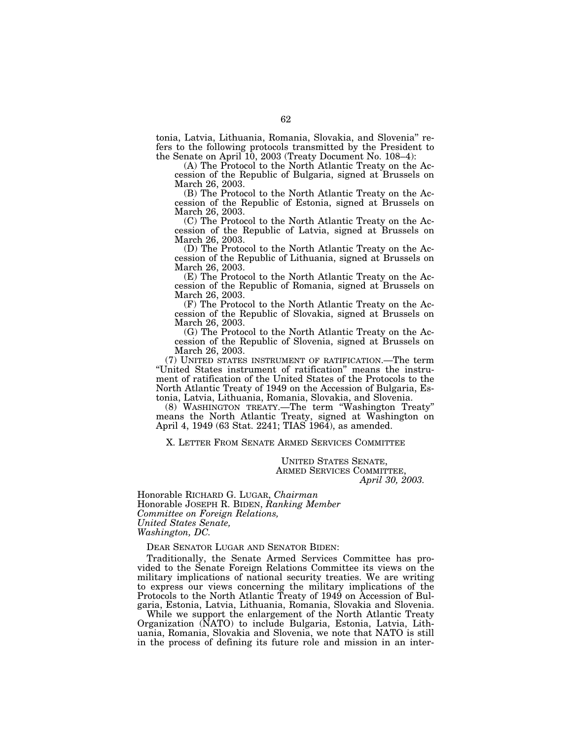tonia, Latvia, Lithuania, Romania, Slovakia, and Slovenia" refers to the following protocols transmitted by the President to the Senate on April 10, 2003 (Treaty Document No. 108–4):

(A) The Protocol to the North Atlantic Treaty on the Accession of the Republic of Bulgaria, signed at Brussels on March 26, 2003.

(B) The Protocol to the North Atlantic Treaty on the Accession of the Republic of Estonia, signed at Brussels on March 26, 2003.

(C) The Protocol to the North Atlantic Treaty on the Accession of the Republic of Latvia, signed at Brussels on March 26, 2003.

(D) The Protocol to the North Atlantic Treaty on the Accession of the Republic of Lithuania, signed at Brussels on March 26, 2003.

(E) The Protocol to the North Atlantic Treaty on the Accession of the Republic of Romania, signed at Brussels on March 26, 2003.

(F) The Protocol to the North Atlantic Treaty on the Accession of the Republic of Slovakia, signed at Brussels on March 26, 2003.

(G) The Protocol to the North Atlantic Treaty on the Accession of the Republic of Slovenia, signed at Brussels on March 26, 2003.

(7) UNITED STATES INSTRUMENT OF RATIFICATION.—The term "United States instrument of ratification" means the instrument of ratification of the United States of the Protocols to the North Atlantic Treaty of 1949 on the Accession of Bulgaria, Estonia, Latvia, Lithuania, Romania, Slovakia, and Slovenia.

(8) WASHINGTON TREATY.—The term "Washington Treaty" means the North Atlantic Treaty, signed at Washington on April 4, 1949 (63 Stat. 2241; TIAS 1964), as amended.

## X. LETTER FROM SENATE ARMED SERVICES COMMITTEE

UNITED STATES SENATE,
ARMED SERVICES COMMITTEE,
*April 30, 2003.*

Honorable RICHARD G. LUGAR, *Chairman*
Honorable JOSEPH R. BIDEN, *Ranking Member*
*Committee on Foreign Relations,*
*United States Senate,*
*Washington, DC.*

DEAR SENATOR LUGAR AND SENATOR BIDEN:

Traditionally, the Senate Armed Services Committee has provided to the Senate Foreign Relations Committee its views on the military implications of national security treaties. We are writing to express our views concerning the military implications of the Protocols to the North Atlantic Treaty of 1949 on Accession of Bulgaria, Estonia, Latvia, Lithuania, Romania, Slovakia and Slovenia.

While we support the enlargement of the North Atlantic Treaty Organization (NATO) to include Bulgaria, Estonia, Latvia, Lithuania, Romania, Slovakia and Slovenia, we note that NATO is still in the process of defining its future role and mission in an inter-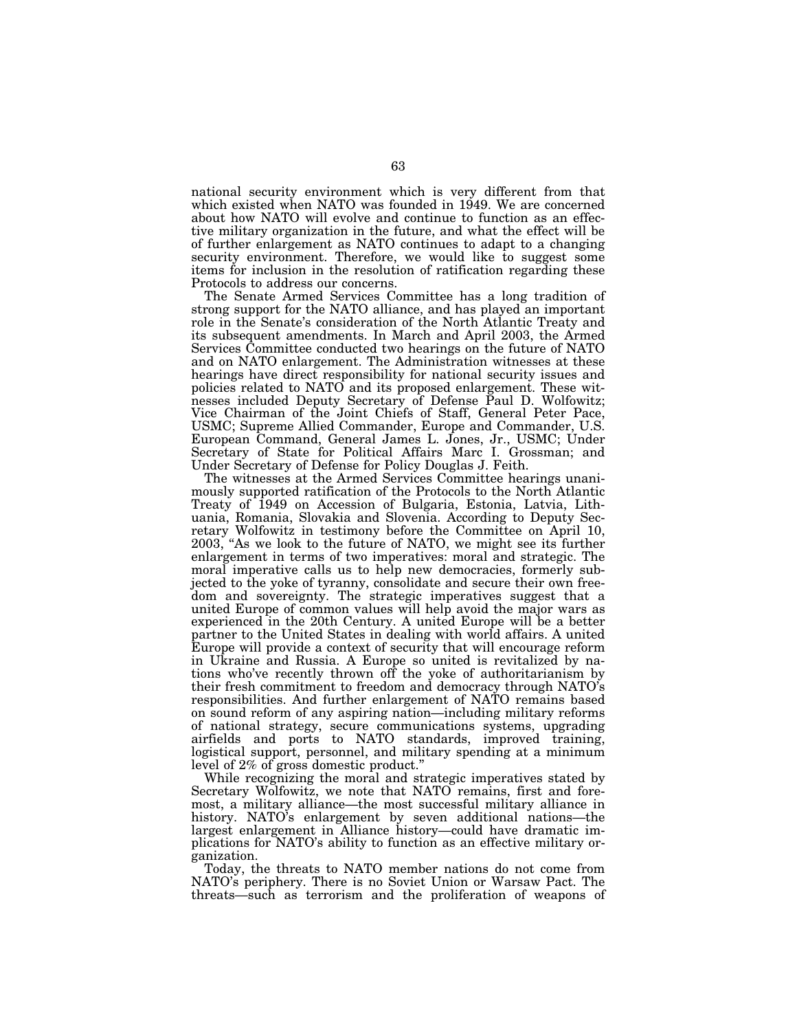national security environment which is very different from that which existed when NATO was founded in 1949. We are concerned about how NATO will evolve and continue to function as an effective military organization in the future, and what the effect will be of further enlargement as NATO continues to adapt to a changing security environment. Therefore, we would like to suggest some items for inclusion in the resolution of ratification regarding these Protocols to address our concerns.

The Senate Armed Services Committee has a long tradition of strong support for the NATO alliance, and has played an important role in the Senate's consideration of the North Atlantic Treaty and its subsequent amendments. In March and April 2003, the Armed Services Committee conducted two hearings on the future of NATO and on NATO enlargement. The Administration witnesses at these hearings have direct responsibility for national security issues and policies related to NATO and its proposed enlargement. These witnesses included Deputy Secretary of Defense Paul D. Wolfowitz; Vice Chairman of the Joint Chiefs of Staff, General Peter Pace, USMC; Supreme Allied Commander, Europe and Commander, U.S. European Command, General James L. Jones, Jr., USMC; Under Secretary of State for Political Affairs Marc I. Grossman; and Under Secretary of Defense for Policy Douglas J. Feith.

The witnesses at the Armed Services Committee hearings unanimously supported ratification of the Protocols to the North Atlantic Treaty of 1949 on Accession of Bulgaria, Estonia, Latvia, Lithuania, Romania, Slovakia and Slovenia. According to Deputy Secretary Wolfowitz in testimony before the Committee on April 10, 2003, "As we look to the future of NATO, we might see its further enlargement in terms of two imperatives: moral and strategic. The moral imperative calls us to help new democracies, formerly subjected to the yoke of tyranny, consolidate and secure their own freedom and sovereignty. The strategic imperatives suggest that a united Europe of common values will help avoid the major wars as experienced in the 20th Century. A united Europe will be a better partner to the United States in dealing with world affairs. A united Europe will provide a context of security that will encourage reform in Ukraine and Russia. A Europe so united is revitalized by nations who've recently thrown off the yoke of authoritarianism by their fresh commitment to freedom and democracy through NATO's responsibilities. And further enlargement of NATO remains based on sound reform of any aspiring nation—including military reforms of national strategy, secure communications systems, upgrading airfields and ports to NATO standards, improved training, logistical support, personnel, and military spending at a minimum level of 2% of gross domestic product."

While recognizing the moral and strategic imperatives stated by Secretary Wolfowitz, we note that NATO remains, first and foremost, a military alliance—the most successful military alliance in history. NATO's enlargement by seven additional nations—the largest enlargement in Alliance history—could have dramatic implications for NATO's ability to function as an effective military organization.

Today, the threats to NATO member nations do not come from NATO's periphery. There is no Soviet Union or Warsaw Pact. The threats—such as terrorism and the proliferation of weapons of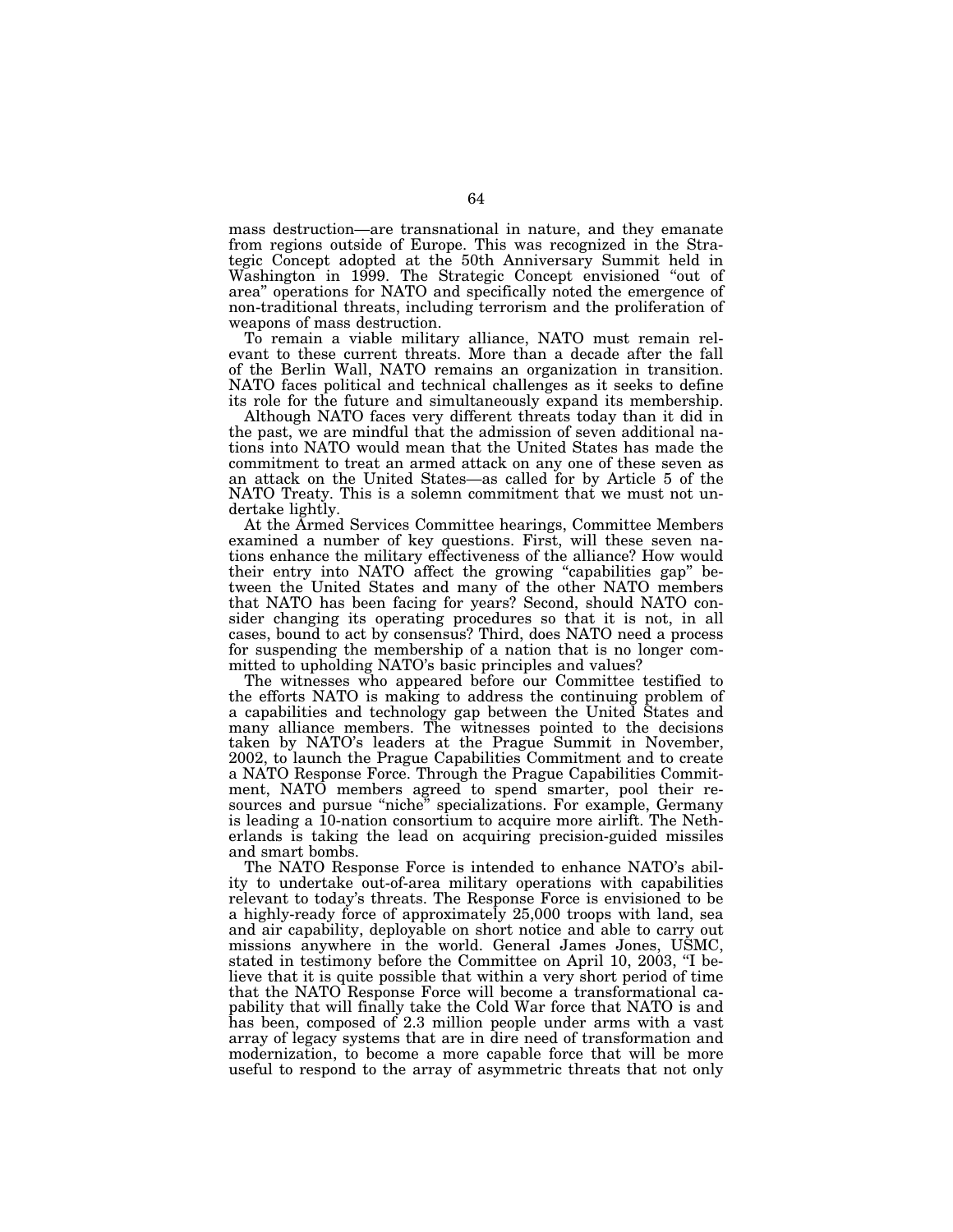mass destruction—are transnational in nature, and they emanate from regions outside of Europe. This was recognized in the Strategic Concept adopted at the 50th Anniversary Summit held in Washington in 1999. The Strategic Concept envisioned "out of area" operations for NATO and specifically noted the emergence of non-traditional threats, including terrorism and the proliferation of weapons of mass destruction.

To remain a viable military alliance, NATO must remain relevant to these current threats. More than a decade after the fall of the Berlin Wall, NATO remains an organization in transition. NATO faces political and technical challenges as it seeks to define its role for the future and simultaneously expand its membership.

Although NATO faces very different threats today than it did in the past, we are mindful that the admission of seven additional nations into NATO would mean that the United States has made the commitment to treat an armed attack on any one of these seven as an attack on the United States—as called for by Article 5 of the NATO Treaty. This is a solemn commitment that we must not undertake lightly.

At the Armed Services Committee hearings, Committee Members examined a number of key questions. First, will these seven nations enhance the military effectiveness of the alliance? How would their entry into NATO affect the growing "capabilities gap" between the United States and many of the other NATO members that NATO has been facing for years? Second, should NATO consider changing its operating procedures so that it is not, in all cases, bound to act by consensus? Third, does NATO need a process for suspending the membership of a nation that is no longer committed to upholding NATO's basic principles and values?

The witnesses who appeared before our Committee testified to the efforts NATO is making to address the continuing problem of a capabilities and technology gap between the United States and many alliance members. The witnesses pointed to the decisions taken by NATO's leaders at the Prague Summit in November, 2002, to launch the Prague Capabilities Commitment and to create a NATO Response Force. Through the Prague Capabilities Commitment, NATO members agreed to spend smarter, pool their resources and pursue "niche" specializations. For example, Germany is leading a 10-nation consortium to acquire more airlift. The Netherlands is taking the lead on acquiring precision-guided missiles and smart bombs.

The NATO Response Force is intended to enhance NATO's ability to undertake out-of-area military operations with capabilities relevant to today's threats. The Response Force is envisioned to be a highly-ready force of approximately 25,000 troops with land, sea and air capability, deployable on short notice and able to carry out missions anywhere in the world. General James Jones, USMC, stated in testimony before the Committee on April 10, 2003, "I believe that it is quite possible that within a very short period of time that the NATO Response Force will become a transformational capability that will finally take the Cold War force that NATO is and has been, composed of 2.3 million people under arms with a vast array of legacy systems that are in dire need of transformation and modernization, to become a more capable force that will be more useful to respond to the array of asymmetric threats that not only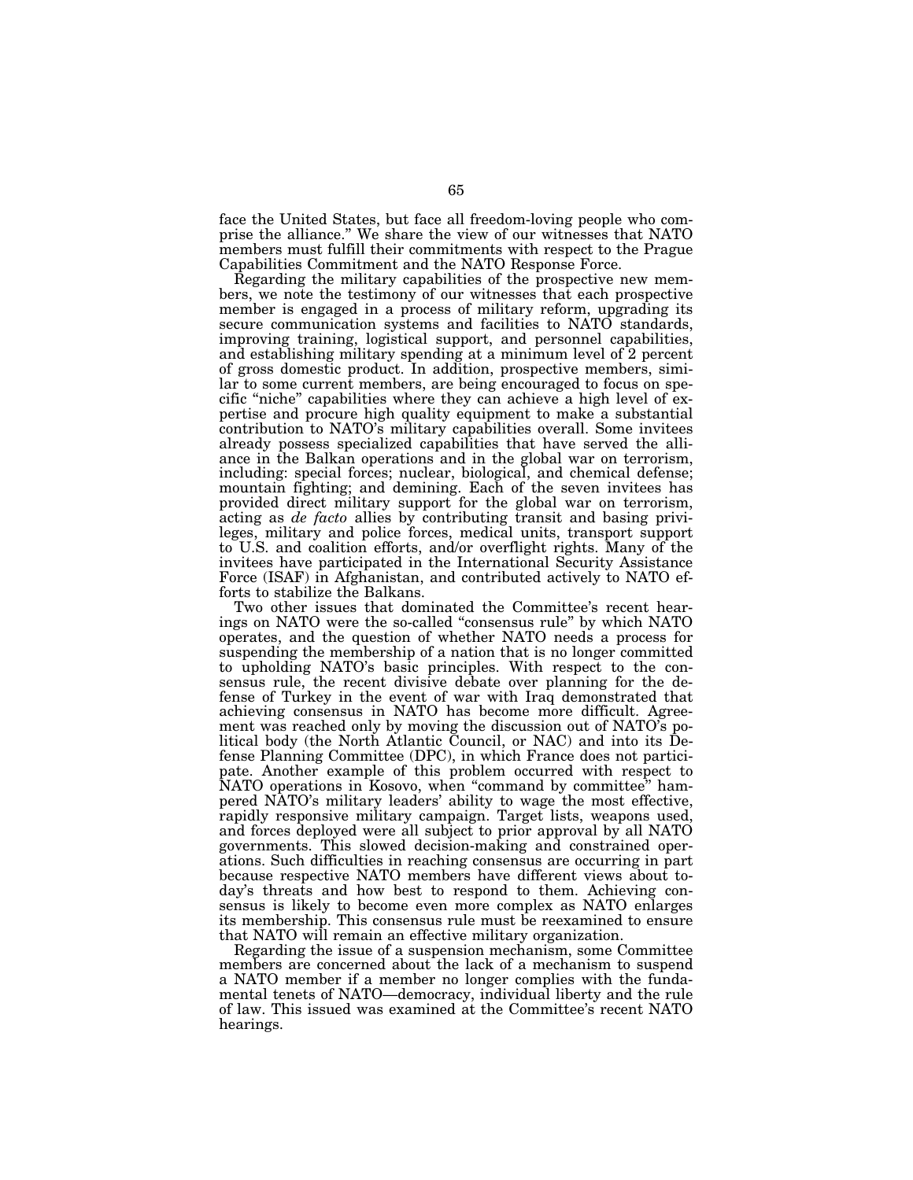face the United States, but face all freedom-loving people who comprise the alliance." We share the view of our witnesses that NATO members must fulfill their commitments with respect to the Prague Capabilities Commitment and the NATO Response Force.

Regarding the military capabilities of the prospective new members, we note the testimony of our witnesses that each prospective member is engaged in a process of military reform, upgrading its secure communication systems and facilities to NATO standards, improving training, logistical support, and personnel capabilities, and establishing military spending at a minimum level of 2 percent of gross domestic product. In addition, prospective members, similar to some current members, are being encouraged to focus on specific "niche" capabilities where they can achieve a high level of expertise and procure high quality equipment to make a substantial contribution to NATO's military capabilities overall. Some invitees already possess specialized capabilities that have served the alliance in the Balkan operations and in the global war on terrorism, including: special forces; nuclear, biological, and chemical defense; mountain fighting; and demining. Each of the seven invitees has provided direct military support for the global war on terrorism, acting as *de facto* allies by contributing transit and basing privileges, military and police forces, medical units, transport support to U.S. and coalition efforts, and/or overflight rights. Many of the invitees have participated in the International Security Assistance Force (ISAF) in Afghanistan, and contributed actively to NATO efforts to stabilize the Balkans.

Two other issues that dominated the Committee's recent hearings on NATO were the so-called "consensus rule" by which NATO operates, and the question of whether NATO needs a process for suspending the membership of a nation that is no longer committed to upholding NATO's basic principles. With respect to the consensus rule, the recent divisive debate over planning for the defense of Turkey in the event of war with Iraq demonstrated that achieving consensus in NATO has become more difficult. Agreement was reached only by moving the discussion out of NATO's political body (the North Atlantic Council, or NAC) and into its Defense Planning Committee (DPC), in which France does not participate. Another example of this problem occurred with respect to NATO operations in Kosovo, when "command by committee" hampered NATO's military leaders' ability to wage the most effective, rapidly responsive military campaign. Target lists, weapons used, and forces deployed were all subject to prior approval by all NATO governments. This slowed decision-making and constrained operations. Such difficulties in reaching consensus are occurring in part because respective NATO members have different views about today's threats and how best to respond to them. Achieving consensus is likely to become even more complex as NATO enlarges its membership. This consensus rule must be reexamined to ensure that NATO will remain an effective military organization.

Regarding the issue of a suspension mechanism, some Committee members are concerned about the lack of a mechanism to suspend a NATO member if a member no longer complies with the fundamental tenets of NATO—democracy, individual liberty and the rule of law. This issued was examined at the Committee's recent NATO hearings.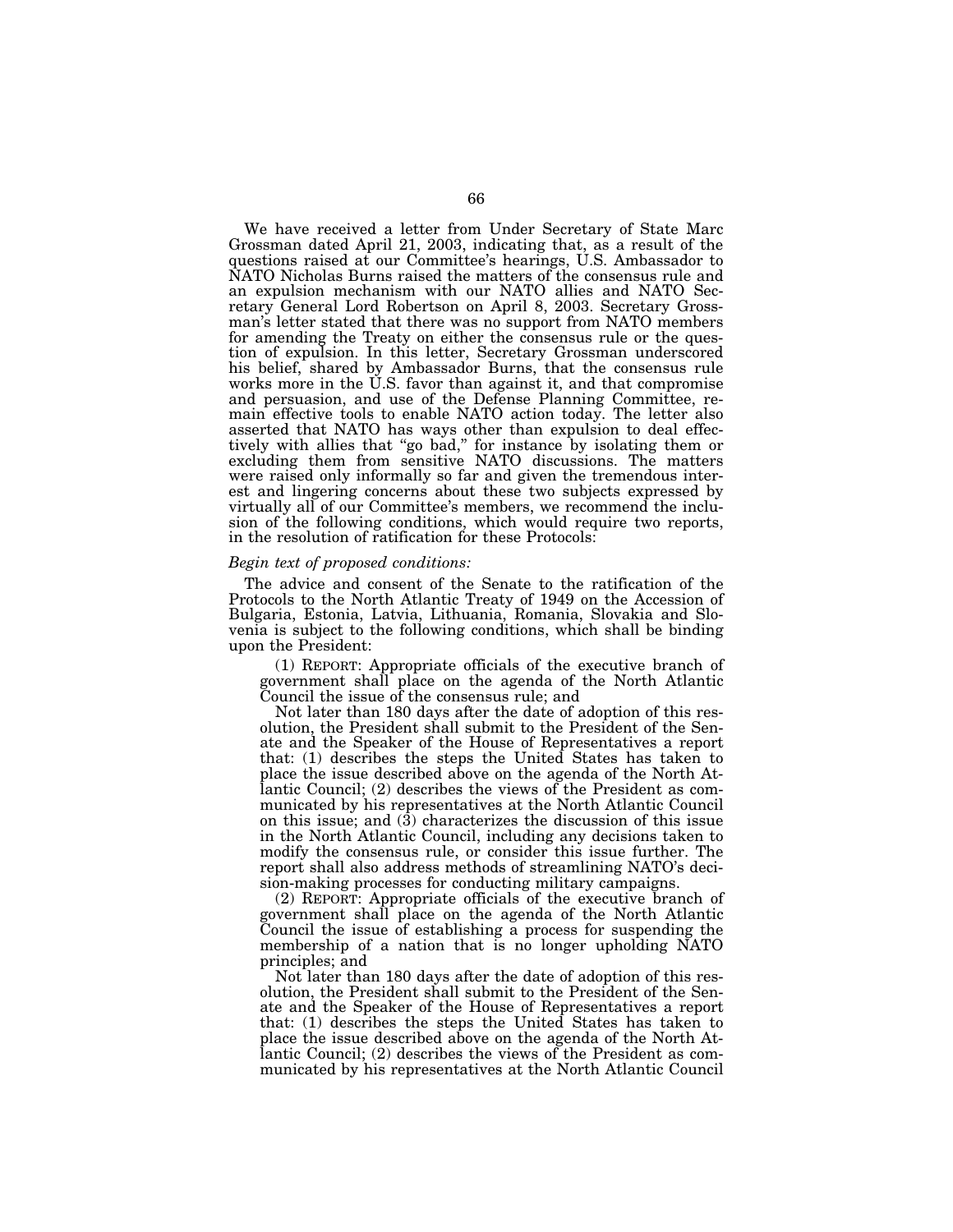We have received a letter from Under Secretary of State Marc Grossman dated April 21, 2003, indicating that, as a result of the questions raised at our Committee's hearings, U.S. Ambassador to NATO Nicholas Burns raised the matters of the consensus rule and an expulsion mechanism with our NATO allies and NATO Secretary General Lord Robertson on April 8, 2003. Secretary Grossman's letter stated that there was no support from NATO members for amending the Treaty on either the consensus rule or the question of expulsion. In this letter, Secretary Grossman underscored his belief, shared by Ambassador Burns, that the consensus rule works more in the U.S. favor than against it, and that compromise and persuasion, and use of the Defense Planning Committee, remain effective tools to enable NATO action today. The letter also asserted that NATO has ways other than expulsion to deal effectively with allies that "go bad," for instance by isolating them or excluding them from sensitive NATO discussions. The matters were raised only informally so far and given the tremendous interest and lingering concerns about these two subjects expressed by virtually all of our Committee's members, we recommend the inclusion of the following conditions, which would require two reports, in the resolution of ratification for these Protocols:

*Begin text of proposed conditions:*

The advice and consent of the Senate to the ratification of the Protocols to the North Atlantic Treaty of 1949 on the Accession of Bulgaria, Estonia, Latvia, Lithuania, Romania, Slovakia and Slovenia is subject to the following conditions, which shall be binding upon the President:

(1) REPORT: Appropriate officials of the executive branch of government shall place on the agenda of the North Atlantic Council the issue of the consensus rule; and

Not later than 180 days after the date of adoption of this resolution, the President shall submit to the President of the Senate and the Speaker of the House of Representatives a report that: (1) describes the steps the United States has taken to place the issue described above on the agenda of the North Atlantic Council; (2) describes the views of the President as communicated by his representatives at the North Atlantic Council on this issue; and (3) characterizes the discussion of this issue in the North Atlantic Council, including any decisions taken to modify the consensus rule, or consider this issue further. The report shall also address methods of streamlining NATO's decision-making processes for conducting military campaigns.

(2) REPORT: Appropriate officials of the executive branch of government shall place on the agenda of the North Atlantic Council the issue of establishing a process for suspending the membership of a nation that is no longer upholding NATO principles; and

Not later than 180 days after the date of adoption of this resolution, the President shall submit to the President of the Senate and the Speaker of the House of Representatives a report that: (1) describes the steps the United States has taken to place the issue described above on the agenda of the North Atlantic Council; (2) describes the views of the President as communicated by his representatives at the North Atlantic Council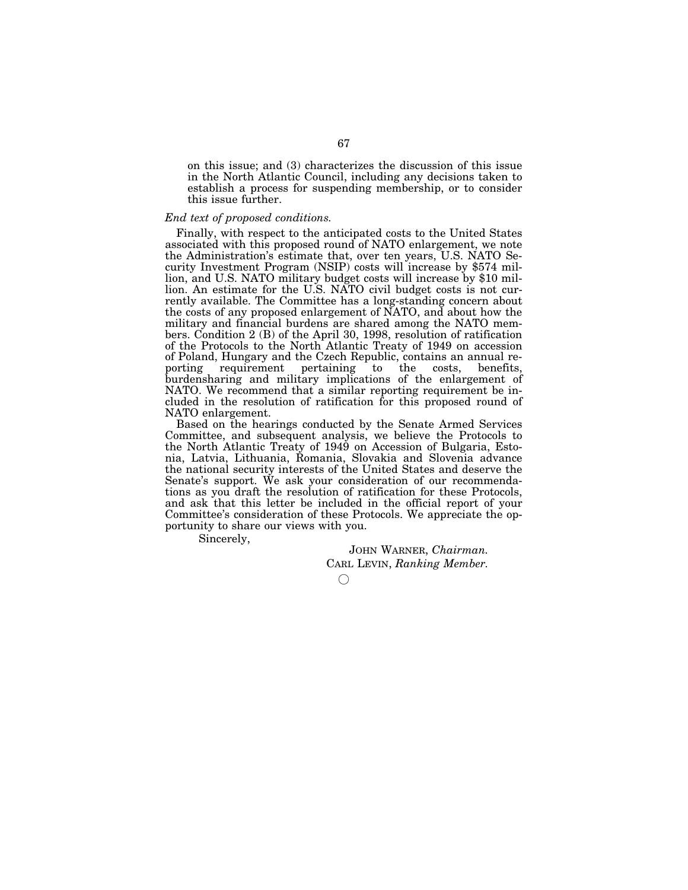on this issue; and (3) characterizes the discussion of this issue in the North Atlantic Council, including any decisions taken to establish a process for suspending membership, or to consider this issue further.

*End text of proposed conditions.*

Finally, with respect to the anticipated costs to the United States associated with this proposed round of NATO enlargement, we note the Administration's estimate that, over ten years, U.S. NATO Security Investment Program (NSIP) costs will increase by $574 million, and U.S. NATO military budget costs will increase by $10 million. An estimate for the U.S. NATO civil budget costs is not currently available. The Committee has a long-standing concern about the costs of any proposed enlargement of NATO, and about how the military and financial burdens are shared among the NATO members. Condition 2 (B) of the April 30, 1998, resolution of ratification of the Protocols to the North Atlantic Treaty of 1949 on accession of Poland, Hungary and the Czech Republic, contains an annual reporting requirement pertaining to the costs, benefits, burdensharing and military implications of the enlargement of NATO. We recommend that a similar reporting requirement be included in the resolution of ratification for this proposed round of NATO enlargement.

Based on the hearings conducted by the Senate Armed Services Committee, and subsequent analysis, we believe the Protocols to the North Atlantic Treaty of 1949 on Accession of Bulgaria, Estonia, Latvia, Lithuania, Romania, Slovakia and Slovenia advance the national security interests of the United States and deserve the Senate's support. We ask your consideration of our recommendations as you draft the resolution of ratification for these Protocols, and ask that this letter be included in the official report of your Committee's consideration of these Protocols. We appreciate the opportunity to share our views with you.

Sincerely,

JOHN WARNER, *Chairman.*
CARL LEVIN, *Ranking Member.*